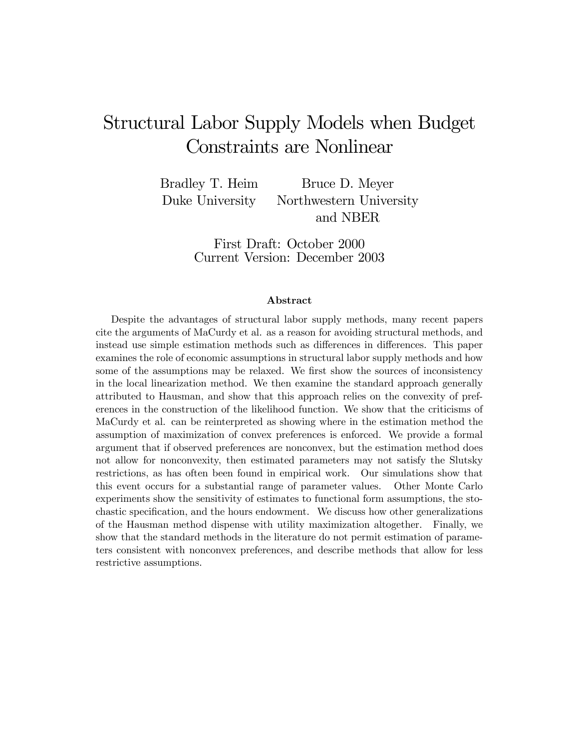# Structural Labor Supply Models when Budget Constraints are Nonlinear

Bradley T. Heim
Duke University

Bruce D. Meyer
Northwestern University
and NBER

First Draft: October 2000
Current Version: December 2003

### Abstract

Despite the advantages of structural labor supply methods, many recent papers cite the arguments of MaCurdy et al. as a reason for avoiding structural methods, and instead use simple estimation methods such as differences in differences. This paper examines the role of economic assumptions in structural labor supply methods and how some of the assumptions may be relaxed. We first show the sources of inconsistency in the local linearization method. We then examine the standard approach generally attributed to Hausman, and show that this approach relies on the convexity of preferences in the construction of the likelihood function. We show that the criticisms of MaCurdy et al. can be reinterpreted as showing where in the estimation method the assumption of maximization of convex preferences is enforced. We provide a formal argument that if observed preferences are nonconvex, but the estimation method does not allow for nonconvexity, then estimated parameters may not satisfy the Slutsky restrictions, as has often been found in empirical work. Our simulations show that this event occurs for a substantial range of parameter values. Other Monte Carlo experiments show the sensitivity of estimates to functional form assumptions, the stochastic specification, and the hours endowment. We discuss how other generalizations of the Hausman method dispense with utility maximization altogether. Finally, we show that the standard methods in the literature do not permit estimation of parameters consistent with nonconvex preferences, and describe methods that allow for less restrictive assumptions.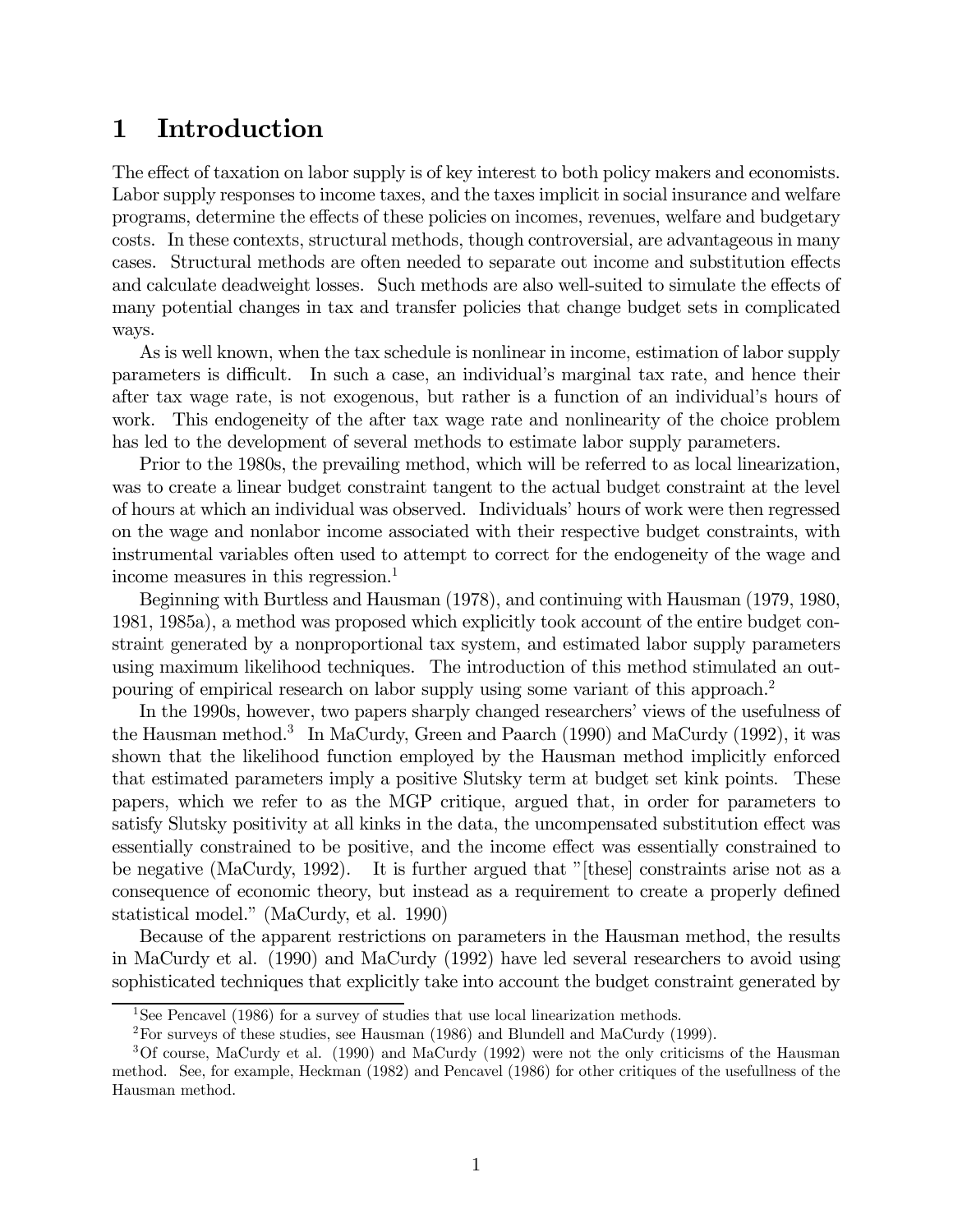# 1 Introduction

The effect of taxation on labor supply is of key interest to both policy makers and economists. Labor supply responses to income taxes, and the taxes implicit in social insurance and welfare programs, determine the effects of these policies on incomes, revenues, welfare and budgetary costs. In these contexts, structural methods, though controversial, are advantageous in many cases. Structural methods are often needed to separate out income and substitution effects and calculate deadweight losses. Such methods are also well-suited to simulate the effects of many potential changes in tax and transfer policies that change budget sets in complicated ways.

As is well known, when the tax schedule is nonlinear in income, estimation of labor supply parameters is difficult. In such a case, an individual's marginal tax rate, and hence their after tax wage rate, is not exogenous, but rather is a function of an individual's hours of work. This endogeneity of the after tax wage rate and nonlinearity of the choice problem has led to the development of several methods to estimate labor supply parameters.

Prior to the 1980s, the prevailing method, which will be referred to as local linearization, was to create a linear budget constraint tangent to the actual budget constraint at the level of hours at which an individual was observed. Individuals' hours of work were then regressed on the wage and nonlabor income associated with their respective budget constraints, with instrumental variables often used to attempt to correct for the endogeneity of the wage and income measures in this regression.[1]

Beginning with Burtless and Hausman (1978), and continuing with Hausman (1979, 1980, 1981, 1985a), a method was proposed which explicitly took account of the entire budget constraint generated by a nonproportional tax system, and estimated labor supply parameters using maximum likelihood techniques. The introduction of this method stimulated an outpouring of empirical research on labor supply using some variant of this approach.[2]

In the 1990s, however, two papers sharply changed researchers' views of the usefulness of the Hausman method.[3] In MaCurdy, Green and Paarch (1990) and MaCurdy (1992), it was shown that the likelihood function employed by the Hausman method implicitly enforced that estimated parameters imply a positive Slutsky term at budget set kink points. These papers, which we refer to as the MGP critique, argued that, in order for parameters to satisfy Slutsky positivity at all kinks in the data, the uncompensated substitution effect was essentially constrained to be positive, and the income effect was essentially constrained to be negative (MaCurdy, 1992). It is further argued that "[these] constraints arise not as a consequence of economic theory, but instead as a requirement to create a properly defined statistical model." (MaCurdy, et al. 1990)

Because of the apparent restrictions on parameters in the Hausman method, the results in MaCurdy et al. (1990) and MaCurdy (1992) have led several researchers to avoid using sophisticated techniques that explicitly take into account the budget constraint generated by

[1] See Pencavel (1986) for a survey of studies that use local linearization methods.

[2] For surveys of these studies, see Hausman (1986) and Blundell and MaCurdy (1999).

[3] Of course, MaCurdy et al. (1990) and MaCurdy (1992) were not the only criticisms of the Hausman method. See, for example, Heckman (1982) and Pencavel (1986) for other critiques of the usefullness of the Hausman method.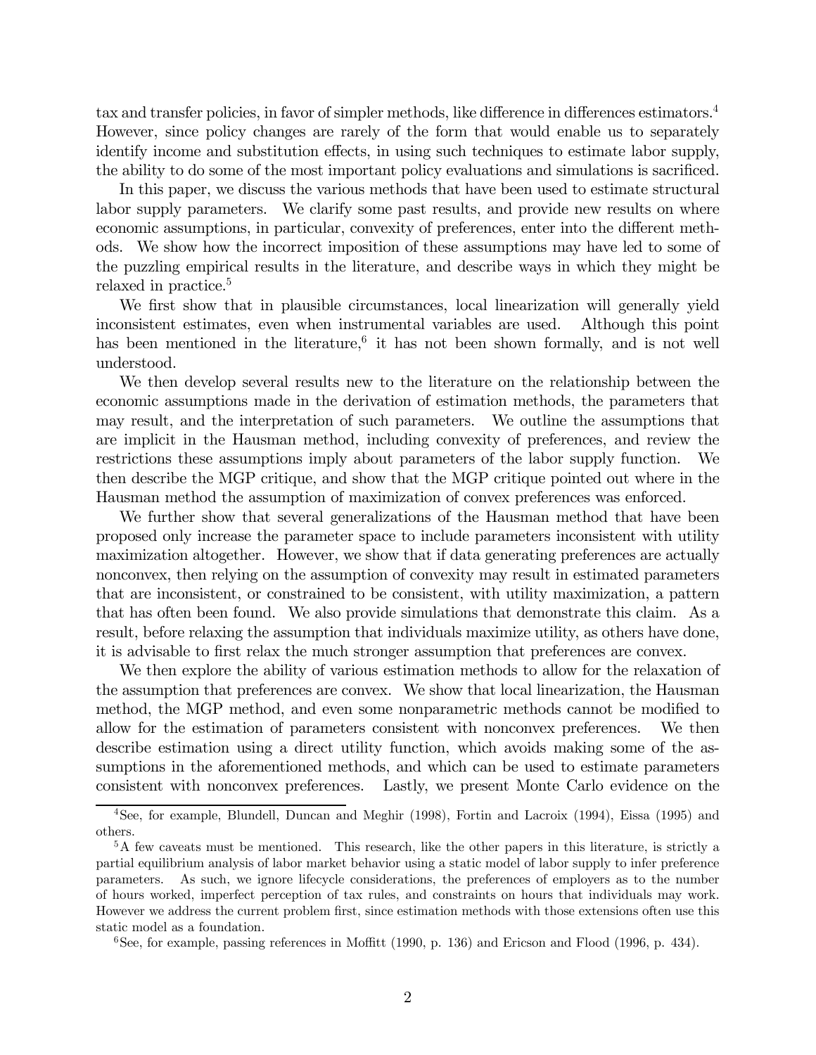tax and transfer policies, in favor of simpler methods, like difference in differences estimators.[4] However, since policy changes are rarely of the form that would enable us to separately identify income and substitution effects, in using such techniques to estimate labor supply, the ability to do some of the most important policy evaluations and simulations is sacrificed.

In this paper, we discuss the various methods that have been used to estimate structural labor supply parameters. We clarify some past results, and provide new results on where economic assumptions, in particular, convexity of preferences, enter into the different methods. We show how the incorrect imposition of these assumptions may have led to some of the puzzling empirical results in the literature, and describe ways in which they might be relaxed in practice.[5]

We first show that in plausible circumstances, local linearization will generally yield inconsistent estimates, even when instrumental variables are used. Although this point has been mentioned in the literature,[6] it has not been shown formally, and is not well understood.

We then develop several results new to the literature on the relationship between the economic assumptions made in the derivation of estimation methods, the parameters that may result, and the interpretation of such parameters. We outline the assumptions that are implicit in the Hausman method, including convexity of preferences, and review the restrictions these assumptions imply about parameters of the labor supply function. We then describe the MGP critique, and show that the MGP critique pointed out where in the Hausman method the assumption of maximization of convex preferences was enforced.

We further show that several generalizations of the Hausman method that have been proposed only increase the parameter space to include parameters inconsistent with utility maximization altogether. However, we show that if data generating preferences are actually nonconvex, then relying on the assumption of convexity may result in estimated parameters that are inconsistent, or constrained to be consistent, with utility maximization, a pattern that has often been found. We also provide simulations that demonstrate this claim. As a result, before relaxing the assumption that individuals maximize utility, as others have done, it is advisable to first relax the much stronger assumption that preferences are convex.

We then explore the ability of various estimation methods to allow for the relaxation of the assumption that preferences are convex. We show that local linearization, the Hausman method, the MGP method, and even some nonparametric methods cannot be modified to allow for the estimation of parameters consistent with nonconvex preferences. We then describe estimation using a direct utility function, which avoids making some of the assumptions in the aforementioned methods, and which can be used to estimate parameters consistent with nonconvex preferences. Lastly, we present Monte Carlo evidence on the

[4] See, for example, Blundell, Duncan and Meghir (1998), Fortin and Lacroix (1994), Eissa (1995) and others.

[5] A few caveats must be mentioned. This research, like the other papers in this literature, is strictly a partial equilibrium analysis of labor market behavior using a static model of labor supply to infer preference parameters. As such, we ignore lifecycle considerations, the preferences of employers as to the number of hours worked, imperfect perception of tax rules, and constraints on hours that individuals may work. However we address the current problem first, since estimation methods with those extensions often use this static model as a foundation.

[6] See, for example, passing references in Moffitt (1990, p. 136) and Ericson and Flood (1996, p. 434).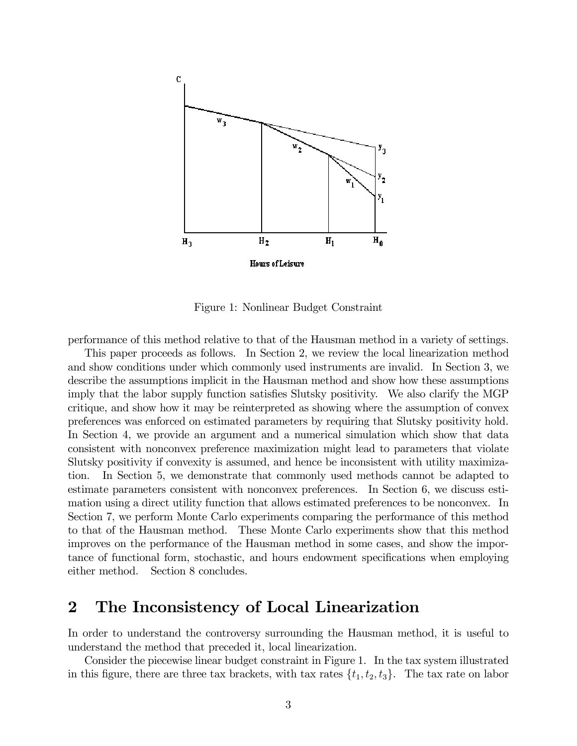Figure 1: Nonlinear Budget Constraint

performance of this method relative to that of the Hausman method in a variety of settings.

This paper proceeds as follows. In Section 2, we review the local linearization method and show conditions under which commonly used instruments are invalid. In Section 3, we describe the assumptions implicit in the Hausman method and show how these assumptions imply that the labor supply function satisfies Slutsky positivity. We also clarify the MGP critique, and show how it may be reinterpreted as showing where the assumption of convex preferences was enforced on estimated parameters by requiring that Slutsky positivity hold. In Section 4, we provide an argument and a numerical simulation which show that data consistent with nonconvex preference maximization might lead to parameters that violate Slutsky positivity if convexity is assumed, and hence be inconsistent with utility maximization. In Section 5, we demonstrate that commonly used methods cannot be adapted to estimate parameters consistent with nonconvex preferences. In Section 6, we discuss estimation using a direct utility function that allows estimated preferences to be nonconvex. In Section 7, we perform Monte Carlo experiments comparing the performance of this method to that of the Hausman method. These Monte Carlo experiments show that this method improves on the performance of the Hausman method in some cases, and show the importance of functional form, stochastic, and hours endowment specifications when employing either method. Section 8 concludes.

## 2 The Inconsistency of Local Linearization

In order to understand the controversy surrounding the Hausman method, it is useful to understand the method that preceded it, local linearization.

Consider the piecewise linear budget constraint in Figure 1. In the tax system illustrated in this figure, there are three tax brackets, with tax rates $\{t_1, t_2, t_3\}$. The tax rate on labor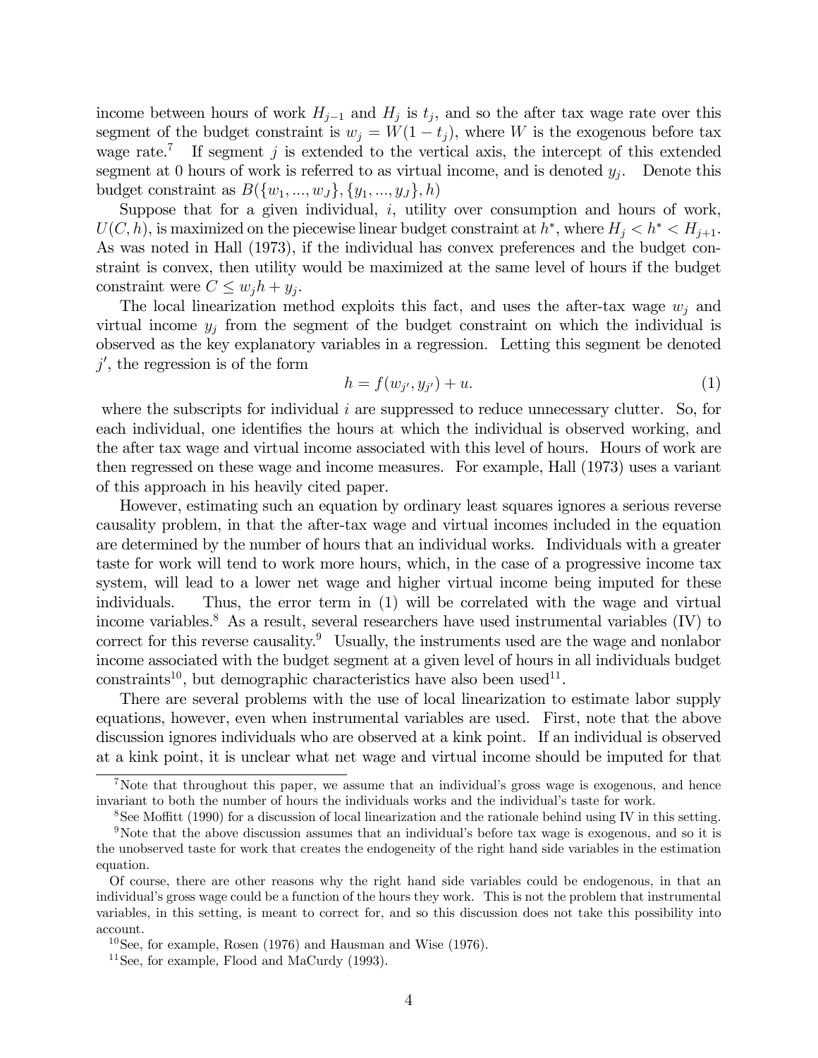income between hours of work $H_{j-1}$ and $H_j$ is $t_j$, and so the after tax wage rate over this segment of the budget constraint is $w_j = W(1 - t_j)$, where $W$ is the exogenous before tax wage rate.[7] If segment $j$ is extended to the vertical axis, the intercept of this extended segment at 0 hours of work is referred to as virtual income, and is denoted $y_j$. Denote this budget constraint as $B(\{w_1, ..., w_J\}, \{y_1, ..., y_J\}, h)$

Suppose that for a given individual, $i$, utility over consumption and hours of work, $U(C, h)$, is maximized on the piecewise linear budget constraint at $h^*$, where $H_j < h^* < H_{j+1}$. As was noted in Hall (1973), if the individual has convex preferences and the budget constraint is convex, then utility would be maximized at the same level of hours if the budget constraint were $C \leq w_j h + y_j$.

The local linearization method exploits this fact, and uses the after-tax wage $w_j$ and virtual income $y_j$ from the segment of the budget constraint on which the individual is observed as the key explanatory variables in a regression. Letting this segment be denoted $j'$, the regression is of the form

$$h = f(w_{j'}, y_{j'}) + u. \tag{1}$$

where the subscripts for individual $i$ are suppressed to reduce unnecessary clutter. So, for each individual, one identifies the hours at which the individual is observed working, and the after tax wage and virtual income associated with this level of hours. Hours of work are then regressed on these wage and income measures. For example, Hall (1973) uses a variant of this approach in his heavily cited paper.

However, estimating such an equation by ordinary least squares ignores a serious reverse causality problem, in that the after-tax wage and virtual incomes included in the equation are determined by the number of hours that an individual works. Individuals with a greater taste for work will tend to work more hours, which, in the case of a progressive income tax system, will lead to a lower net wage and higher virtual income being imputed for these individuals. Thus, the error term in (1) will be correlated with the wage and virtual income variables.[8] As a result, several researchers have used instrumental variables (IV) to correct for this reverse causality.[9] Usually, the instruments used are the wage and nonlabor income associated with the budget segment at a given level of hours in all individuals budget constraints[10], but demographic characteristics have also been used[11].

There are several problems with the use of local linearization to estimate labor supply equations, however, even when instrumental variables are used. First, note that the above discussion ignores individuals who are observed at a kink point. If an individual is observed at a kink point, it is unclear what net wage and virtual income should be imputed for that

---

[7] Note that throughout this paper, we assume that an individual's gross wage is exogenous, and hence invariant to both the number of hours the individuals works and the individual's taste for work.

[8] See Moffitt (1990) for a discussion of local linearization and the rationale behind using IV in this setting.

[9] Note that the above discussion assumes that an individual's before tax wage is exogenous, and so it is the unobserved taste for work that creates the endogeneity of the right hand side variables in the estimation equation.

Of course, there are other reasons why the right hand side variables could be endogenous, in that an individual's gross wage could be a function of the hours they work. This is not the problem that instrumental variables, in this setting, is meant to correct for, and so this discussion does not take this possibility into account.

[10] See, for example, Rosen (1976) and Hausman and Wise (1976).

[11] See, for example, Flood and MaCurdy (1993).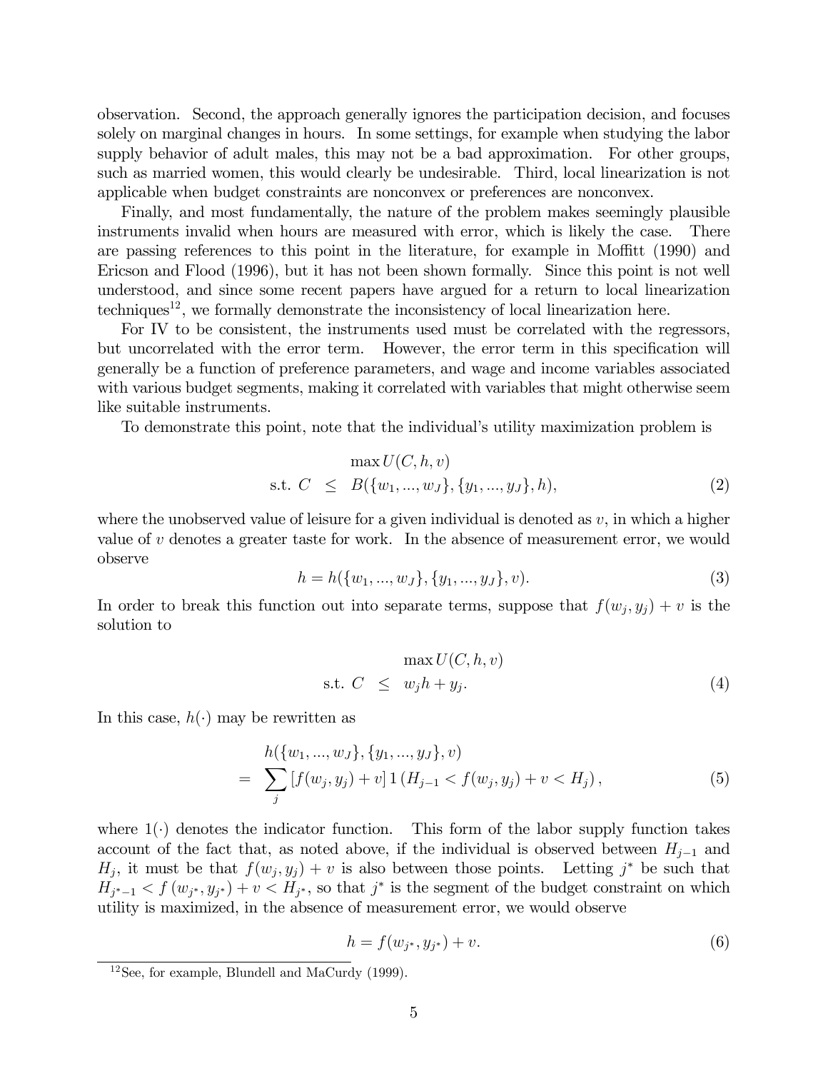observation. Second, the approach generally ignores the participation decision, and focuses solely on marginal changes in hours. In some settings, for example when studying the labor supply behavior of adult males, this may not be a bad approximation. For other groups, such as married women, this would clearly be undesirable. Third, local linearization is not applicable when budget constraints are nonconvex or preferences are nonconvex.

Finally, and most fundamentally, the nature of the problem makes seemingly plausible instruments invalid when hours are measured with error, which is likely the case. There are passing references to this point in the literature, for example in Moffitt (1990) and Ericson and Flood (1996), but it has not been shown formally. Since this point is not well understood, and since some recent papers have argued for a return to local linearization techniques[12], we formally demonstrate the inconsistency of local linearization here.

For IV to be consistent, the instruments used must be correlated with the regressors, but uncorrelated with the error term. However, the error term in this specification will generally be a function of preference parameters, and wage and income variables associated with various budget segments, making it correlated with variables that might otherwise seem like suitable instruments.

To demonstrate this point, note that the individual's utility maximization problem is

$$\begin{aligned} & \max U(C, h, v) \\ \text{s.t. } C & \leq B(\{w_1, ..., w_J\}, \{y_1, ..., y_J\}, h), \end{aligned} \tag{2}$$

where the unobserved value of leisure for a given individual is denoted as $v$, in which a higher value of $v$ denotes a greater taste for work. In the absence of measurement error, we would observe

$$h = h(\{w_1, ..., w_J\}, \{y_1, ..., y_J\}, v). \tag{3}$$

In order to break this function out into separate terms, suppose that $f(w_j, y_j) + v$ is the solution to

$$\begin{aligned} & \max U(C, h, v) \\ \text{s.t. } C & \leq w_j h + y_j. \end{aligned} \tag{4}$$

In this case, $h(\cdot)$ may be rewritten as

$$\begin{aligned} & h(\{w_1, ..., w_J\}, \{y_1, ..., y_J\}, v) \\ = & \sum_j [f(w_j, y_j) + v] \, 1\left(H_{j-1} < f(w_j, y_j) + v < H_j\right), \end{aligned} \tag{5}$$

where $1(\cdot)$ denotes the indicator function. This form of the labor supply function takes account of the fact that, as noted above, if the individual is observed between $H_{j-1}$ and $H_j$, it must be that $f(w_j, y_j) + v$ is also between those points. Letting $j^*$ be such that $H_{j^*-1} < f(w_{j^*}, y_{j^*}) + v < H_{j^*}$, so that $j^*$ is the segment of the budget constraint on which utility is maximized, in the absence of measurement error, we would observe

$$h = f(w_{j^*}, y_{j^*}) + v. \tag{6}$$

[12] See, for example, Blundell and MaCurdy (1999).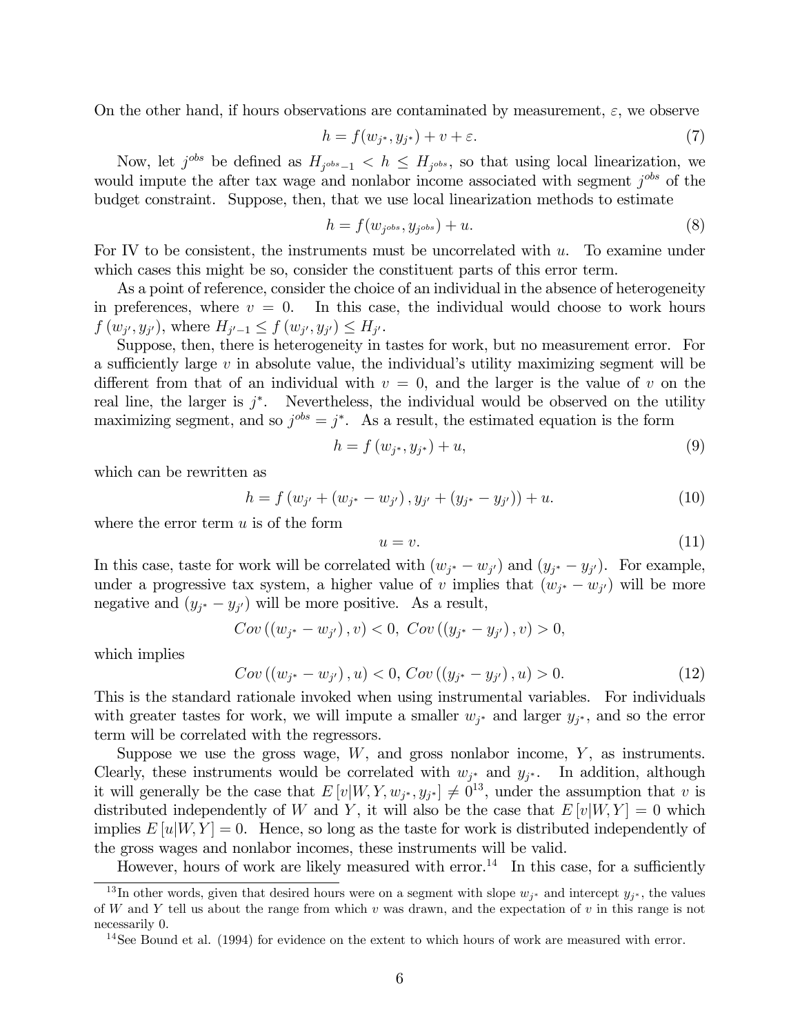On the other hand, if hours observations are contaminated by measurement, $\varepsilon$, we observe

$$h = f(w_{j^*}, y_{j^*}) + v + \varepsilon. \tag{7}$$

Now, let $j^{obs}$ be defined as $H_{j^{obs}-1} < h \leq H_{j^{obs}}$, so that using local linearization, we would impute the after tax wage and nonlabor income associated with segment $j^{obs}$ of the budget constraint. Suppose, then, that we use local linearization methods to estimate

$$h = f(w_{j^{obs}}, y_{j^{obs}}) + u. \tag{8}$$

For IV to be consistent, the instruments must be uncorrelated with $u$. To examine under which cases this might be so, consider the constituent parts of this error term.

As a point of reference, consider the choice of an individual in the absence of heterogeneity in preferences, where $v = 0$. In this case, the individual would choose to work hours $f(w_{j'}, y_{j'})$, where $H_{j'-1} \leq f(w_{j'}, y_{j'}) \leq H_{j'}$.

Suppose, then, there is heterogeneity in tastes for work, but no measurement error. For a sufficiently large $v$ in absolute value, the individual's utility maximizing segment will be different from that of an individual with $v = 0$, and the larger is the value of $v$ on the real line, the larger is $j^*$. Nevertheless, the individual would be observed on the utility maximizing segment, and so $j^{obs} = j^*$. As a result, the estimated equation is the form

$$h = f(w_{j^*}, y_{j^*}) + u, \tag{9}$$

which can be rewritten as

$$h = f(w_{j'} + (w_{j^*} - w_{j'}), y_{j'} + (y_{j^*} - y_{j'})) + u. \tag{10}$$

where the error term $u$ is of the form

$$u = v. \tag{11}$$

In this case, taste for work will be correlated with $(w_{j^*} - w_{j'})$ and $(y_{j^*} - y_{j'})$. For example, under a progressive tax system, a higher value of $v$ implies that $(w_{j^*} - w_{j'})$ will be more negative and $(y_{j^*} - y_{j'})$ will be more positive. As a result,

$$Cov((w_{j^*} - w_{j'}), v) < 0, \; Cov((y_{j^*} - y_{j'}), v) > 0,$$

which implies

$$Cov((w_{j^*} - w_{j'}), u) < 0, Cov((y_{j^*} - y_{j'}), u) > 0. \tag{12}$$

This is the standard rationale invoked when using instrumental variables. For individuals with greater tastes for work, we will impute a smaller $w_{j^*}$ and larger $y_{j^*}$, and so the error term will be correlated with the regressors.

Suppose we use the gross wage, $W$, and gross nonlabor income, $Y$, as instruments. Clearly, these instruments would be correlated with $w_{j^*}$ and $y_{j^*}$. In addition, although it will generally be the case that $E[v|W, Y, w_{j^*}, y_{j^*}] \neq 0$[13], under the assumption that $v$ is distributed independently of $W$ and $Y$, it will also be the case that $E[v|W, Y] = 0$ which implies $E[u|W, Y] = 0$. Hence, so long as the taste for work is distributed independently of the gross wages and nonlabor incomes, these instruments will be valid.

However, hours of work are likely measured with error.[14] In this case, for a sufficiently

[13] In other words, given that desired hours were on a segment with slope $w_{j^*}$ and intercept $y_{j^*}$, the values of $W$ and $Y$ tell us about the range from which $v$ was drawn, and the expectation of $v$ in this range is not necessarily 0.

[14] See Bound et al. (1994) for evidence on the extent to which hours of work are measured with error.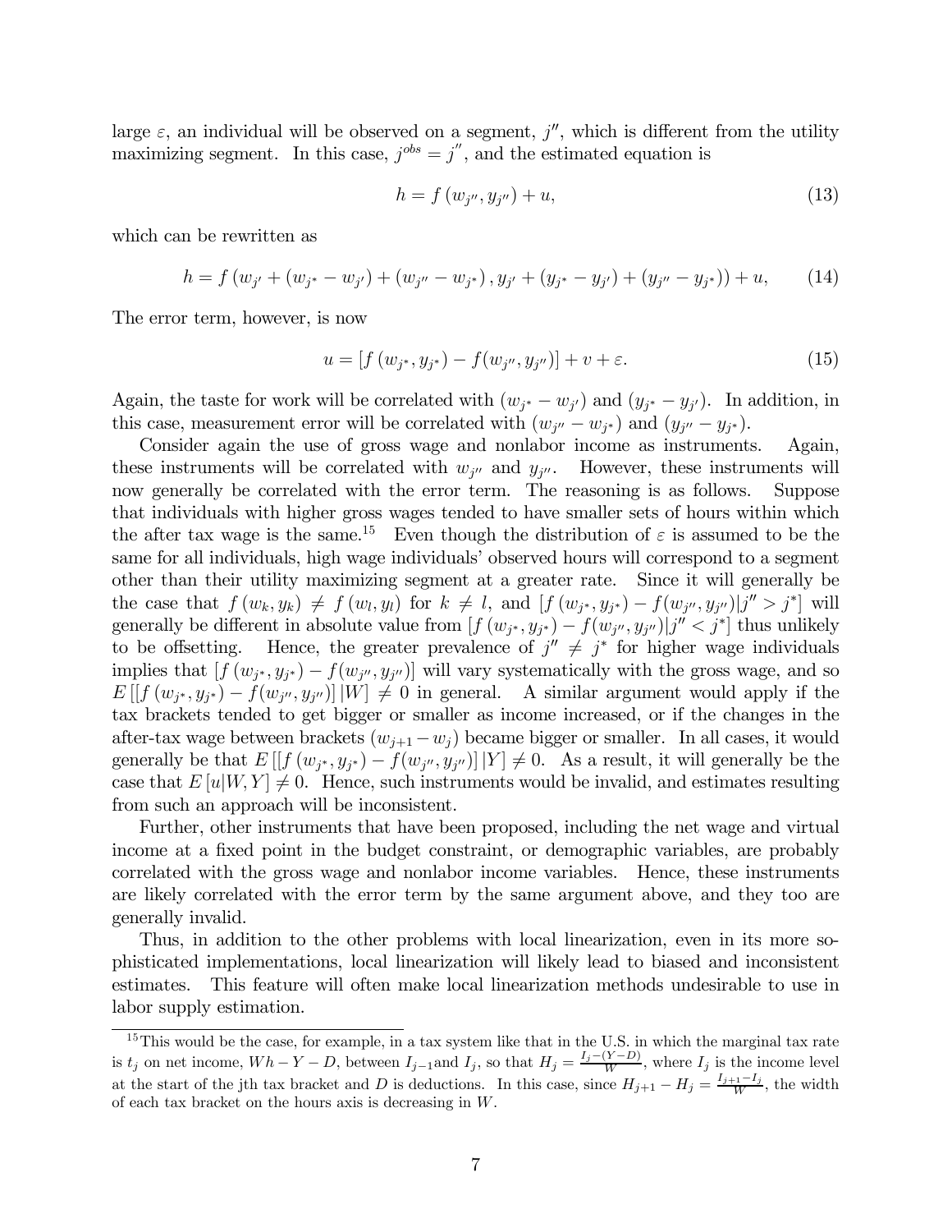large $\varepsilon$, an individual will be observed on a segment, $j''$, which is different from the utility maximizing segment. In this case, $j^{obs} = j''$, and the estimated equation is

$$h = f\left(w_{j''}, y_{j''}\right) + u, \tag{13}$$

which can be rewritten as

$$h = f\left(w_{j'} + \left(w_{j^*} - w_{j'}\right) + \left(w_{j''} - w_{j^*}\right), y_{j'} + \left(y_{j^*} - y_{j'}\right) + \left(y_{j''} - y_{j^*}\right)\right) + u, \tag{14}$$

The error term, however, is now

$$u = \left[f\left(w_{j^*}, y_{j^*}\right) - f(w_{j''}, y_{j''})\right] + v + \varepsilon. \tag{15}$$

Again, the taste for work will be correlated with $(w_{j^*} - w_{j'})$ and $(y_{j^*} - y_{j'})$. In addition, in this case, measurement error will be correlated with $(w_{j''} - w_{j^*})$ and $(y_{j''} - y_{j^*})$.

Consider again the use of gross wage and nonlabor income as instruments. Again, these instruments will be correlated with $w_{j''}$ and $y_{j''}$. However, these instruments will now generally be correlated with the error term. The reasoning is as follows. Suppose that individuals with higher gross wages tended to have smaller sets of hours within which the after tax wage is the same.[15] Even though the distribution of $\varepsilon$ is assumed to be the same for all individuals, high wage individuals' observed hours will correspond to a segment other than their utility maximizing segment at a greater rate. Since it will generally be the case that $f\left(w_k, y_k\right) \neq f\left(w_l, y_l\right)$ for $k \neq l$, and $\left[f\left(w_{j^*}, y_{j^*}\right) - f(w_{j''}, y_{j''}) | j'' > j^*\right]$ will generally be different in absolute value from $\left[f\left(w_{j^*}, y_{j^*}\right) - f(w_{j''}, y_{j''}) | j'' < j^*\right]$ thus unlikely to be offsetting. Hence, the greater prevalence of $j'' \neq j^*$ for higher wage individuals implies that $\left[f\left(w_{j^*}, y_{j^*}\right) - f(w_{j''}, y_{j''})\right]$ will vary systematically with the gross wage, and so $E\left[\left[f\left(w_{j^*}, y_{j^*}\right) - f(w_{j''}, y_{j''})\right] | W\right] \neq 0$ in general. A similar argument would apply if the tax brackets tended to get bigger or smaller as income increased, or if the changes in the after-tax wage between brackets $(w_{j+1} - w_j)$ became bigger or smaller. In all cases, it would generally be that $E\left[\left[f\left(w_{j^*}, y_{j^*}\right) - f(w_{j''}, y_{j''})\right] | Y\right] \neq 0$. As a result, it will generally be the case that $E\left[u | W, Y\right] \neq 0$. Hence, such instruments would be invalid, and estimates resulting from such an approach will be inconsistent.

Further, other instruments that have been proposed, including the net wage and virtual income at a fixed point in the budget constraint, or demographic variables, are probably correlated with the gross wage and nonlabor income variables. Hence, these instruments are likely correlated with the error term by the same argument above, and they too are generally invalid.

Thus, in addition to the other problems with local linearization, even in its more sophisticated implementations, local linearization will likely lead to biased and inconsistent estimates. This feature will often make local linearization methods undesirable to use in labor supply estimation.

[15] This would be the case, for example, in a tax system like that in the U.S. in which the marginal tax rate is $t_j$ on net income, $Wh - Y - D$, between $I_{j-1}$ and $I_j$, so that $H_j = \frac{I_j - (Y - D)}{W}$, where $I_j$ is the income level at the start of the jth tax bracket and $D$ is deductions. In this case, since $H_{j+1} - H_j = \frac{I_{j+1} - I_j}{W}$, the width of each tax bracket on the hours axis is decreasing in $W$.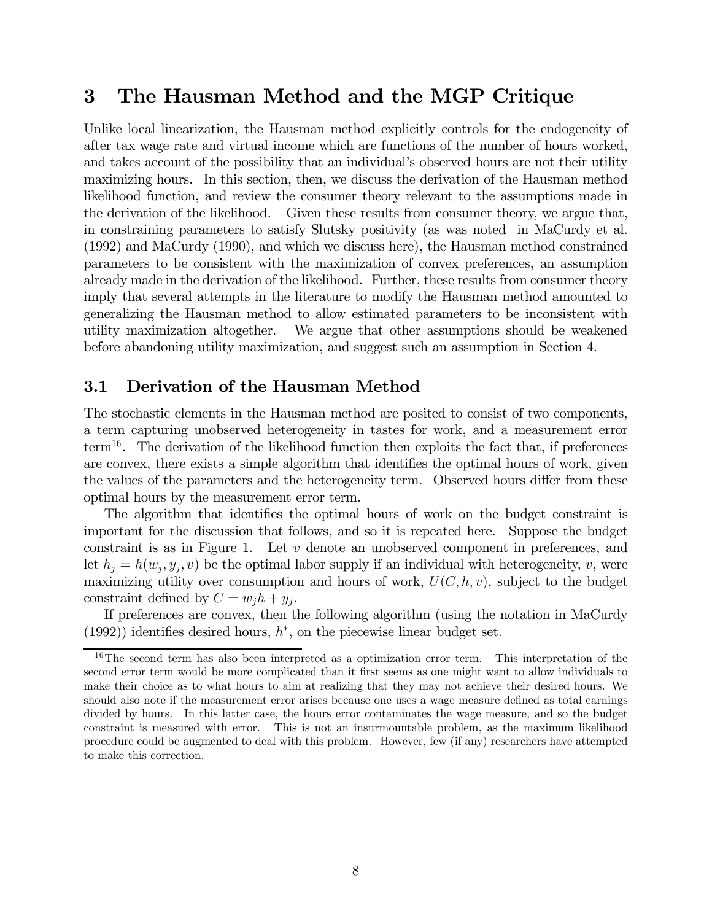# 3 The Hausman Method and the MGP Critique

Unlike local linearization, the Hausman method explicitly controls for the endogeneity of after tax wage rate and virtual income which are functions of the number of hours worked, and takes account of the possibility that an individual's observed hours are not their utility maximizing hours. In this section, then, we discuss the derivation of the Hausman method likelihood function, and review the consumer theory relevant to the assumptions made in the derivation of the likelihood. Given these results from consumer theory, we argue that, in constraining parameters to satisfy Slutsky positivity (as was noted in MaCurdy et al. (1992) and MaCurdy (1990), and which we discuss here), the Hausman method constrained parameters to be consistent with the maximization of convex preferences, an assumption already made in the derivation of the likelihood. Further, these results from consumer theory imply that several attempts in the literature to modify the Hausman method amounted to generalizing the Hausman method to allow estimated parameters to be inconsistent with utility maximization altogether. We argue that other assumptions should be weakened before abandoning utility maximization, and suggest such an assumption in Section 4.

## 3.1 Derivation of the Hausman Method

The stochastic elements in the Hausman method are posited to consist of two components, a term capturing unobserved heterogeneity in tastes for work, and a measurement error term[16]. The derivation of the likelihood function then exploits the fact that, if preferences are convex, there exists a simple algorithm that identifies the optimal hours of work, given the values of the parameters and the heterogeneity term. Observed hours differ from these optimal hours by the measurement error term.

The algorithm that identifies the optimal hours of work on the budget constraint is important for the discussion that follows, and so it is repeated here. Suppose the budget constraint is as in Figure 1. Let $v$ denote an unobserved component in preferences, and let $h_j = h(w_j, y_j, v)$ be the optimal labor supply if an individual with heterogeneity, $v$, were maximizing utility over consumption and hours of work, $U(C, h, v)$, subject to the budget constraint defined by $C = w_j h + y_j$.

If preferences are convex, then the following algorithm (using the notation in MaCurdy (1992)) identifies desired hours, $h^*$, on the piecewise linear budget set.

[16] The second term has also been interpreted as a optimization error term. This interpretation of the second error term would be more complicated than it first seems as one might want to allow individuals to make their choice as to what hours to aim at realizing that they may not achieve their desired hours. We should also note if the measurement error arises because one uses a wage measure defined as total earnings divided by hours. In this latter case, the hours error contaminates the wage measure, and so the budget constraint is measured with error. This is not an insurmountable problem, as the maximum likelihood procedure could be augmented to deal with this problem. However, few (if any) researchers have attempted to make this correction.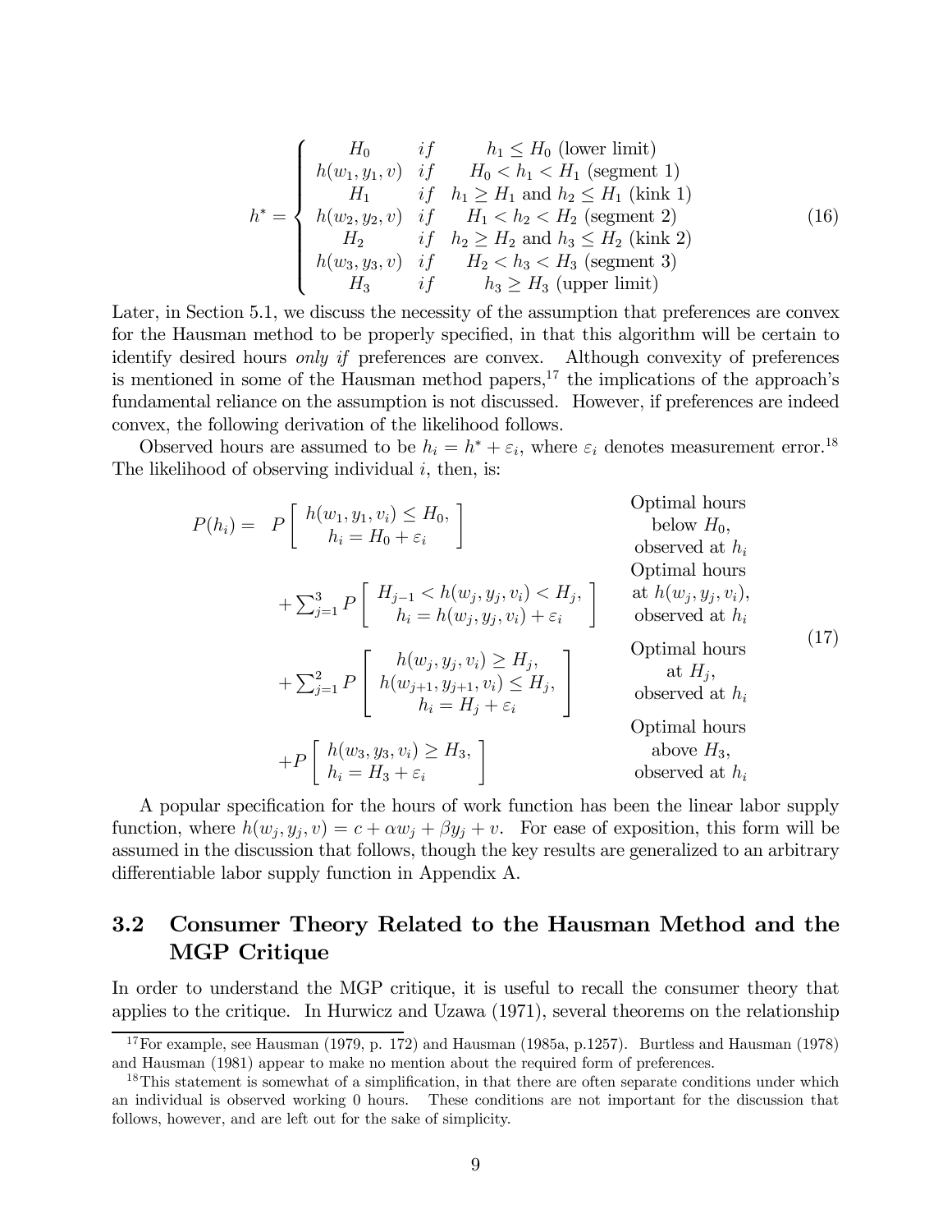$$
h^* = \begin{cases} H_0 & if \quad h_1 \leq H_0 \text{ (lower limit)} \\ h(w_1, y_1, v) & if \quad H_0 < h_1 < H_1 \text{ (segment 1)} \\ H_1 & if \quad h_1 \geq H_1 \text{ and } h_2 \leq H_1 \text{ (kink 1)} \\ h(w_2, y_2, v) & if \quad H_1 < h_2 < H_2 \text{ (segment 2)} \\ H_2 & if \quad h_2 \geq H_2 \text{ and } h_3 \leq H_2 \text{ (kink 2)} \\ h(w_3, y_3, v) & if \quad H_2 < h_3 < H_3 \text{ (segment 3)} \\ H_3 & if \quad h_3 \geq H_3 \text{ (upper limit)} \end{cases} \tag{16}
$$

Later, in Section 5.1, we discuss the necessity of the assumption that preferences are convex for the Hausman method to be properly specified, in that this algorithm will be certain to identify desired hours *only if* preferences are convex. Although convexity of preferences is mentioned in some of the Hausman method papers,[17] the implications of the approach's fundamental reliance on the assumption is not discussed. However, if preferences are indeed convex, the following derivation of the likelihood follows.

Observed hours are assumed to be $h_i = h^* + \varepsilon_i$, where $\varepsilon_i$ denotes measurement error.[18] The likelihood of observing individual $i$, then, is:

$$
\begin{aligned}
P(h_i) = \quad & P\left[\begin{array}{c} h(w_1, y_1, v_i) \leq H_0, \\ h_i = H_0 + \varepsilon_i \end{array}\right] & & \text{Optimal hours below } H_0, \text{ observed at } h_i \\
& + \sum_{j=1}^{3} P\left[\begin{array}{c} H_{j-1} < h(w_j, y_j, v_i) < H_j, \\ h_i = h(w_j, y_j, v_i) + \varepsilon_i \end{array}\right] & & \text{Optimal hours at } h(w_j, y_j, v_i), \text{ observed at } h_i \\
& + \sum_{j=1}^{2} P\left[\begin{array}{c} h(w_j, y_j, v_i) \geq H_j, \\ h(w_{j+1}, y_{j+1}, v_i) \leq H_j, \\ h_i = H_j + \varepsilon_i \end{array}\right] & & \text{Optimal hours at } H_j, \text{ observed at } h_i \\
& + P\left[\begin{array}{c} h(w_3, y_3, v_i) \geq H_3, \\ h_i = H_3 + \varepsilon_i \end{array}\right] & & \text{Optimal hours above } H_3, \text{ observed at } h_i
\end{aligned} \tag{17}
$$

A popular specification for the hours of work function has been the linear labor supply function, where $h(w_j, y_j, v) = c + \alpha w_j + \beta y_j + v$. For ease of exposition, this form will be assumed in the discussion that follows, though the key results are generalized to an arbitrary differentiable labor supply function in Appendix A.

## 3.2 Consumer Theory Related to the Hausman Method and the MGP Critique

In order to understand the MGP critique, it is useful to recall the consumer theory that applies to the critique. In Hurwicz and Uzawa (1971), several theorems on the relationship

---

[17] For example, see Hausman (1979, p. 172) and Hausman (1985a, p.1257). Burtless and Hausman (1978) and Hausman (1981) appear to make no mention about the required form of preferences.

[18] This statement is somewhat of a simplification, in that there are often separate conditions under which an individual is observed working 0 hours. These conditions are not important for the discussion that follows, however, and are left out for the sake of simplicity.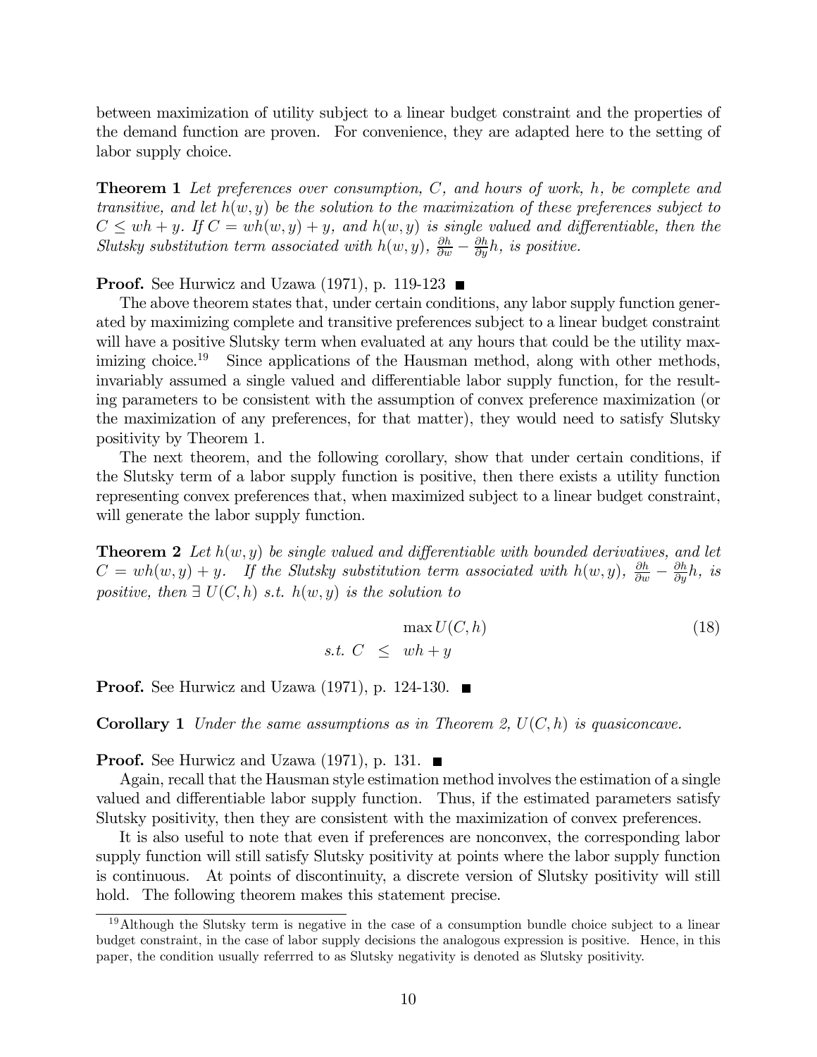between maximization of utility subject to a linear budget constraint and the properties of the demand function are proven. For convenience, they are adapted here to the setting of labor supply choice.

**Theorem 1** *Let preferences over consumption, $C$, and hours of work, $h$, be complete and transitive, and let $h(w, y)$ be the solution to the maximization of these preferences subject to $C \leq wh + y$. If $C = wh(w, y) + y$, and $h(w, y)$ is single valued and differentiable, then the Slutsky substitution term associated with $h(w, y)$, $\frac{\partial h}{\partial w} - \frac{\partial h}{\partial y} h$, is positive.*

**Proof.** See Hurwicz and Uzawa (1971), p. 119-123 ■

The above theorem states that, under certain conditions, any labor supply function generated by maximizing complete and transitive preferences subject to a linear budget constraint will have a positive Slutsky term when evaluated at any hours that could be the utility maximizing choice.[19] Since applications of the Hausman method, along with other methods, invariably assumed a single valued and differentiable labor supply function, for the resulting parameters to be consistent with the assumption of convex preference maximization (or the maximization of any preferences, for that matter), they would need to satisfy Slutsky positivity by Theorem 1.

The next theorem, and the following corollary, show that under certain conditions, if the Slutsky term of a labor supply function is positive, then there exists a utility function representing convex preferences that, when maximized subject to a linear budget constraint, will generate the labor supply function.

**Theorem 2** *Let $h(w, y)$ be single valued and differentiable with bounded derivatives, and let $C = wh(w, y) + y$. If the Slutsky substitution term associated with $h(w, y)$, $\frac{\partial h}{\partial w} - \frac{\partial h}{\partial y} h$, is positive, then $\exists\ U(C, h)$ s.t. $h(w, y)$ is the solution to*

$$\begin{aligned} & \max U(C, h) \\ s.t.\ C & \leq wh + y \end{aligned} \tag{18}$$

**Proof.** See Hurwicz and Uzawa (1971), p. 124-130. ■

**Corollary 1** *Under the same assumptions as in Theorem 2, $U(C, h)$ is quasiconcave.*

**Proof.** See Hurwicz and Uzawa (1971), p. 131. ■

Again, recall that the Hausman style estimation method involves the estimation of a single valued and differentiable labor supply function. Thus, if the estimated parameters satisfy Slutsky positivity, then they are consistent with the maximization of convex preferences.

It is also useful to note that even if preferences are nonconvex, the corresponding labor supply function will still satisfy Slutsky positivity at points where the labor supply function is continuous. At points of discontinuity, a discrete version of Slutsky positivity will still hold. The following theorem makes this statement precise.

[19] Although the Slutsky term is negative in the case of a consumption bundle choice subject to a linear budget constraint, in the case of labor supply decisions the analogous expression is positive. Hence, in this paper, the condition usually referrred to as Slutsky negativity is denoted as Slutsky positivity.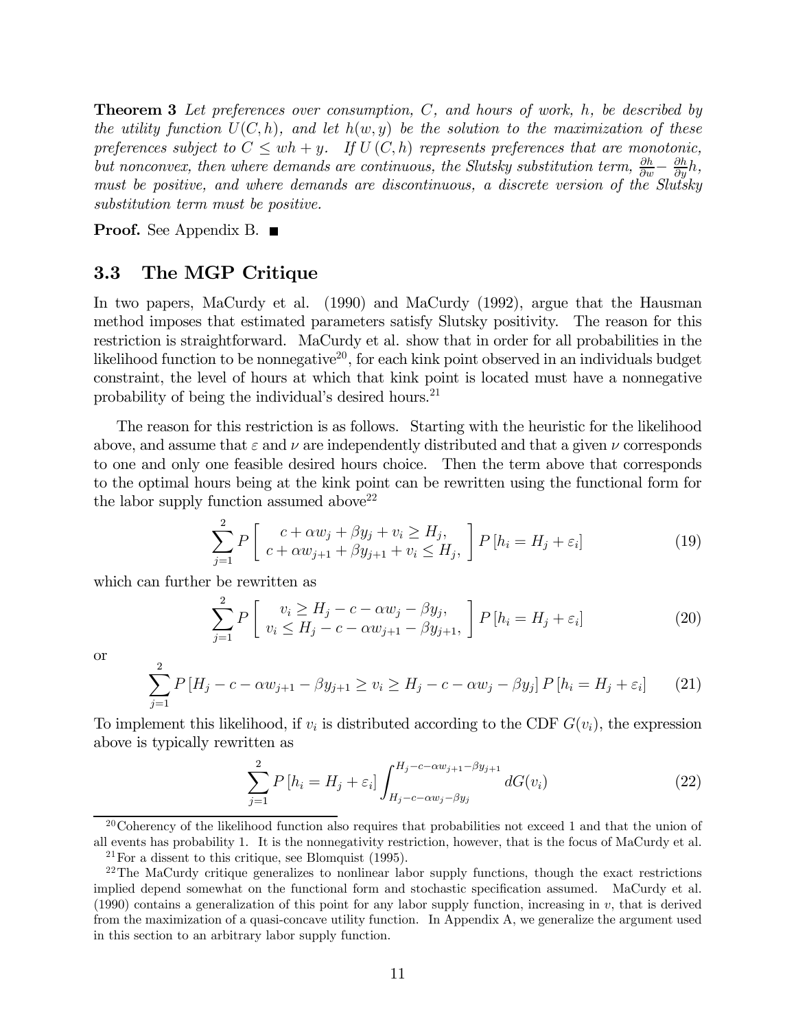**Theorem 3** *Let preferences over consumption, $C$, and hours of work, $h$, be described by the utility function $U(C, h)$, and let $h(w, y)$ be the solution to the maximization of these preferences subject to $C \leq wh + y$. If $U(C, h)$ represents preferences that are monotonic, but nonconvex, then where demands are continuous, the Slutsky substitution term, $\frac{\partial h}{\partial w} - \frac{\partial h}{\partial y} h$, must be positive, and where demands are discontinuous, a discrete version of the Slutsky substitution term must be positive.*

**Proof.** See Appendix B. ■

## 3.3 The MGP Critique

In two papers, MaCurdy et al. (1990) and MaCurdy (1992), argue that the Hausman method imposes that estimated parameters satisfy Slutsky positivity. The reason for this restriction is straightforward. MaCurdy et al. show that in order for all probabilities in the likelihood function to be nonnegative[20], for each kink point observed in an individuals budget constraint, the level of hours at which that kink point is located must have a nonnegative probability of being the individual's desired hours.[21]

The reason for this restriction is as follows. Starting with the heuristic for the likelihood above, and assume that $\varepsilon$ and $\nu$ are independently distributed and that a given $\nu$ corresponds to one and only one feasible desired hours choice. Then the term above that corresponds to the optimal hours being at the kink point can be rewritten using the functional form for the labor supply function assumed above[22]

$$\sum_{j=1}^{2} P\left[\begin{array}{c} c + \alpha w_j + \beta y_j + v_i \geq H_j, \\ c + \alpha w_{j+1} + \beta y_{j+1} + v_i \leq H_j, \end{array}\right] P\left[h_i = H_j + \varepsilon_i\right] \tag{19}$$

which can further be rewritten as

$$\sum_{j=1}^{2} P\left[\begin{array}{c} v_i \geq H_j - c - \alpha w_j - \beta y_j, \\ v_i \leq H_j - c - \alpha w_{j+1} - \beta y_{j+1}, \end{array}\right] P\left[h_i = H_j + \varepsilon_i\right] \tag{20}$$

or

$$\sum_{j=1}^{2} P\left[H_j - c - \alpha w_{j+1} - \beta y_{j+1} \geq v_i \geq H_j - c - \alpha w_j - \beta y_j\right] P\left[h_i = H_j + \varepsilon_i\right] \tag{21}$$

To implement this likelihood, if $v_i$ is distributed according to the CDF $G(v_i)$, the expression above is typically rewritten as

$$\sum_{j=1}^{2} P\left[h_i = H_j + \varepsilon_i\right] \int_{H_j - c - \alpha w_j - \beta y_j}^{H_j - c - \alpha w_{j+1} - \beta y_{j+1}} dG(v_i) \tag{22}$$

[20] Coherency of the likelihood function also requires that probabilities not exceed 1 and that the union of all events has probability 1. It is the nonnegativity restriction, however, that is the focus of MaCurdy et al.

[21] For a dissent to this critique, see Blomquist (1995).

[22] The MaCurdy critique generalizes to nonlinear labor supply functions, though the exact restrictions implied depend somewhat on the functional form and stochastic specification assumed. MaCurdy et al. (1990) contains a generalization of this point for any labor supply function, increasing in $v$, that is derived from the maximization of a quasi-concave utility function. In Appendix A, we generalize the argument used in this section to an arbitrary labor supply function.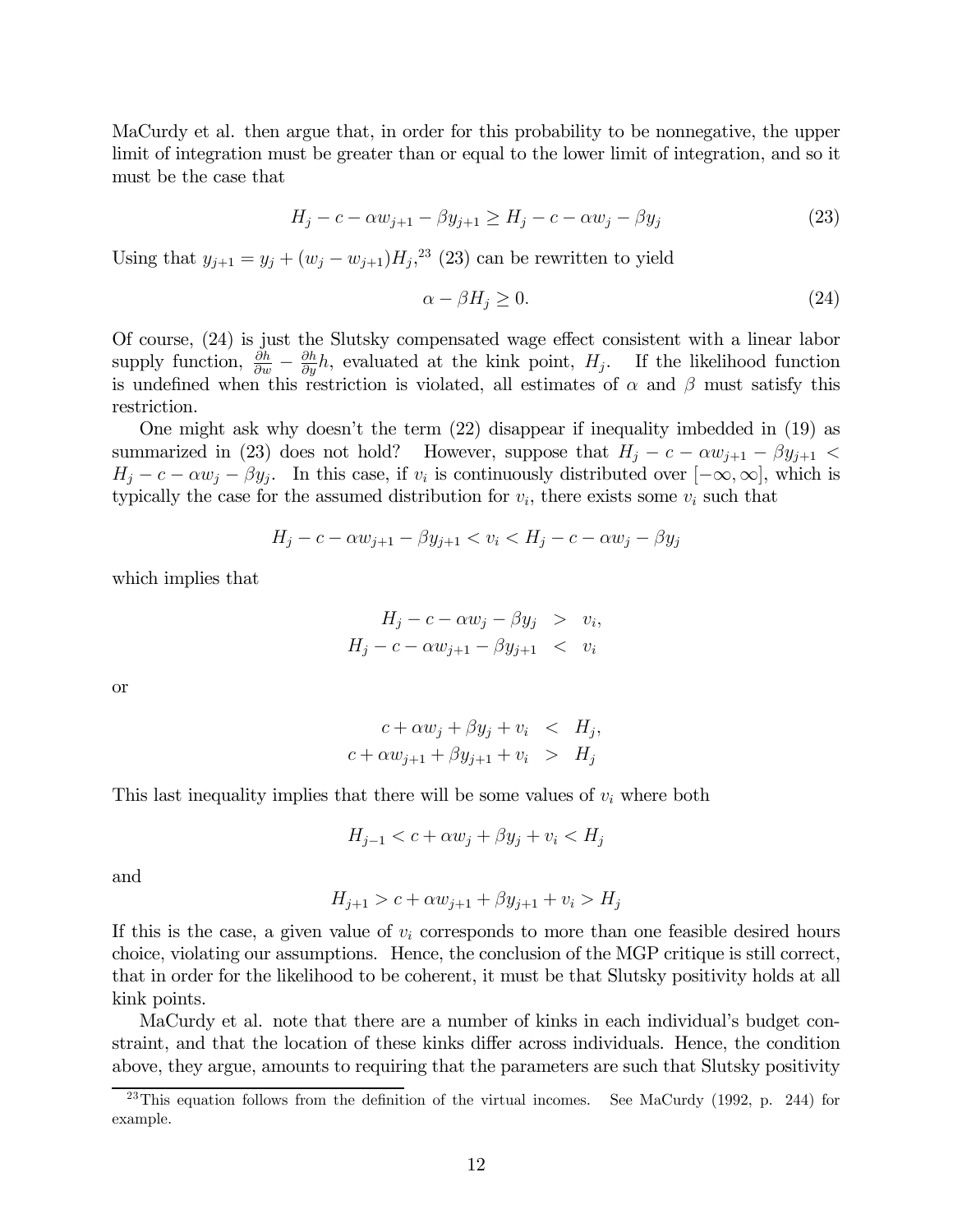MaCurdy et al. then argue that, in order for this probability to be nonnegative, the upper limit of integration must be greater than or equal to the lower limit of integration, and so it must be the case that

$$H_j - c - \alpha w_{j+1} - \beta y_{j+1} \geq H_j - c - \alpha w_j - \beta y_j \tag{23}$$

Using that $y_{j+1} = y_j + (w_j - w_{j+1})H_j$,[23] (23) can be rewritten to yield

$$\alpha - \beta H_j \geq 0. \tag{24}$$

Of course, (24) is just the Slutsky compensated wage effect consistent with a linear labor supply function, $\frac{\partial h}{\partial w} - \frac{\partial h}{\partial y}h$, evaluated at the kink point, $H_j$. If the likelihood function is undefined when this restriction is violated, all estimates of $\alpha$ and $\beta$ must satisfy this restriction.

One might ask why doesn't the term (22) disappear if inequality imbedded in (19) as summarized in (23) does not hold? However, suppose that $H_j - c - \alpha w_{j+1} - \beta y_{j+1} < H_j - c - \alpha w_j - \beta y_j$. In this case, if $v_i$ is continuously distributed over $[-\infty, \infty]$, which is typically the case for the assumed distribution for $v_i$, there exists some $v_i$ such that

$$H_j - c - \alpha w_{j+1} - \beta y_{j+1} < v_i < H_j - c - \alpha w_j - \beta y_j$$

which implies that

$$\begin{aligned} H_j - c - \alpha w_j - \beta y_j &> v_i, \\ H_j - c - \alpha w_{j+1} - \beta y_{j+1} &< v_i \end{aligned}$$

or

$$\begin{aligned} c + \alpha w_j + \beta y_j + v_i &< H_j, \\ c + \alpha w_{j+1} + \beta y_{j+1} + v_i &> H_j \end{aligned}$$

This last inequality implies that there will be some values of $v_i$ where both

$$H_{j-1} < c + \alpha w_j + \beta y_j + v_i < H_j$$

and

$$H_{j+1} > c + \alpha w_{j+1} + \beta y_{j+1} + v_i > H_j$$

If this is the case, a given value of $v_i$ corresponds to more than one feasible desired hours choice, violating our assumptions. Hence, the conclusion of the MGP critique is still correct, that in order for the likelihood to be coherent, it must be that Slutsky positivity holds at all kink points.

MaCurdy et al. note that there are a number of kinks in each individual's budget constraint, and that the location of these kinks differ across individuals. Hence, the condition above, they argue, amounts to requiring that the parameters are such that Slutsky positivity

[23] This equation follows from the definition of the virtual incomes. See MaCurdy (1992, p. 244) for example.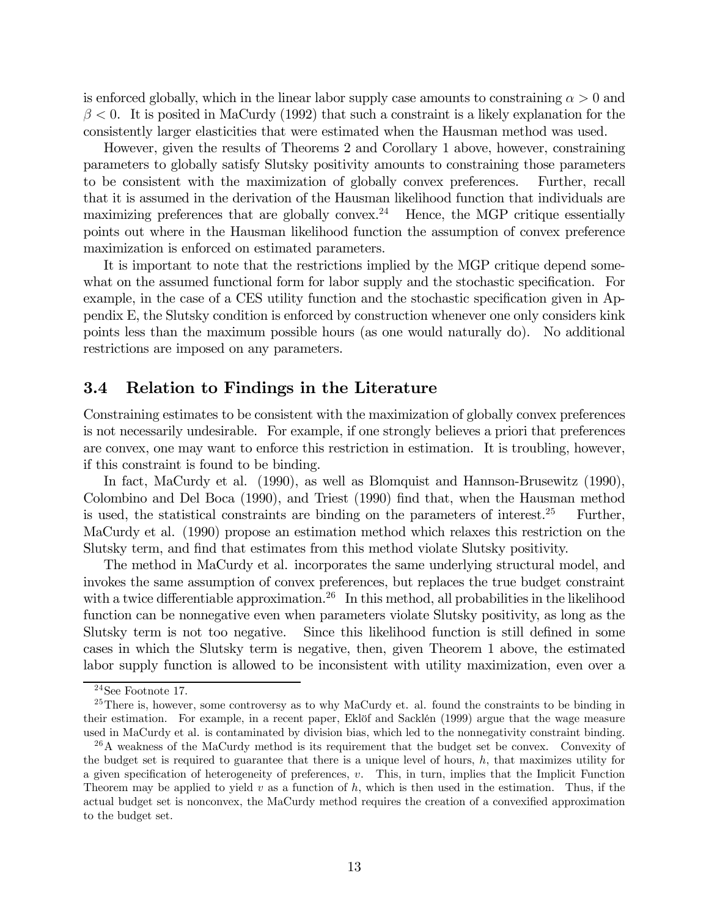is enforced globally, which in the linear labor supply case amounts to constraining $\alpha > 0$ and $\beta < 0$. It is posited in MaCurdy (1992) that such a constraint is a likely explanation for the consistently larger elasticities that were estimated when the Hausman method was used.

However, given the results of Theorems 2 and Corollary 1 above, however, constraining parameters to globally satisfy Slutsky positivity amounts to constraining those parameters to be consistent with the maximization of globally convex preferences. Further, recall that it is assumed in the derivation of the Hausman likelihood function that individuals are maximizing preferences that are globally convex.[24] Hence, the MGP critique essentially points out where in the Hausman likelihood function the assumption of convex preference maximization is enforced on estimated parameters.

It is important to note that the restrictions implied by the MGP critique depend somewhat on the assumed functional form for labor supply and the stochastic specification. For example, in the case of a CES utility function and the stochastic specification given in Appendix E, the Slutsky condition is enforced by construction whenever one only considers kink points less than the maximum possible hours (as one would naturally do). No additional restrictions are imposed on any parameters.

### 3.4 Relation to Findings in the Literature

Constraining estimates to be consistent with the maximization of globally convex preferences is not necessarily undesirable. For example, if one strongly believes a priori that preferences are convex, one may want to enforce this restriction in estimation. It is troubling, however, if this constraint is found to be binding.

In fact, MaCurdy et al. (1990), as well as Blomquist and Hannson-Brusewitz (1990), Colombino and Del Boca (1990), and Triest (1990) find that, when the Hausman method is used, the statistical constraints are binding on the parameters of interest.[25] Further, MaCurdy et al. (1990) propose an estimation method which relaxes this restriction on the Slutsky term, and find that estimates from this method violate Slutsky positivity.

The method in MaCurdy et al. incorporates the same underlying structural model, and invokes the same assumption of convex preferences, but replaces the true budget constraint with a twice differentiable approximation.[26] In this method, all probabilities in the likelihood function can be nonnegative even when parameters violate Slutsky positivity, as long as the Slutsky term is not too negative. Since this likelihood function is still defined in some cases in which the Slutsky term is negative, then, given Theorem 1 above, the estimated labor supply function is allowed to be inconsistent with utility maximization, even over a

[24] See Footnote 17.

[25] There is, however, some controversy as to why MaCurdy et. al. found the constraints to be binding in their estimation. For example, in a recent paper, Eklöf and Sacklén (1999) argue that the wage measure used in MaCurdy et al. is contaminated by division bias, which led to the nonnegativity constraint binding.

[26] A weakness of the MaCurdy method is its requirement that the budget set be convex. Convexity of the budget set is required to guarantee that there is a unique level of hours, $h$, that maximizes utility for a given specification of heterogeneity of preferences, $v$. This, in turn, implies that the Implicit Function Theorem may be applied to yield $v$ as a function of $h$, which is then used in the estimation. Thus, if the actual budget set is nonconvex, the MaCurdy method requires the creation of a convexified approximation to the budget set.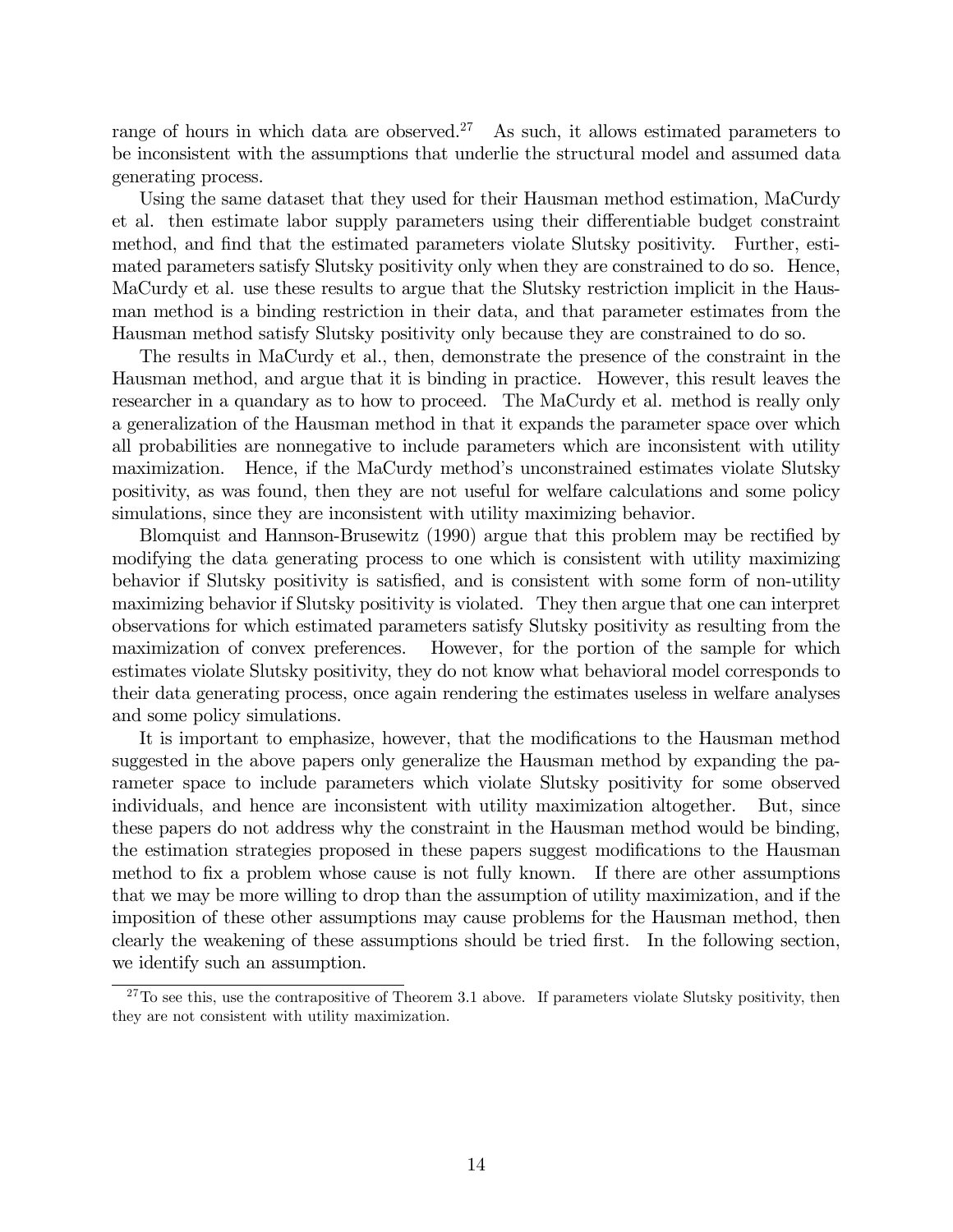range of hours in which data are observed.[27] As such, it allows estimated parameters to be inconsistent with the assumptions that underlie the structural model and assumed data generating process.

Using the same dataset that they used for their Hausman method estimation, MaCurdy et al. then estimate labor supply parameters using their differentiable budget constraint method, and find that the estimated parameters violate Slutsky positivity. Further, estimated parameters satisfy Slutsky positivity only when they are constrained to do so. Hence, MaCurdy et al. use these results to argue that the Slutsky restriction implicit in the Hausman method is a binding restriction in their data, and that parameter estimates from the Hausman method satisfy Slutsky positivity only because they are constrained to do so.

The results in MaCurdy et al., then, demonstrate the presence of the constraint in the Hausman method, and argue that it is binding in practice. However, this result leaves the researcher in a quandary as to how to proceed. The MaCurdy et al. method is really only a generalization of the Hausman method in that it expands the parameter space over which all probabilities are nonnegative to include parameters which are inconsistent with utility maximization. Hence, if the MaCurdy method's unconstrained estimates violate Slutsky positivity, as was found, then they are not useful for welfare calculations and some policy simulations, since they are inconsistent with utility maximizing behavior.

Blomquist and Hannson-Brusewitz (1990) argue that this problem may be rectified by modifying the data generating process to one which is consistent with utility maximizing behavior if Slutsky positivity is satisfied, and is consistent with some form of non-utility maximizing behavior if Slutsky positivity is violated. They then argue that one can interpret observations for which estimated parameters satisfy Slutsky positivity as resulting from the maximization of convex preferences. However, for the portion of the sample for which estimates violate Slutsky positivity, they do not know what behavioral model corresponds to their data generating process, once again rendering the estimates useless in welfare analyses and some policy simulations.

It is important to emphasize, however, that the modifications to the Hausman method suggested in the above papers only generalize the Hausman method by expanding the parameter space to include parameters which violate Slutsky positivity for some observed individuals, and hence are inconsistent with utility maximization altogether. But, since these papers do not address why the constraint in the Hausman method would be binding, the estimation strategies proposed in these papers suggest modifications to the Hausman method to fix a problem whose cause is not fully known. If there are other assumptions that we may be more willing to drop than the assumption of utility maximization, and if the imposition of these other assumptions may cause problems for the Hausman method, then clearly the weakening of these assumptions should be tried first. In the following section, we identify such an assumption.

[27] To see this, use the contrapositive of Theorem 3.1 above. If parameters violate Slutsky positivity, then they are not consistent with utility maximization.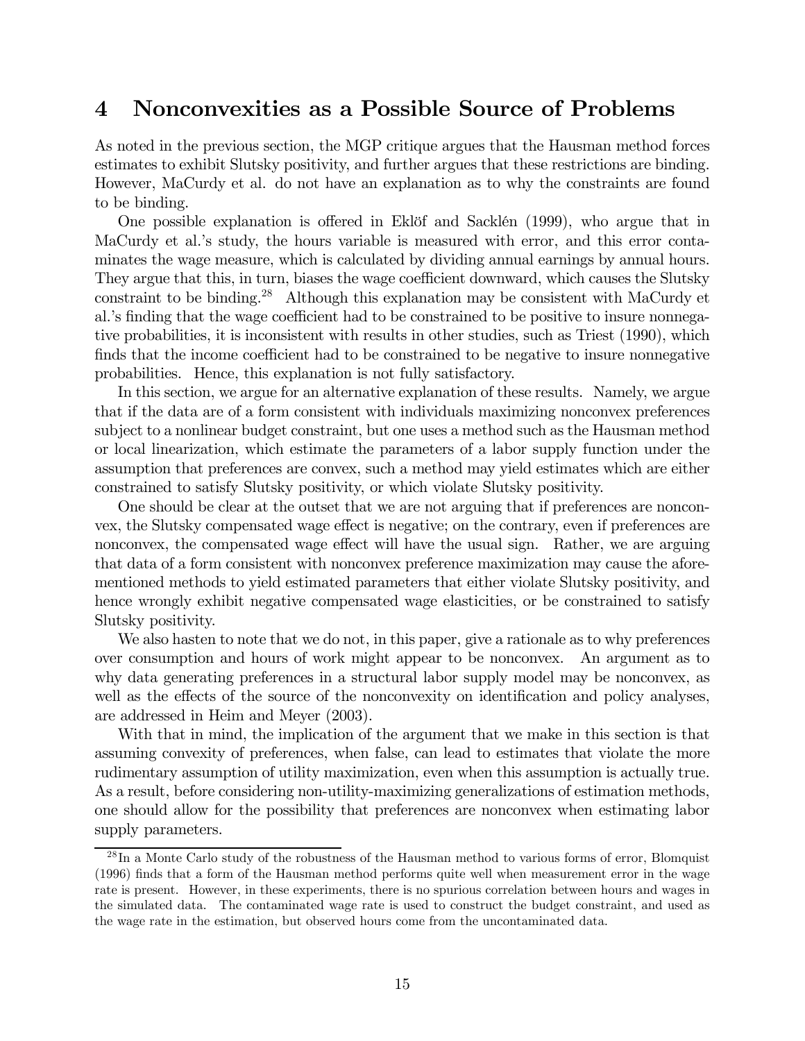# 4 Nonconvexities as a Possible Source of Problems

As noted in the previous section, the MGP critique argues that the Hausman method forces estimates to exhibit Slutsky positivity, and further argues that these restrictions are binding. However, MaCurdy et al. do not have an explanation as to why the constraints are found to be binding.

One possible explanation is offered in Eklöf and Sacklén (1999), who argue that in MaCurdy et al.'s study, the hours variable is measured with error, and this error contaminates the wage measure, which is calculated by dividing annual earnings by annual hours. They argue that this, in turn, biases the wage coefficient downward, which causes the Slutsky constraint to be binding.[28] Although this explanation may be consistent with MaCurdy et al.'s finding that the wage coefficient had to be constrained to be positive to insure nonnegative probabilities, it is inconsistent with results in other studies, such as Triest (1990), which finds that the income coefficient had to be constrained to be negative to insure nonnegative probabilities. Hence, this explanation is not fully satisfactory.

In this section, we argue for an alternative explanation of these results. Namely, we argue that if the data are of a form consistent with individuals maximizing nonconvex preferences subject to a nonlinear budget constraint, but one uses a method such as the Hausman method or local linearization, which estimate the parameters of a labor supply function under the assumption that preferences are convex, such a method may yield estimates which are either constrained to satisfy Slutsky positivity, or which violate Slutsky positivity.

One should be clear at the outset that we are not arguing that if preferences are nonconvex, the Slutsky compensated wage effect is negative; on the contrary, even if preferences are nonconvex, the compensated wage effect will have the usual sign. Rather, we are arguing that data of a form consistent with nonconvex preference maximization may cause the aforementioned methods to yield estimated parameters that either violate Slutsky positivity, and hence wrongly exhibit negative compensated wage elasticities, or be constrained to satisfy Slutsky positivity.

We also hasten to note that we do not, in this paper, give a rationale as to why preferences over consumption and hours of work might appear to be nonconvex. An argument as to why data generating preferences in a structural labor supply model may be nonconvex, as well as the effects of the source of the nonconvexity on identification and policy analyses, are addressed in Heim and Meyer (2003).

With that in mind, the implication of the argument that we make in this section is that assuming convexity of preferences, when false, can lead to estimates that violate the more rudimentary assumption of utility maximization, even when this assumption is actually true. As a result, before considering non-utility-maximizing generalizations of estimation methods, one should allow for the possibility that preferences are nonconvex when estimating labor supply parameters.

---

[28] In a Monte Carlo study of the robustness of the Hausman method to various forms of error, Blomquist (1996) finds that a form of the Hausman method performs quite well when measurement error in the wage rate is present. However, in these experiments, there is no spurious correlation between hours and wages in the simulated data. The contaminated wage rate is used to construct the budget constraint, and used as the wage rate in the estimation, but observed hours come from the uncontaminated data.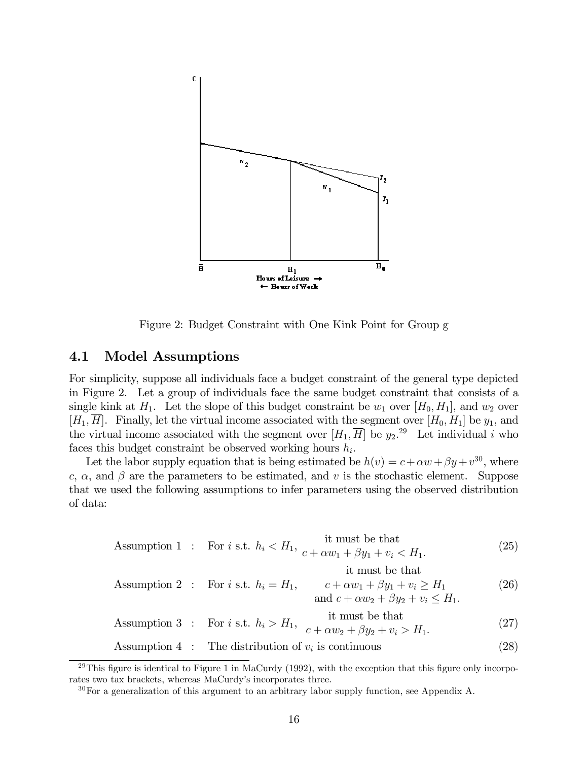Figure 2: Budget Constraint with One Kink Point for Group g

## 4.1 Model Assumptions

For simplicity, suppose all individuals face a budget constraint of the general type depicted in Figure 2. Let a group of individuals face the same budget constraint that consists of a single kink at $H_1$. Let the slope of this budget constraint be $w_1$ over $[H_0, H_1]$, and $w_2$ over $[H_1, \overline{H}]$. Finally, let the virtual income associated with the segment over $[H_0, H_1]$ be $y_1$, and the virtual income associated with the segment over $[H_1, \overline{H}]$ be $y_2$.[29] Let individual $i$ who faces this budget constraint be observed working hours $h_i$.

Let the labor supply equation that is being estimated be $h(v) = c + \alpha w + \beta y + v$[30], where $c$, $\alpha$, and $\beta$ are the parameters to be estimated, and $v$ is the stochastic element. Suppose that we used the following assumptions to infer parameters using the observed distribution of data:

$$\text{Assumption 1} \quad : \quad \text{For } i \text{ s.t. } h_i < H_1, \quad \begin{array}{c} \text{it must be that} \\ c + \alpha w_1 + \beta y_1 + v_i < H_1. \end{array} \tag{25}$$

$$\text{Assumption 2} \quad : \quad \text{For } i \text{ s.t. } h_i = H_1, \quad \begin{array}{c} \text{it must be that} \\ c + \alpha w_1 + \beta y_1 + v_i \geq H_1 \\ \text{and } c + \alpha w_2 + \beta y_2 + v_i \leq H_1. \end{array} \tag{26}$$

$$\text{Assumption 3} \quad : \quad \text{For } i \text{ s.t. } h_i > H_1, \quad \begin{array}{c} \text{it must be that} \\ c + \alpha w_2 + \beta y_2 + v_i > H_1. \end{array} \tag{27}$$

$$\text{Assumption 4} \quad : \quad \text{The distribution of } v_i \text{ is continuous} \tag{28}$$

[29] This figure is identical to Figure 1 in MaCurdy (1992), with the exception that this figure only incorporates two tax brackets, whereas MaCurdy's incorporates three.

[30] For a generalization of this argument to an arbitrary labor supply function, see Appendix A.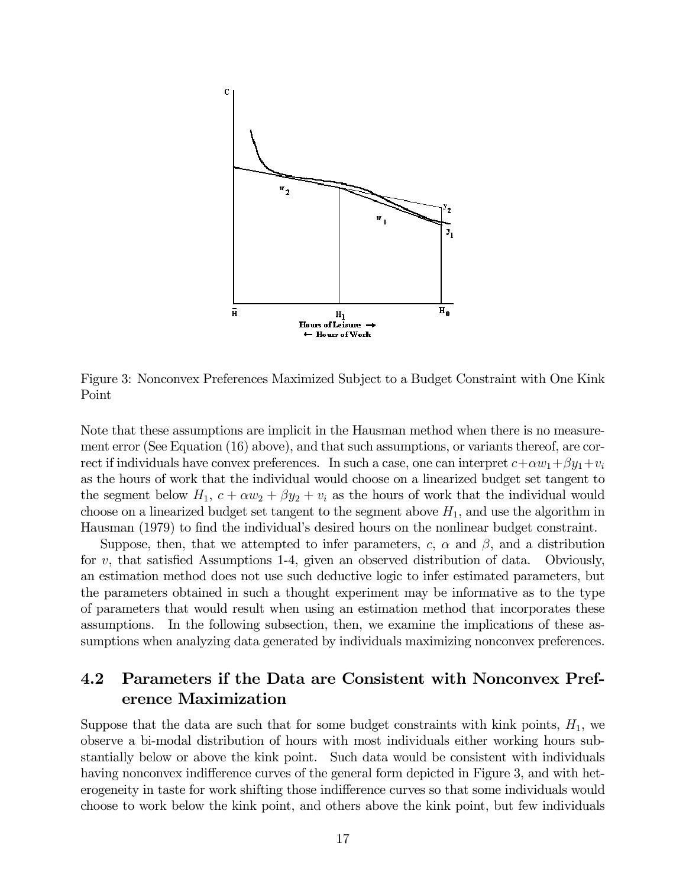Figure 3: Nonconvex Preferences Maximized Subject to a Budget Constraint with One Kink Point

Note that these assumptions are implicit in the Hausman method when there is no measurement error (See Equation (16) above), and that such assumptions, or variants thereof, are correct if individuals have convex preferences. In such a case, one can interpret $c+\alpha w_1+\beta y_1+v_i$ as the hours of work that the individual would choose on a linearized budget set tangent to the segment below $H_1$, $c+\alpha w_2+\beta y_2+v_i$ as the hours of work that the individual would choose on a linearized budget set tangent to the segment above $H_1$, and use the algorithm in Hausman (1979) to find the individual's desired hours on the nonlinear budget constraint.

Suppose, then, that we attempted to infer parameters, $c$, $\alpha$ and $\beta$, and a distribution for $v$, that satisfied Assumptions 1-4, given an observed distribution of data. Obviously, an estimation method does not use such deductive logic to infer estimated parameters, but the parameters obtained in such a thought experiment may be informative as to the type of parameters that would result when using an estimation method that incorporates these assumptions. In the following subsection, then, we examine the implications of these assumptions when analyzing data generated by individuals maximizing nonconvex preferences.

## 4.2 Parameters if the Data are Consistent with Nonconvex Preference Maximization

Suppose that the data are such that for some budget constraints with kink points, $H_1$, we observe a bi-modal distribution of hours with most individuals either working hours substantially below or above the kink point. Such data would be consistent with individuals having nonconvex indifference curves of the general form depicted in Figure 3, and with heterogeneity in taste for work shifting those indifference curves so that some individuals would choose to work below the kink point, and others above the kink point, but few individuals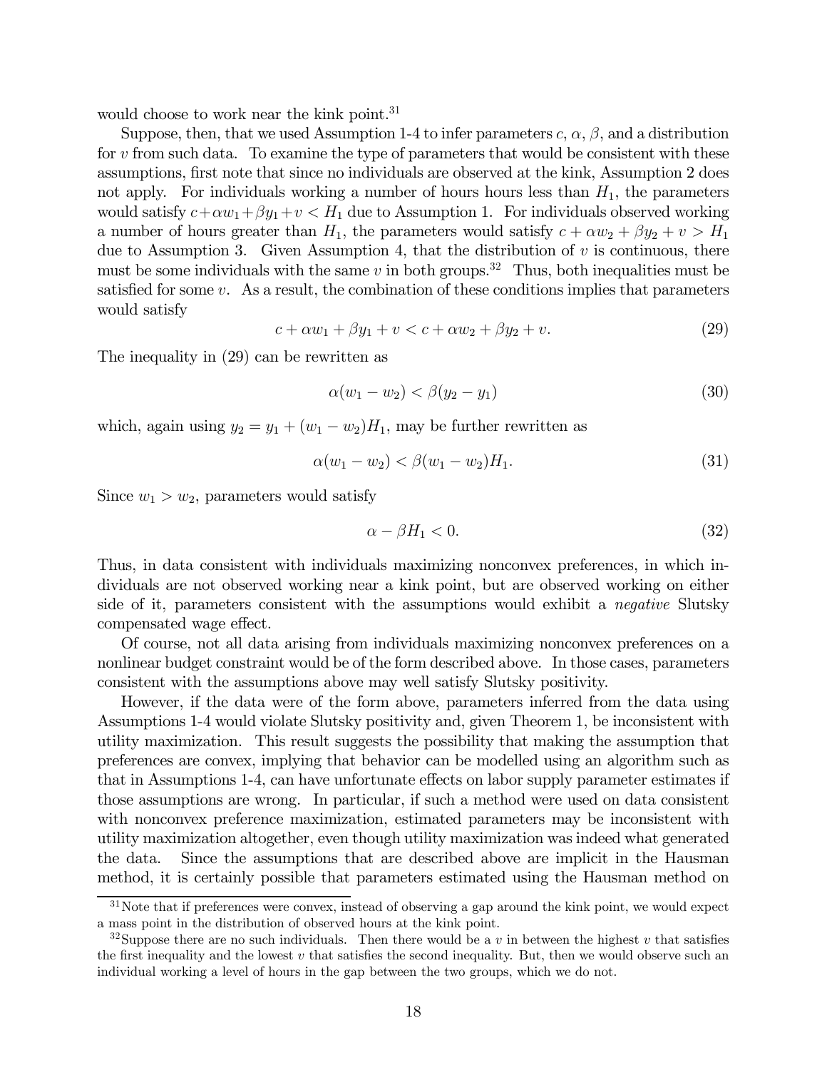would choose to work near the kink point.[31]

Suppose, then, that we used Assumption 1-4 to infer parameters $c$, $\alpha$, $\beta$, and a distribution for $v$ from such data. To examine the type of parameters that would be consistent with these assumptions, first note that since no individuals are observed at the kink, Assumption 2 does not apply. For individuals working a number of hours hours less than $H_1$, the parameters would satisfy $c+\alpha w_1+\beta y_1+v<H_1$ due to Assumption 1. For individuals observed working a number of hours greater than $H_1$, the parameters would satisfy $c+\alpha w_2+\beta y_2+v>H_1$ due to Assumption 3. Given Assumption 4, that the distribution of $v$ is continuous, there must be some individuals with the same $v$ in both groups.[32] Thus, both inequalities must be satisfied for some $v$. As a result, the combination of these conditions implies that parameters would satisfy

$$c+\alpha w_1+\beta y_1+v<c+\alpha w_2+\beta y_2+v. \tag{29}$$

The inequality in (29) can be rewritten as

$$\alpha(w_1-w_2)<\beta(y_2-y_1) \tag{30}$$

which, again using $y_2=y_1+(w_1-w_2)H_1$, may be further rewritten as

$$\alpha(w_1-w_2)<\beta(w_1-w_2)H_1. \tag{31}$$

Since $w_1>w_2$, parameters would satisfy

$$\alpha-\beta H_1<0. \tag{32}$$

Thus, in data consistent with individuals maximizing nonconvex preferences, in which individuals are not observed working near a kink point, but are observed working on either side of it, parameters consistent with the assumptions would exhibit a *negative* Slutsky compensated wage effect.

Of course, not all data arising from individuals maximizing nonconvex preferences on a nonlinear budget constraint would be of the form described above. In those cases, parameters consistent with the assumptions above may well satisfy Slutsky positivity.

However, if the data were of the form above, parameters inferred from the data using Assumptions 1-4 would violate Slutsky positivity and, given Theorem 1, be inconsistent with utility maximization. This result suggests the possibility that making the assumption that preferences are convex, implying that behavior can be modelled using an algorithm such as that in Assumptions 1-4, can have unfortunate effects on labor supply parameter estimates if those assumptions are wrong. In particular, if such a method were used on data consistent with nonconvex preference maximization, estimated parameters may be inconsistent with utility maximization altogether, even though utility maximization was indeed what generated the data. Since the assumptions that are described above are implicit in the Hausman method, it is certainly possible that parameters estimated using the Hausman method on

[31] Note that if preferences were convex, instead of observing a gap around the kink point, we would expect a mass point in the distribution of observed hours at the kink point.

[32] Suppose there are no such individuals. Then there would be a $v$ in between the highest $v$ that satisfies the first inequality and the lowest $v$ that satisfies the second inequality. But, then we would observe such an individual working a level of hours in the gap between the two groups, which we do not.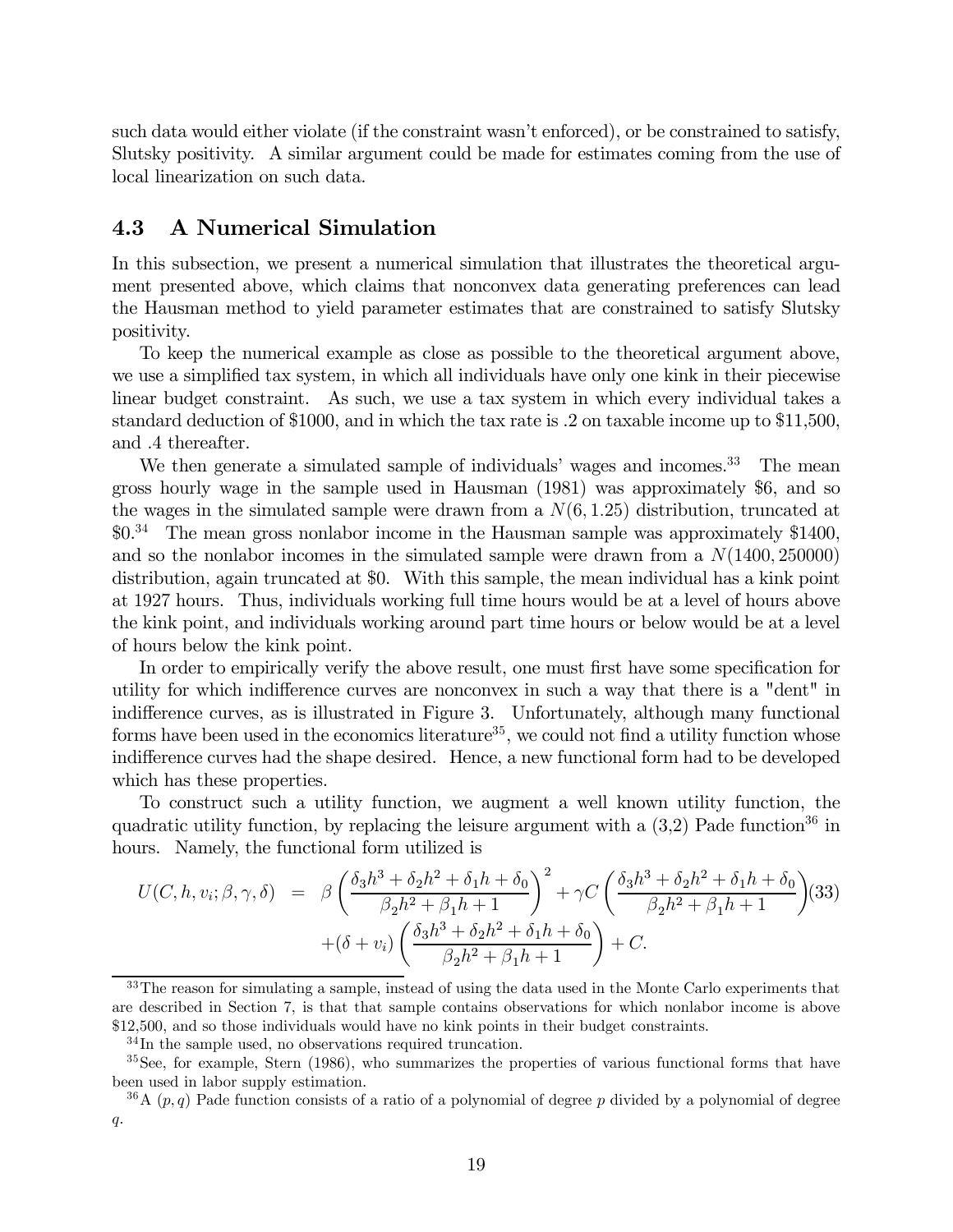such data would either violate (if the constraint wasn't enforced), or be constrained to satisfy, Slutsky positivity. A similar argument could be made for estimates coming from the use of local linearization on such data.

### 4.3 A Numerical Simulation

In this subsection, we present a numerical simulation that illustrates the theoretical argument presented above, which claims that nonconvex data generating preferences can lead the Hausman method to yield parameter estimates that are constrained to satisfy Slutsky positivity.

To keep the numerical example as close as possible to the theoretical argument above, we use a simplified tax system, in which all individuals have only one kink in their piecewise linear budget constraint. As such, we use a tax system in which every individual takes a standard deduction of \$1000, and in which the tax rate is .2 on taxable income up to \$11,500, and .4 thereafter.

We then generate a simulated sample of individuals' wages and incomes.[33] The mean gross hourly wage in the sample used in Hausman (1981) was approximately \$6, and so the wages in the simulated sample were drawn from a $N(6, 1.25)$ distribution, truncated at \$0.[34] The mean gross nonlabor income in the Hausman sample was approximately \$1400, and so the nonlabor incomes in the simulated sample were drawn from a $N(1400, 250000)$ distribution, again truncated at \$0. With this sample, the mean individual has a kink point at 1927 hours. Thus, individuals working full time hours would be at a level of hours above the kink point, and individuals working around part time hours or below would be at a level of hours below the kink point.

In order to empirically verify the above result, one must first have some specification for utility for which indifference curves are nonconvex in such a way that there is a "dent" in indifference curves, as is illustrated in Figure 3. Unfortunately, although many functional forms have been used in the economics literature[35], we could not find a utility function whose indifference curves had the shape desired. Hence, a new functional form had to be developed which has these properties.

To construct such a utility function, we augment a well known utility function, the quadratic utility function, by replacing the leisure argument with a (3,2) Pade function[36] in hours. Namely, the functional form utilized is

$$
\begin{aligned}
U(C, h, v_i; \beta, \gamma, \delta) &= \beta \left( \frac{\delta_3 h^3 + \delta_2 h^2 + \delta_1 h + \delta_0}{\beta_2 h^2 + \beta_1 h + 1} \right)^2 + \gamma C \left( \frac{\delta_3 h^3 + \delta_2 h^2 + \delta_1 h + \delta_0}{\beta_2 h^2 + \beta_1 h + 1} \right) \\
&\quad + (\delta + v_i) \left( \frac{\delta_3 h^3 + \delta_2 h^2 + \delta_1 h + \delta_0}{\beta_2 h^2 + \beta_1 h + 1} \right) + C.
\end{aligned}
\tag{33}
$$

[33] The reason for simulating a sample, instead of using the data used in the Monte Carlo experiments that are described in Section 7, is that that sample contains observations for which nonlabor income is above \$12,500, and so those individuals would have no kink points in their budget constraints.

[34] In the sample used, no observations required truncation.

[35] See, for example, Stern (1986), who summarizes the properties of various functional forms that have been used in labor supply estimation.

[36] A $(p, q)$ Pade function consists of a ratio of a polynomial of degree $p$ divided by a polynomial of degree $q$.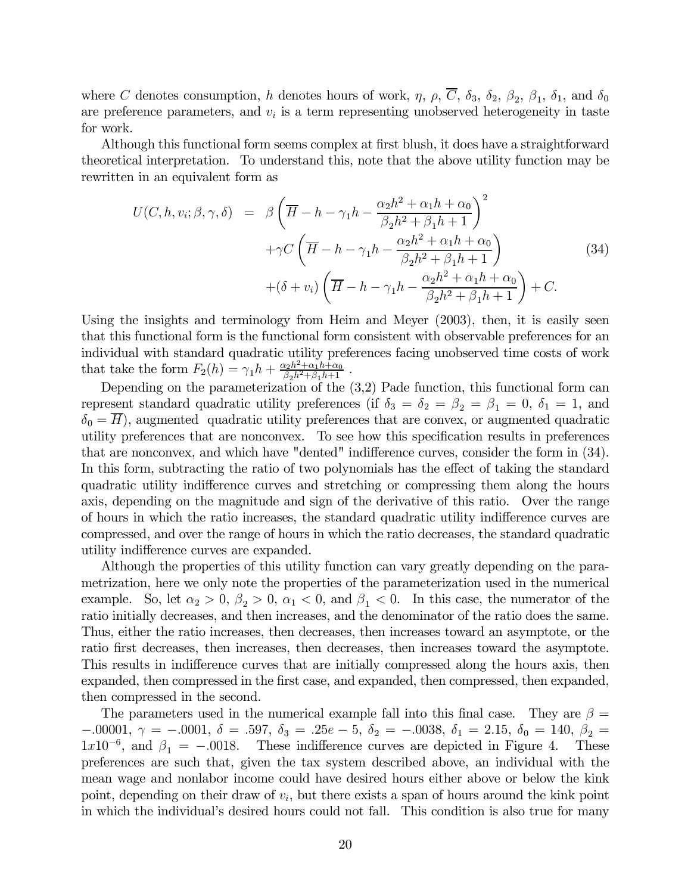where $C$ denotes consumption, $h$ denotes hours of work, $\eta$, $\rho$, $\overline{C}$, $\delta_3$, $\delta_2$, $\beta_2$, $\beta_1$, $\delta_1$, and $\delta_0$ are preference parameters, and $v_i$ is a term representing unobserved heterogeneity in taste for work.

Although this functional form seems complex at first blush, it does have a straightforward theoretical interpretation. To understand this, note that the above utility function may be rewritten in an equivalent form as

$$
\begin{aligned}
U(C,h,v_i;\beta,\gamma,\delta) \;=\; & \beta\left(\overline{H}-h-\gamma_1 h-\frac{\alpha_2 h^2+\alpha_1 h+\alpha_0}{\beta_2 h^2+\beta_1 h+1}\right)^2 \\
& +\gamma C\left(\overline{H}-h-\gamma_1 h-\frac{\alpha_2 h^2+\alpha_1 h+\alpha_0}{\beta_2 h^2+\beta_1 h+1}\right) \\
& +(\delta+v_i)\left(\overline{H}-h-\gamma_1 h-\frac{\alpha_2 h^2+\alpha_1 h+\alpha_0}{\beta_2 h^2+\beta_1 h+1}\right)+C.
\end{aligned}
\tag{34}
$$

Using the insights and terminology from Heim and Meyer (2003), then, it is easily seen that this functional form is the functional form consistent with observable preferences for an individual with standard quadratic utility preferences facing unobserved time costs of work that take the form $F_2(h)=\gamma_1 h+\frac{\alpha_2 h^2+\alpha_1 h+\alpha_0}{\beta_2 h^2+\beta_1 h+1}$ .

Depending on the parameterization of the (3,2) Pade function, this functional form can represent standard quadratic utility preferences (if $\delta_3=\delta_2=\beta_2=\beta_1=0$, $\delta_1=1$, and $\delta_0=\overline{H}$), augmented quadratic utility preferences that are convex, or augmented quadratic utility preferences that are nonconvex. To see how this specification results in preferences that are nonconvex, and which have "dented" indifference curves, consider the form in (34). In this form, subtracting the ratio of two polynomials has the effect of taking the standard quadratic utility indifference curves and stretching or compressing them along the hours axis, depending on the magnitude and sign of the derivative of this ratio. Over the range of hours in which the ratio increases, the standard quadratic utility indifference curves are compressed, and over the range of hours in which the ratio decreases, the standard quadratic utility indifference curves are expanded.

Although the properties of this utility function can vary greatly depending on the parametrization, here we only note the properties of the parameterization used in the numerical example. So, let $\alpha_2>0$, $\beta_2>0$, $\alpha_1<0$, and $\beta_1<0$. In this case, the numerator of the ratio initially decreases, and then increases, and the denominator of the ratio does the same. Thus, either the ratio increases, then decreases, then increases toward an asymptote, or the ratio first decreases, then increases, then decreases, then increases toward the asymptote. This results in indifference curves that are initially compressed along the hours axis, then expanded, then compressed in the first case, and expanded, then compressed, then expanded, then compressed in the second.

The parameters used in the numerical example fall into this final case. They are $\beta=-.00001$, $\gamma=-.0001$, $\delta=.597$, $\delta_3=.25e-5$, $\delta_2=-.0038$, $\delta_1=2.15$, $\delta_0=140$, $\beta_2=1x10^{-6}$, and $\beta_1=-.0018$. These indifference curves are depicted in Figure 4. These preferences are such that, given the tax system described above, an individual with the mean wage and nonlabor income could have desired hours either above or below the kink point, depending on their draw of $v_i$, but there exists a span of hours around the kink point in which the individual's desired hours could not fall. This condition is also true for many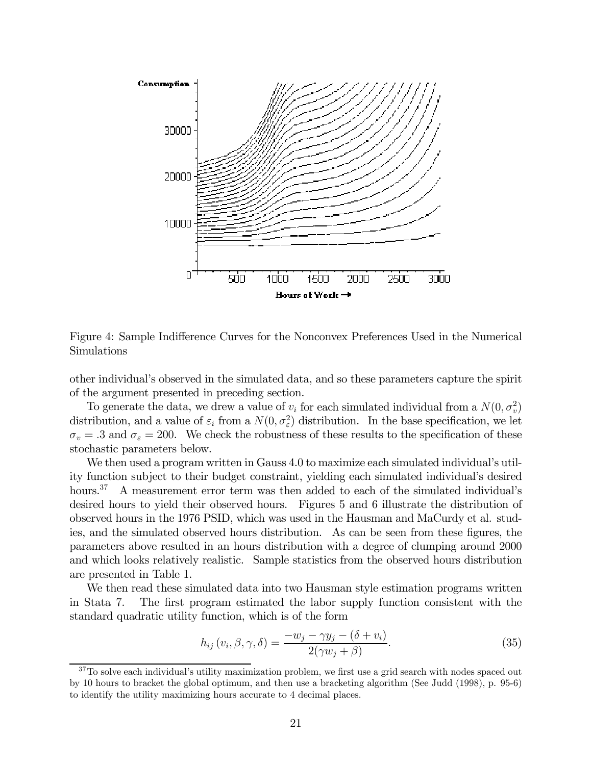Figure 4: Sample Indifference Curves for the Nonconvex Preferences Used in the Numerical Simulations

other individual's observed in the simulated data, and so these parameters capture the spirit of the argument presented in preceding section.

To generate the data, we drew a value of $v_i$ for each simulated individual from a $N(0, \sigma_v^2)$ distribution, and a value of $\varepsilon_i$ from a $N(0, \sigma_\varepsilon^2)$ distribution. In the base specification, we let $\sigma_v = .3$ and $\sigma_\varepsilon = 200$. We check the robustness of these results to the specification of these stochastic parameters below.

We then used a program written in Gauss 4.0 to maximize each simulated individual's utility function subject to their budget constraint, yielding each simulated individual's desired hours.[37] A measurement error term was then added to each of the simulated individual's desired hours to yield their observed hours. Figures 5 and 6 illustrate the distribution of observed hours in the 1976 PSID, which was used in the Hausman and MaCurdy et al. studies, and the simulated observed hours distribution. As can be seen from these figures, the parameters above resulted in an hours distribution with a degree of clumping around 2000 and which looks relatively realistic. Sample statistics from the observed hours distribution are presented in Table 1.

We then read these simulated data into two Hausman style estimation programs written in Stata 7. The first program estimated the labor supply function consistent with the standard quadratic utility function, which is of the form

$$h_{ij}(v_i, \beta, \gamma, \delta) = \frac{-w_j - \gamma y_j - (\delta + v_i)}{2(\gamma w_j + \beta)}. \tag{35}$$

[37] To solve each individual's utility maximization problem, we first use a grid search with nodes spaced out by 10 hours to bracket the global optimum, and then use a bracketing algorithm (See Judd (1998), p. 95-6) to identify the utility maximizing hours accurate to 4 decimal places.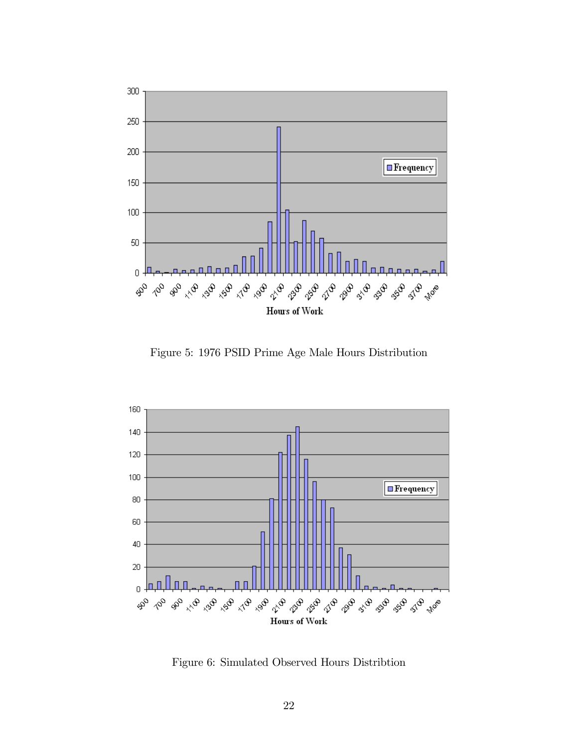Figure 5: 1976 PSID Prime Age Male Hours Distribution

Figure 6: Simulated Observed Hours Distribtion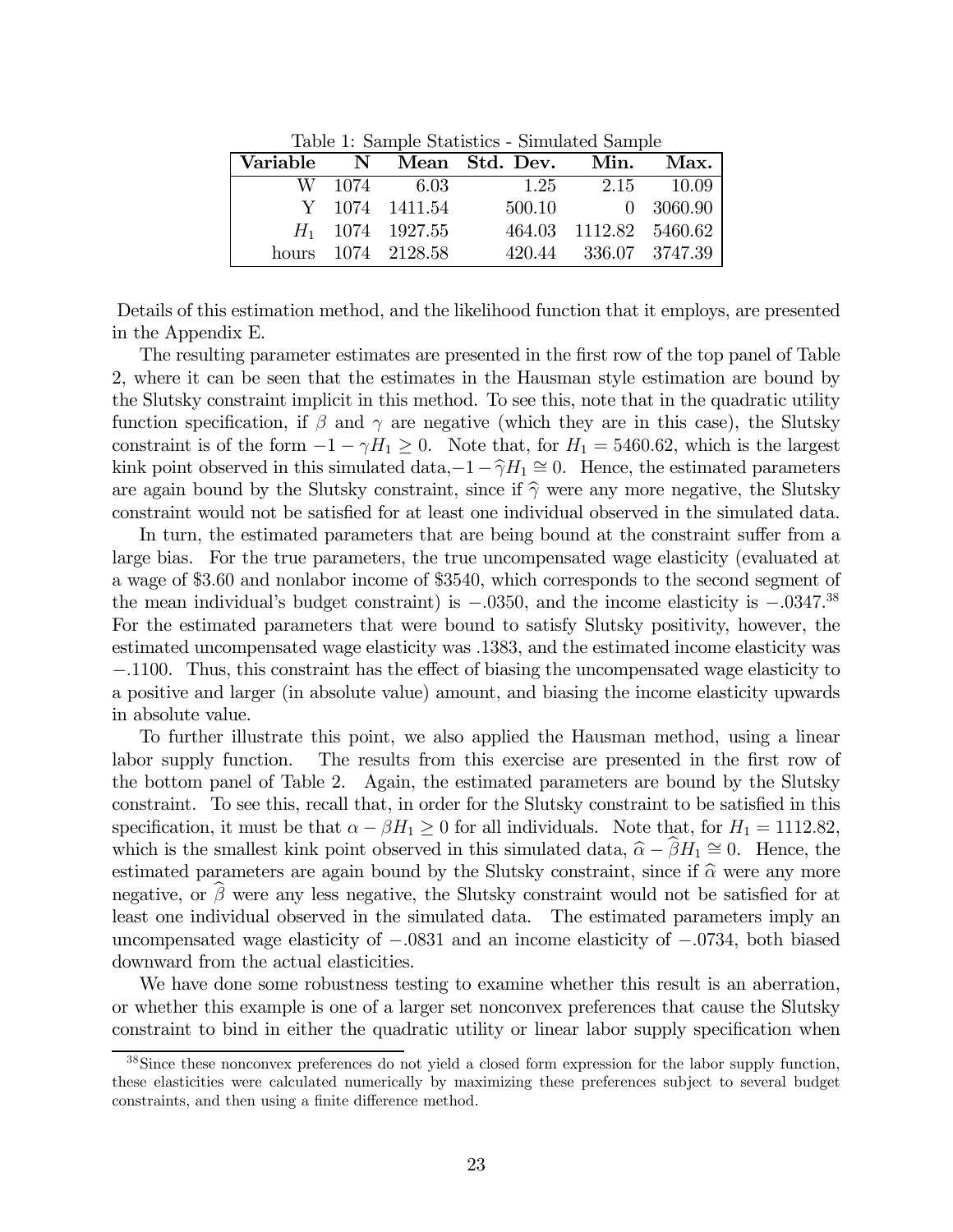Table 1: Sample Statistics - Simulated Sample

| Variable | N | Mean | Std. Dev. | Min. | Max. |
|---|---|---|---|---|---|
| W | 1074 | 6.03 | 1.25 | 2.15 | 10.09 |
| Y | 1074 | 1411.54 | 500.10 | 0 | 3060.90 |
| $H_1$ | 1074 | 1927.55 | 464.03 | 1112.82 | 5460.62 |
| hours | 1074 | 2128.58 | 420.44 | 336.07 | 3747.39 |

Details of this estimation method, and the likelihood function that it employs, are presented in the Appendix E.

The resulting parameter estimates are presented in the first row of the top panel of Table 2, where it can be seen that the estimates in the Hausman style estimation are bound by the Slutsky constraint implicit in this method. To see this, note that in the quadratic utility function specification, if $\beta$ and $\gamma$ are negative (which they are in this case), the Slutsky constraint is of the form $-1 - \gamma H_1 \geq 0$. Note that, for $H_1 = 5460.62$, which is the largest kink point observed in this simulated data, $-1 - \widehat{\gamma} H_1 \cong 0$. Hence, the estimated parameters are again bound by the Slutsky constraint, since if $\widehat{\gamma}$ were any more negative, the Slutsky constraint would not be satisfied for at least one individual observed in the simulated data.

In turn, the estimated parameters that are being bound at the constraint suffer from a large bias. For the true parameters, the true uncompensated wage elasticity (evaluated at a wage of \$3.60 and nonlabor income of \$3540, which corresponds to the second segment of the mean individual's budget constraint) is $-.0350$, and the income elasticity is $-.0347$.[38] For the estimated parameters that were bound to satisfy Slutsky positivity, however, the estimated uncompensated wage elasticity was .1383, and the estimated income elasticity was $-.1100$. Thus, this constraint has the effect of biasing the uncompensated wage elasticity to a positive and larger (in absolute value) amount, and biasing the income elasticity upwards in absolute value.

To further illustrate this point, we also applied the Hausman method, using a linear labor supply function. The results from this exercise are presented in the first row of the bottom panel of Table 2. Again, the estimated parameters are bound by the Slutsky constraint. To see this, recall that, in order for the Slutsky constraint to be satisfied in this specification, it must be that $\alpha - \beta H_1 \geq 0$ for all individuals. Note that, for $H_1 = 1112.82$, which is the smallest kink point observed in this simulated data, $\widehat{\alpha} - \widehat{\beta} H_1 \cong 0$. Hence, the estimated parameters are again bound by the Slutsky constraint, since if $\widehat{\alpha}$ were any more negative, or $\widehat{\beta}$ were any less negative, the Slutsky constraint would not be satisfied for at least one individual observed in the simulated data. The estimated parameters imply an uncompensated wage elasticity of $-.0831$ and an income elasticity of $-.0734$, both biased downward from the actual elasticities.

We have done some robustness testing to examine whether this result is an aberration, or whether this example is one of a larger set nonconvex preferences that cause the Slutsky constraint to bind in either the quadratic utility or linear labor supply specification when

[38] Since these nonconvex preferences do not yield a closed form expression for the labor supply function, these elasticities were calculated numerically by maximizing these preferences subject to several budget constraints, and then using a finite difference method.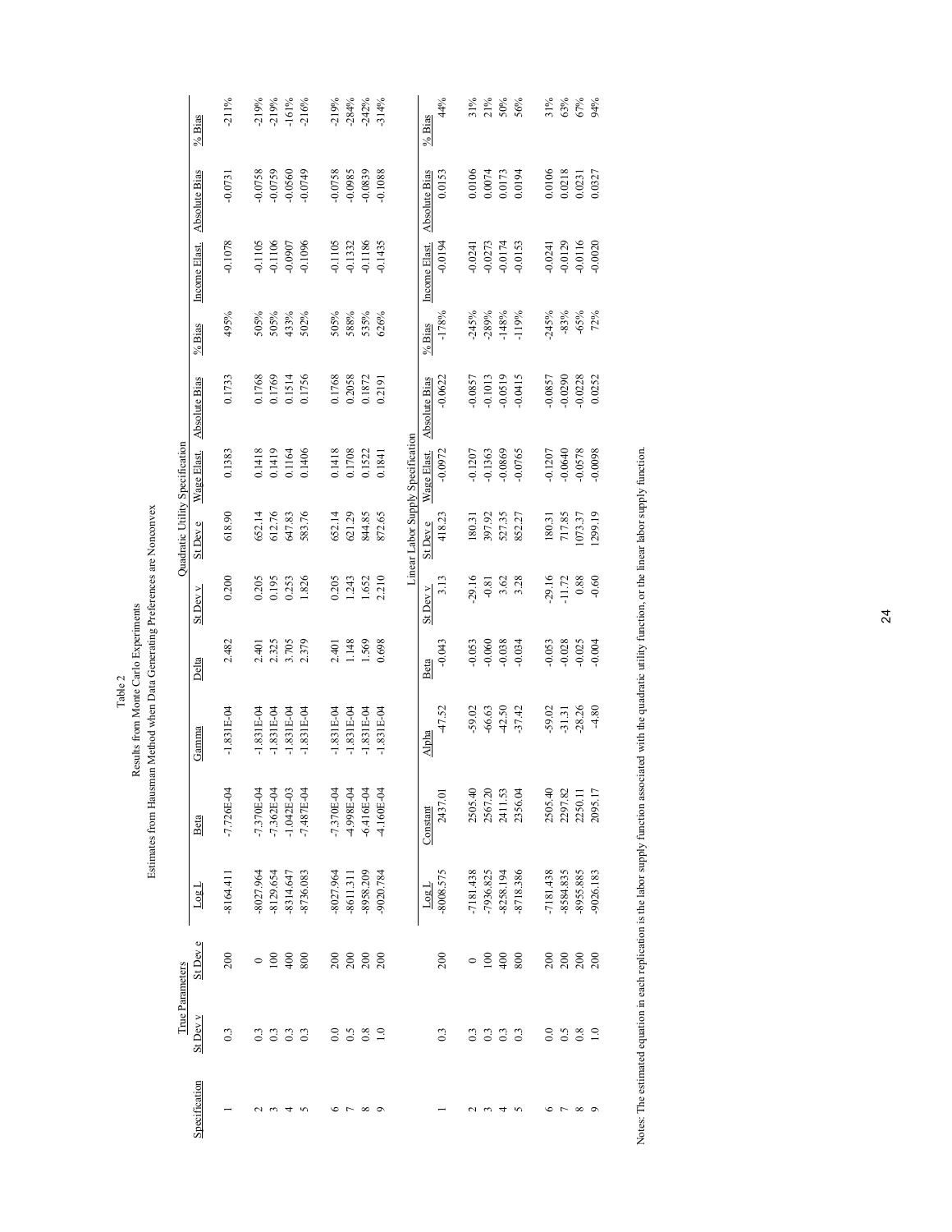Table 2

Results from Monte Carlo Experiments

Estimates from Hausman Method when Data Generating Preferences are Nonconvex

| | True Parameters | | Quadratic Utility Specification | | | | | | | | | | | | |
|---|---|---|---|---|---|---|---|---|---|---|---|---|---|---|---|
| Specification | St Dev v | St Dev e | Log L | Beta | Gamma | Delta | St Dev v | St Dev e | Wage Elast. | Absolute Bias | % Bias | Income Elast. | Absolute Bias | % Bias |
| 1 | 0.3 | 200 | -8164.411 | -7.726E-04 | -1.831E-04 | 2.482 | 0.200 | 618.90 | 0.1383 | 0.1733 | 495% | -0.1078 | -0.0731 | -211% |
| 2 | 0.3 | 0 | -8027.964 | -7.370E-04 | -1.831E-04 | 2.401 | 0.205 | 652.14 | 0.1418 | 0.1768 | 505% | -0.1105 | -0.0758 | -219% |
| 3 | 0.3 | 100 | -8129.654 | -7.362E-04 | -1.831E-04 | 2.325 | 0.195 | 612.76 | 0.1419 | 0.1769 | 505% | -0.1106 | -0.0759 | -219% |
| 4 | 0.3 | 400 | -8314.647 | -1.042E-03 | -1.831E-04 | 3.705 | 0.253 | 647.83 | 0.1164 | 0.1514 | 433% | -0.0907 | -0.0560 | -161% |
| 5 | 0.3 | 800 | -8736.083 | -7.487E-04 | -1.831E-04 | 2.379 | 1.826 | 583.76 | 0.1406 | 0.1756 | 502% | -0.1096 | -0.0749 | -216% |
| 6 | 0.0 | 200 | -8027.964 | -7.370E-04 | -1.831E-04 | 2.401 | 0.205 | 652.14 | 0.1418 | 0.1768 | 505% | -0.1105 | -0.0758 | -219% |
| 7 | 0.5 | 200 | -8611.311 | -4.998E-04 | -1.831E-04 | 1.148 | 1.243 | 621.29 | 0.1708 | 0.2058 | 588% | -0.1332 | -0.0985 | -284% |
| 8 | 0.8 | 200 | -8958.209 | -6.416E-04 | -1.831E-04 | 1.569 | 1.652 | 844.85 | 0.1522 | 0.1872 | 535% | -0.1186 | -0.0839 | -242% |
| 9 | 1.0 | 200 | -9020.784 | -4.160E-04 | -1.831E-04 | 0.698 | 2.210 | 872.65 | 0.1841 | 0.2191 | 626% | -0.1435 | -0.1088 | -314% |
| | | | Linear Labor Supply Specification | | | | | | | | | | | |
| | | | Log L | Constant | Alpha | Beta | St Dev v | St Dev e | Wage Elast. | Absolute Bias | % Bias | Income Elast. | Absolute Bias | % Bias |
| 1 | 0.3 | 200 | -8008.575 | 2437.01 | -47.52 | -0.043 | 3.13 | 418.23 | -0.0972 | -0.0622 | -178% | -0.0194 | 0.0153 | 44% |
| 2 | 0.3 | 0 | -7181.438 | 2505.40 | -59.02 | -0.053 | -29.16 | 180.31 | -0.1207 | -0.0857 | -245% | -0.0241 | 0.0106 | 31% |
| 3 | 0.3 | 100 | -7936.825 | 2567.20 | -66.63 | -0.060 | -0.81 | 397.92 | -0.1363 | -0.1013 | -289% | -0.0273 | 0.0074 | 21% |
| 4 | 0.3 | 400 | -8258.194 | 2411.53 | -42.50 | -0.038 | 3.62 | 527.35 | -0.0869 | -0.0519 | -148% | -0.0174 | 0.0173 | 50% |
| 5 | 0.3 | 800 | -8718.386 | 2356.04 | -37.42 | -0.034 | 3.28 | 852.27 | -0.0765 | -0.0415 | -119% | -0.0153 | 0.0194 | 56% |
| 6 | 0.0 | 200 | -7181.438 | 2505.40 | -59.02 | -0.053 | -29.16 | 180.31 | -0.1207 | -0.0857 | -245% | -0.0241 | 0.0106 | 31% |
| 7 | 0.5 | 200 | -8584.835 | 2297.82 | -31.31 | -0.028 | -11.72 | 717.85 | -0.0640 | -0.0290 | -83% | -0.0129 | 0.0218 | 63% |
| 8 | 0.8 | 200 | -8955.885 | 2250.11 | -28.26 | -0.025 | 0.88 | 1073.37 | -0.0578 | -0.0228 | -65% | -0.0116 | 0.0231 | 67% |
| 9 | 1.0 | 200 | -9026.183 | 2095.17 | -4.80 | -0.004 | -0.60 | 1299.19 | -0.0098 | 0.0252 | 72% | -0.0020 | 0.0327 | 94% |

Notes: The estimated equation in each replication is the labor supply function associated with the quadratic utility function, or the linear labor supply function.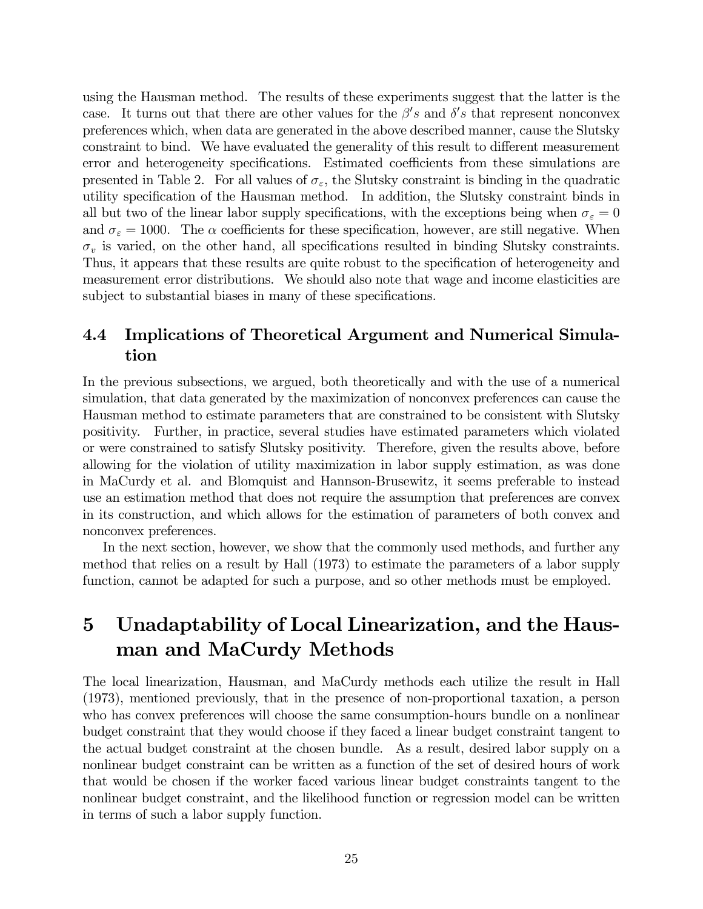using the Hausman method. The results of these experiments suggest that the latter is the case. It turns out that there are other values for the $\beta's$ and $\delta's$ that represent nonconvex preferences which, when data are generated in the above described manner, cause the Slutsky constraint to bind. We have evaluated the generality of this result to different measurement error and heterogeneity specifications. Estimated coefficients from these simulations are presented in Table 2. For all values of $\sigma_\varepsilon$, the Slutsky constraint is binding in the quadratic utility specification of the Hausman method. In addition, the Slutsky constraint binds in all but two of the linear labor supply specifications, with the exceptions being when $\sigma_\varepsilon = 0$ and $\sigma_\varepsilon = 1000$. The $\alpha$ coefficients for these specification, however, are still negative. When $\sigma_v$ is varied, on the other hand, all specifications resulted in binding Slutsky constraints. Thus, it appears that these results are quite robust to the specification of heterogeneity and measurement error distributions. We should also note that wage and income elasticities are subject to substantial biases in many of these specifications.

## 4.4 Implications of Theoretical Argument and Numerical Simulation

In the previous subsections, we argued, both theoretically and with the use of a numerical simulation, that data generated by the maximization of nonconvex preferences can cause the Hausman method to estimate parameters that are constrained to be consistent with Slutsky positivity. Further, in practice, several studies have estimated parameters which violated or were constrained to satisfy Slutsky positivity. Therefore, given the results above, before allowing for the violation of utility maximization in labor supply estimation, as was done in MaCurdy et al. and Blomquist and Hannson-Brusewitz, it seems preferable to instead use an estimation method that does not require the assumption that preferences are convex in its construction, and which allows for the estimation of parameters of both convex and nonconvex preferences.

In the next section, however, we show that the commonly used methods, and further any method that relies on a result by Hall (1973) to estimate the parameters of a labor supply function, cannot be adapted for such a purpose, and so other methods must be employed.

# 5 Unadaptability of Local Linearization, and the Hausman and MaCurdy Methods

The local linearization, Hausman, and MaCurdy methods each utilize the result in Hall (1973), mentioned previously, that in the presence of non-proportional taxation, a person who has convex preferences will choose the same consumption-hours bundle on a nonlinear budget constraint that they would choose if they faced a linear budget constraint tangent to the actual budget constraint at the chosen bundle. As a result, desired labor supply on a nonlinear budget constraint can be written as a function of the set of desired hours of work that would be chosen if the worker faced various linear budget constraints tangent to the nonlinear budget constraint, and the likelihood function or regression model can be written in terms of such a labor supply function.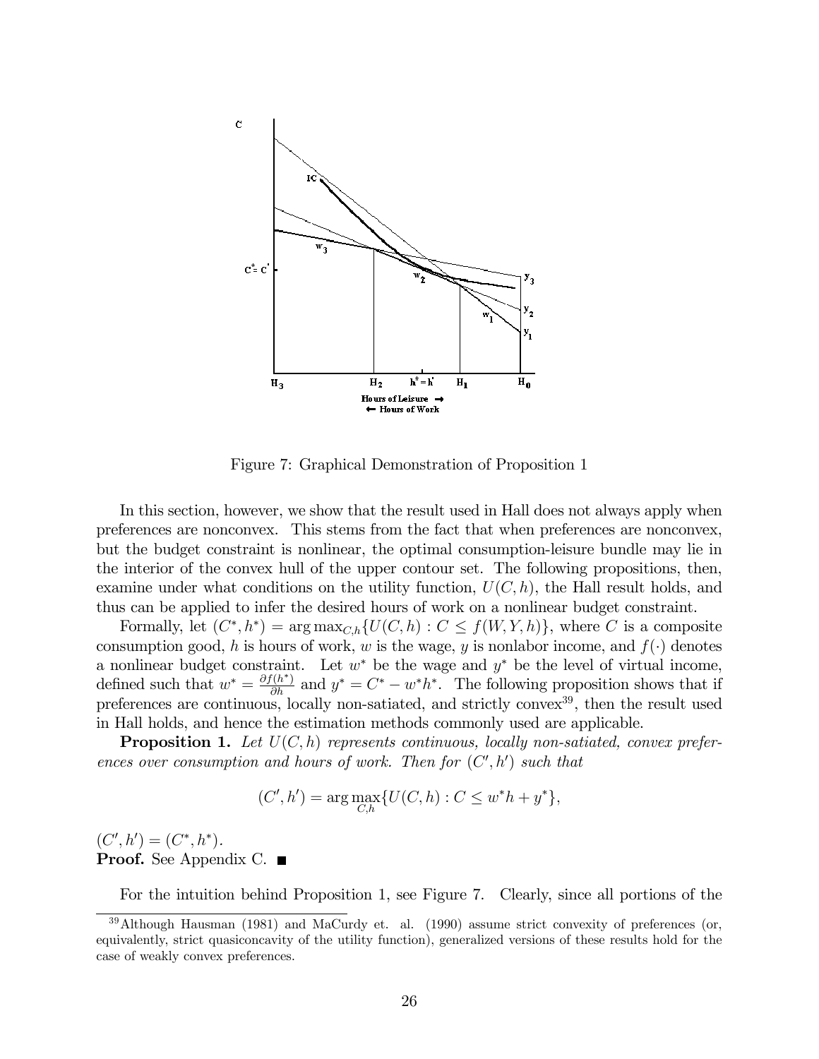Figure 7: Graphical Demonstration of Proposition 1

In this section, however, we show that the result used in Hall does not always apply when preferences are nonconvex. This stems from the fact that when preferences are nonconvex, but the budget constraint is nonlinear, the optimal consumption-leisure bundle may lie in the interior of the convex hull of the upper contour set. The following propositions, then, examine under what conditions on the utility function, $U(C, h)$, the Hall result holds, and thus can be applied to infer the desired hours of work on a nonlinear budget constraint.

Formally, let $(C^*, h^*) = \arg\max_{C,h}\{U(C, h) : C \leq f(W, Y, h)\}$, where $C$ is a composite consumption good, $h$ is hours of work, $w$ is the wage, $y$ is nonlabor income, and $f(\cdot)$ denotes a nonlinear budget constraint. Let $w^*$ be the wage and $y^*$ be the level of virtual income, defined such that $w^* = \frac{\partial f(h^*)}{\partial h}$ and $y^* = C^* - w^*h^*$. The following proposition shows that if preferences are continuous, locally non-satiated, and strictly convex[39], then the result used in Hall holds, and hence the estimation methods commonly used are applicable.

**Proposition 1.** *Let $U(C, h)$ represents continuous, locally non-satiated, convex preferences over consumption and hours of work. Then for $(C', h')$ such that*

$$(C', h') = \arg\max_{C,h}\{U(C, h) : C \leq w^*h + y^*\},$$

$(C', h') = (C^*, h^*)$.

**Proof.** See Appendix C. ∎

For the intuition behind Proposition 1, see Figure 7. Clearly, since all portions of the

[39] Although Hausman (1981) and MaCurdy et. al. (1990) assume strict convexity of preferences (or, equivalently, strict quasiconcavity of the utility function), generalized versions of these results hold for the case of weakly convex preferences.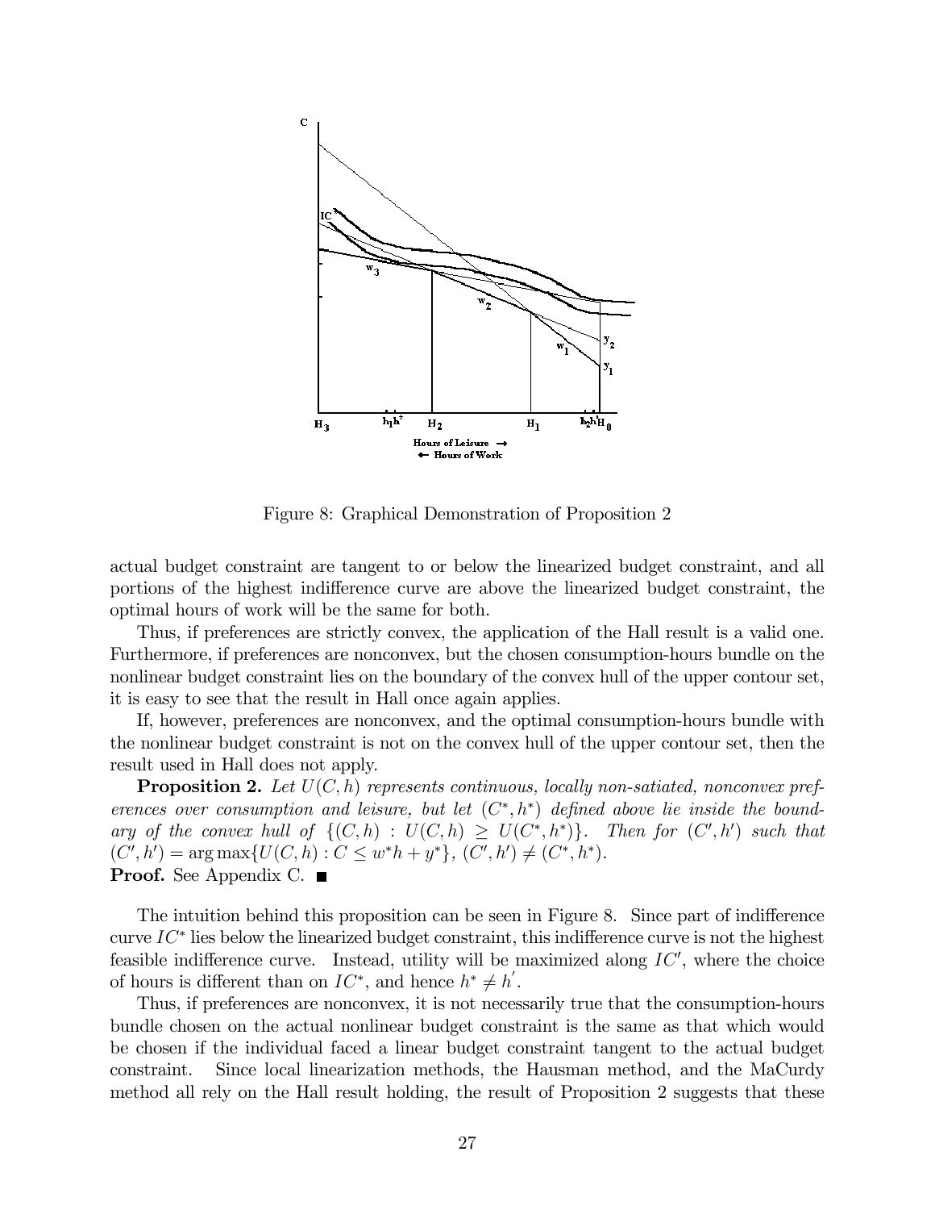Figure 8: Graphical Demonstration of Proposition 2

actual budget constraint are tangent to or below the linearized budget constraint, and all portions of the highest indifference curve are above the linearized budget constraint, the optimal hours of work will be the same for both.

Thus, if preferences are strictly convex, the application of the Hall result is a valid one. Furthermore, if preferences are nonconvex, but the chosen consumption-hours bundle on the nonlinear budget constraint lies on the boundary of the convex hull of the upper contour set, it is easy to see that the result in Hall once again applies.

If, however, preferences are nonconvex, and the optimal consumption-hours bundle with the nonlinear budget constraint is not on the convex hull of the upper contour set, then the result used in Hall does not apply.

**Proposition 2.** *Let $U(C, h)$ represents continuous, locally non-satiated, nonconvex preferences over consumption and leisure, but let $(C^*, h^*)$ defined above lie inside the boundary of the convex hull of $\{(C, h) : U(C, h) \geq U(C^*, h^*)\}$. Then for $(C', h')$ such that $(C', h') = \arg\max\{U(C, h) : C \leq w^*h + y^*\}$, $(C', h') \neq (C^*, h^*)$.*

**Proof.** See Appendix C. ■

The intuition behind this proposition can be seen in Figure 8. Since part of indifference curve $IC^*$ lies below the linearized budget constraint, this indifference curve is not the highest feasible indifference curve. Instead, utility will be maximized along $IC'$, where the choice of hours is different than on $IC^*$, and hence $h^* \neq h'$.

Thus, if preferences are nonconvex, it is not necessarily true that the consumption-hours bundle chosen on the actual nonlinear budget constraint is the same as that which would be chosen if the individual faced a linear budget constraint tangent to the actual budget constraint. Since local linearization methods, the Hausman method, and the MaCurdy method all rely on the Hall result holding, the result of Proposition 2 suggests that these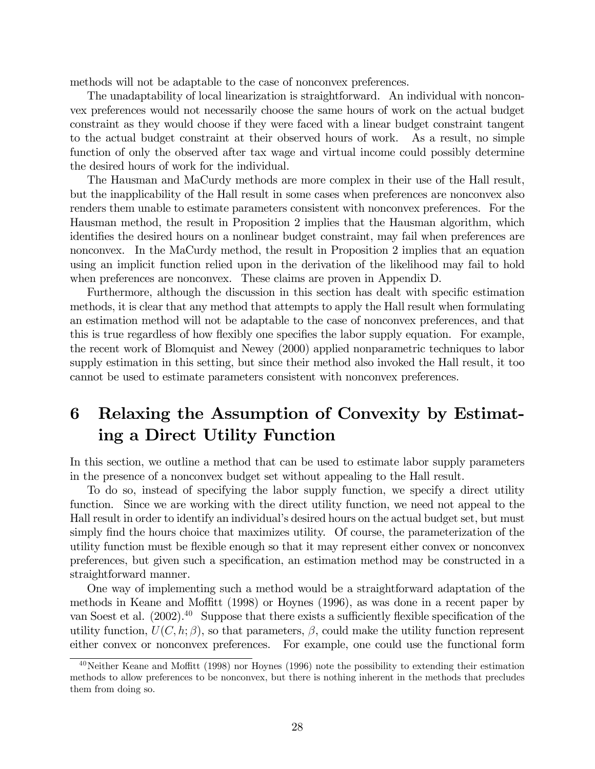methods will not be adaptable to the case of nonconvex preferences.

The unadaptability of local linearization is straightforward. An individual with nonconvex preferences would not necessarily choose the same hours of work on the actual budget constraint as they would choose if they were faced with a linear budget constraint tangent to the actual budget constraint at their observed hours of work. As a result, no simple function of only the observed after tax wage and virtual income could possibly determine the desired hours of work for the individual.

The Hausman and MaCurdy methods are more complex in their use of the Hall result, but the inapplicability of the Hall result in some cases when preferences are nonconvex also renders them unable to estimate parameters consistent with nonconvex preferences. For the Hausman method, the result in Proposition 2 implies that the Hausman algorithm, which identifies the desired hours on a nonlinear budget constraint, may fail when preferences are nonconvex. In the MaCurdy method, the result in Proposition 2 implies that an equation using an implicit function relied upon in the derivation of the likelihood may fail to hold when preferences are nonconvex. These claims are proven in Appendix D.

Furthermore, although the discussion in this section has dealt with specific estimation methods, it is clear that any method that attempts to apply the Hall result when formulating an estimation method will not be adaptable to the case of nonconvex preferences, and that this is true regardless of how flexibly one specifies the labor supply equation. For example, the recent work of Blomquist and Newey (2000) applied nonparametric techniques to labor supply estimation in this setting, but since their method also invoked the Hall result, it too cannot be used to estimate parameters consistent with nonconvex preferences.

# 6 Relaxing the Assumption of Convexity by Estimating a Direct Utility Function

In this section, we outline a method that can be used to estimate labor supply parameters in the presence of a nonconvex budget set without appealing to the Hall result.

To do so, instead of specifying the labor supply function, we specify a direct utility function. Since we are working with the direct utility function, we need not appeal to the Hall result in order to identify an individual's desired hours on the actual budget set, but must simply find the hours choice that maximizes utility. Of course, the parameterization of the utility function must be flexible enough so that it may represent either convex or nonconvex preferences, but given such a specification, an estimation method may be constructed in a straightforward manner.

One way of implementing such a method would be a straightforward adaptation of the methods in Keane and Moffitt (1998) or Hoynes (1996), as was done in a recent paper by van Soest et al. (2002).[40] Suppose that there exists a sufficiently flexible specification of the utility function, $U(C, h; \beta)$, so that parameters, $\beta$, could make the utility function represent either convex or nonconvex preferences. For example, one could use the functional form

[40] Neither Keane and Moffitt (1998) nor Hoynes (1996) note the possibility to extending their estimation methods to allow preferences to be nonconvex, but there is nothing inherent in the methods that precludes them from doing so.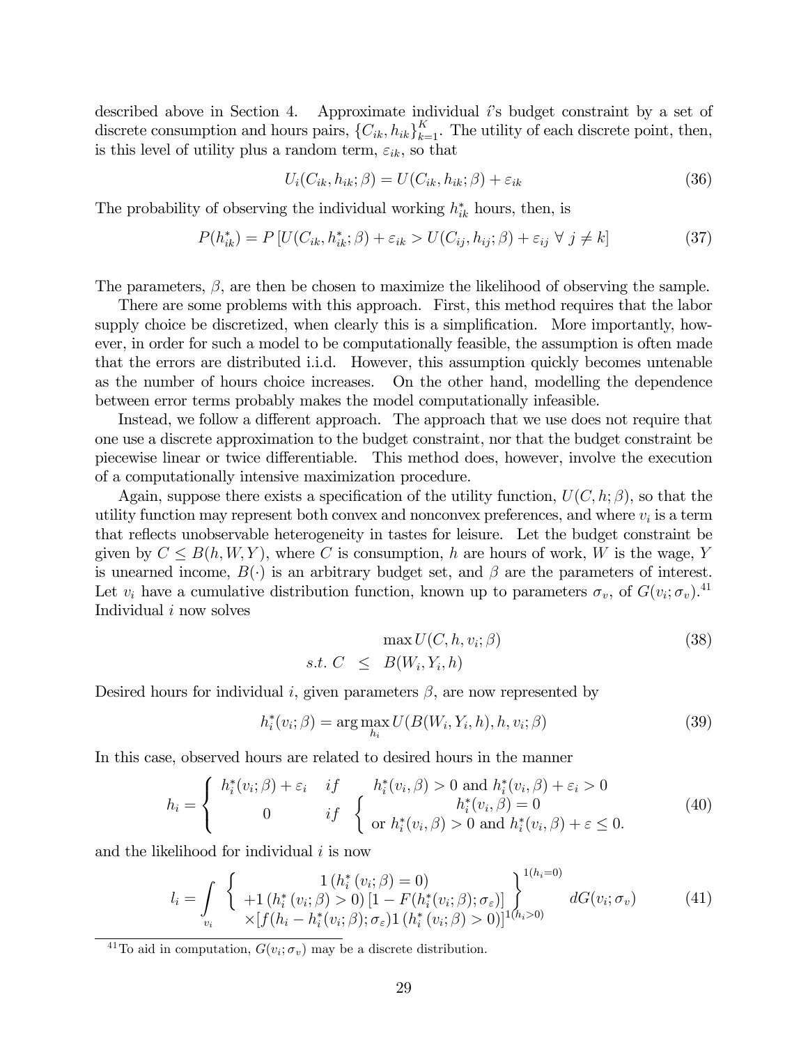described above in Section 4. Approximate individual $i$'s budget constraint by a set of discrete consumption and hours pairs, $\{C_{ik}, h_{ik}\}_{k=1}^{K}$. The utility of each discrete point, then, is this level of utility plus a random term, $\varepsilon_{ik}$, so that

$$U_i(C_{ik}, h_{ik}; \beta) = U(C_{ik}, h_{ik}; \beta) + \varepsilon_{ik} \tag{36}$$

The probability of observing the individual working $h_{ik}^*$ hours, then, is

$$P(h_{ik}^*) = P\left[U(C_{ik}, h_{ik}^*; \beta) + \varepsilon_{ik} > U(C_{ij}, h_{ij}; \beta) + \varepsilon_{ij} \ \forall \ j \neq k\right] \tag{37}$$

The parameters, $\beta$, are then be chosen to maximize the likelihood of observing the sample.

There are some problems with this approach. First, this method requires that the labor supply choice be discretized, when clearly this is a simplification. More importantly, however, in order for such a model to be computationally feasible, the assumption is often made that the errors are distributed i.i.d. However, this assumption quickly becomes untenable as the number of hours choice increases. On the other hand, modelling the dependence between error terms probably makes the model computationally infeasible.

Instead, we follow a different approach. The approach that we use does not require that one use a discrete approximation to the budget constraint, nor that the budget constraint be piecewise linear or twice differentiable. This method does, however, involve the execution of a computationally intensive maximization procedure.

Again, suppose there exists a specification of the utility function, $U(C, h; \beta)$, so that the utility function may represent both convex and nonconvex preferences, and where $v_i$ is a term that reflects unobservable heterogeneity in tastes for leisure. Let the budget constraint be given by $C \leq B(h, W, Y)$, where $C$ is consumption, $h$ are hours of work, $W$ is the wage, $Y$ is unearned income, $B(\cdot)$ is an arbitrary budget set, and $\beta$ are the parameters of interest. Let $v_i$ have a cumulative distribution function, known up to parameters $\sigma_v$, of $G(v_i; \sigma_v)$.[41] Individual $i$ now solves

$$\begin{aligned} &\max U(C, h, v_i; \beta) \\ s.t.\ C \ &\leq \ B(W_i, Y_i, h) \end{aligned} \tag{38}$$

Desired hours for individual $i$, given parameters $\beta$, are now represented by

$$h_i^*(v_i; \beta) = \arg\max_{h_i} U(B(W_i, Y_i, h), h, v_i; \beta) \tag{39}$$

In this case, observed hours are related to desired hours in the manner

$$h_i = \begin{cases} h_i^*(v_i; \beta) + \varepsilon_i & if \quad h_i^*(v_i, \beta) > 0 \text{ and } h_i^*(v_i, \beta) + \varepsilon_i > 0 \\ 0 & if \quad \begin{cases} h_i^*(v_i, \beta) = 0 \\ \text{or } h_i^*(v_i, \beta) > 0 \text{ and } h_i^*(v_i, \beta) + \varepsilon \leq 0. \end{cases} \end{cases} \tag{40}$$

and the likelihood for individual $i$ is now

$$l_i = \int_{v_i} \left\{ \begin{array}{c} 1\left(h_i^*\left(v_i; \beta\right) = 0\right) \\ +1\left(h_i^*\left(v_i; \beta\right) > 0\right)\left[1 - F(h_i^*(v_i; \beta); \sigma_\varepsilon)\right] \\ \times [f(h_i - h_i^*(v_i; \beta); \sigma_\varepsilon) 1\left(h_i^*\left(v_i; \beta\right) > 0\right)]^{1(h_i > 0)} \end{array} \right\}^{1(h_i = 0)} dG(v_i; \sigma_v) \tag{41}$$

[41] To aid in computation, $G(v_i; \sigma_v)$ may be a discrete distribution.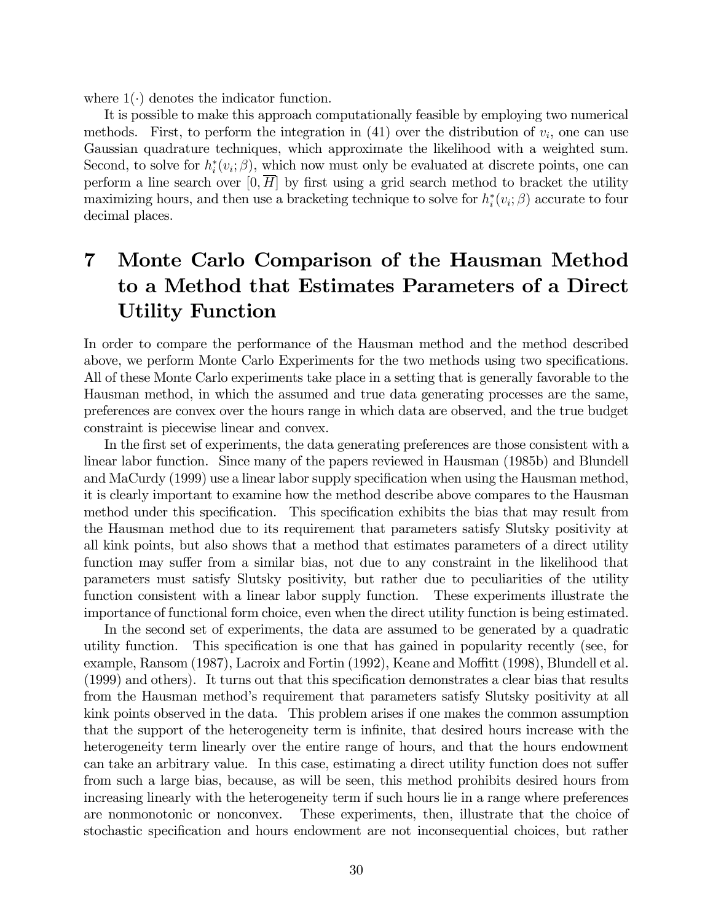where $1(\cdot)$ denotes the indicator function.

It is possible to make this approach computationally feasible by employing two numerical methods. First, to perform the integration in (41) over the distribution of $v_i$, one can use Gaussian quadrature techniques, which approximate the likelihood with a weighted sum. Second, to solve for $h_i^*(v_i;\beta)$, which now must only be evaluated at discrete points, one can perform a line search over $[0,\overline{H}]$ by first using a grid search method to bracket the utility maximizing hours, and then use a bracketing technique to solve for $h_i^*(v_i;\beta)$ accurate to four decimal places.

# 7 Monte Carlo Comparison of the Hausman Method to a Method that Estimates Parameters of a Direct Utility Function

In order to compare the performance of the Hausman method and the method described above, we perform Monte Carlo Experiments for the two methods using two specifications. All of these Monte Carlo experiments take place in a setting that is generally favorable to the Hausman method, in which the assumed and true data generating processes are the same, preferences are convex over the hours range in which data are observed, and the true budget constraint is piecewise linear and convex.

In the first set of experiments, the data generating preferences are those consistent with a linear labor function. Since many of the papers reviewed in Hausman (1985b) and Blundell and MaCurdy (1999) use a linear labor supply specification when using the Hausman method, it is clearly important to examine how the method describe above compares to the Hausman method under this specification. This specification exhibits the bias that may result from the Hausman method due to its requirement that parameters satisfy Slutsky positivity at all kink points, but also shows that a method that estimates parameters of a direct utility function may suffer from a similar bias, not due to any constraint in the likelihood that parameters must satisfy Slutsky positivity, but rather due to peculiarities of the utility function consistent with a linear labor supply function. These experiments illustrate the importance of functional form choice, even when the direct utility function is being estimated.

In the second set of experiments, the data are assumed to be generated by a quadratic utility function. This specification is one that has gained in popularity recently (see, for example, Ransom (1987), Lacroix and Fortin (1992), Keane and Moffitt (1998), Blundell et al. (1999) and others). It turns out that this specification demonstrates a clear bias that results from the Hausman method's requirement that parameters satisfy Slutsky positivity at all kink points observed in the data. This problem arises if one makes the common assumption that the support of the heterogeneity term is infinite, that desired hours increase with the heterogeneity term linearly over the entire range of hours, and that the hours endowment can take an arbitrary value. In this case, estimating a direct utility function does not suffer from such a large bias, because, as will be seen, this method prohibits desired hours from increasing linearly with the heterogeneity term if such hours lie in a range where preferences are nonmonotonic or nonconvex. These experiments, then, illustrate that the choice of stochastic specification and hours endowment are not inconsequential choices, but rather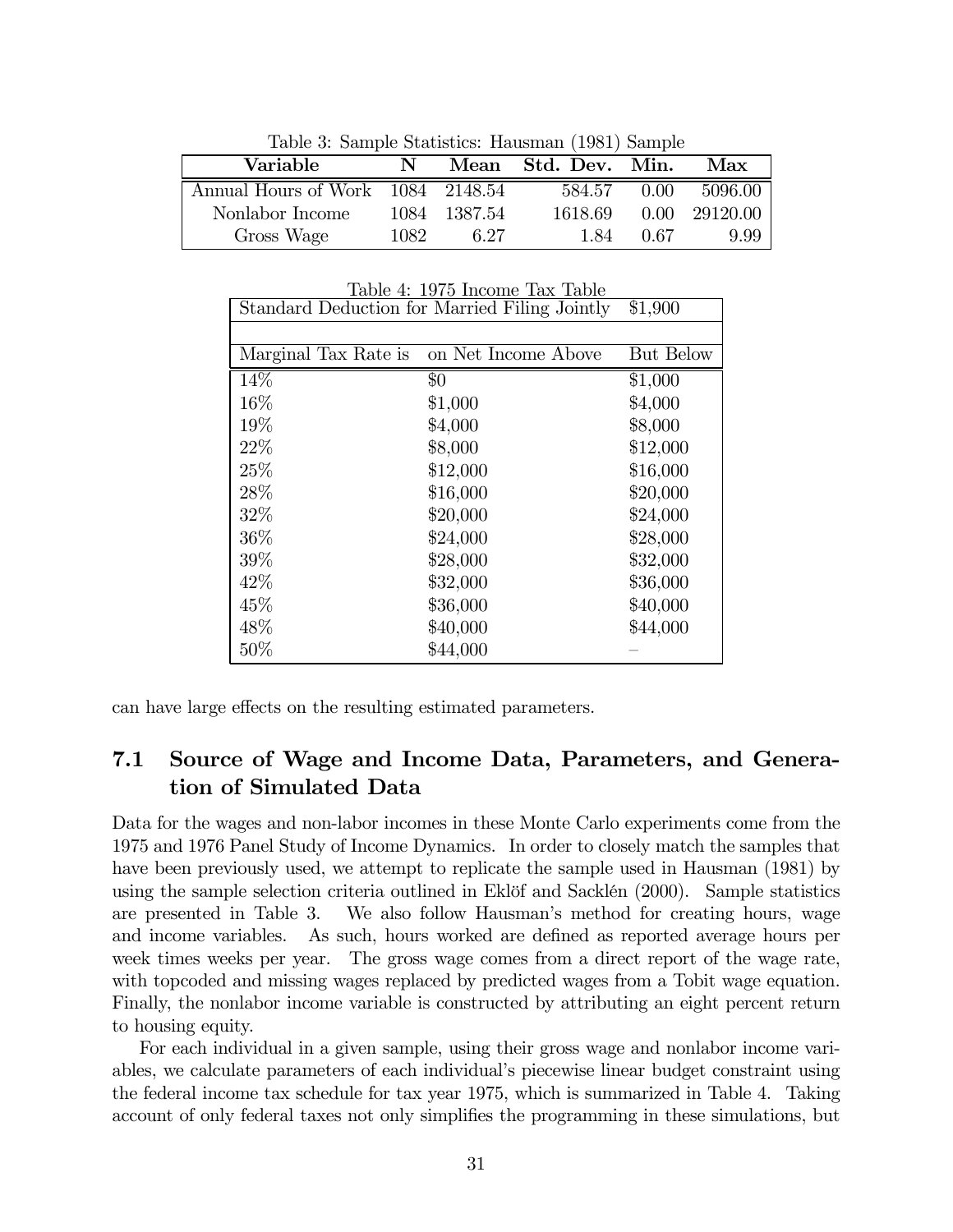Table 3: Sample Statistics: Hausman (1981) Sample

| Variable | N | Mean | Std. Dev. | Min. | Max |
|---|---|---|---|---|---|
| Annual Hours of Work | 1084 | 2148.54 | 584.57 | 0.00 | 5096.00 |
| Nonlabor Income | 1084 | 1387.54 | 1618.69 | 0.00 | 29120.00 |
| Gross Wage | 1082 | 6.27 | 1.84 | 0.67 | 9.99 |

Table 4: 1975 Income Tax Table

| Standard Deduction for Married Filing Jointly | | \$1,900 |
|---|---|---|
| | | |
| Marginal Tax Rate is | on Net Income Above | But Below |
| 14% | \$0 | \$1,000 |
| 16% | \$1,000 | \$4,000 |
| 19% | \$4,000 | \$8,000 |
| 22% | \$8,000 | \$12,000 |
| 25% | \$12,000 | \$16,000 |
| 28% | \$16,000 | \$20,000 |
| 32% | \$20,000 | \$24,000 |
| 36% | \$24,000 | \$28,000 |
| 39% | \$28,000 | \$32,000 |
| 42% | \$32,000 | \$36,000 |
| 45% | \$36,000 | \$40,000 |
| 48% | \$40,000 | \$44,000 |
| 50% | \$44,000 | – |

can have large effects on the resulting estimated parameters.

## 7.1 Source of Wage and Income Data, Parameters, and Generation of Simulated Data

Data for the wages and non-labor incomes in these Monte Carlo experiments come from the 1975 and 1976 Panel Study of Income Dynamics. In order to closely match the samples that have been previously used, we attempt to replicate the sample used in Hausman (1981) by using the sample selection criteria outlined in Eklöf and Sacklén (2000). Sample statistics are presented in Table 3. We also follow Hausman's method for creating hours, wage and income variables. As such, hours worked are defined as reported average hours per week times weeks per year. The gross wage comes from a direct report of the wage rate, with topcoded and missing wages replaced by predicted wages from a Tobit wage equation. Finally, the nonlabor income variable is constructed by attributing an eight percent return to housing equity.

For each individual in a given sample, using their gross wage and nonlabor income variables, we calculate parameters of each individual's piecewise linear budget constraint using the federal income tax schedule for tax year 1975, which is summarized in Table 4. Taking account of only federal taxes not only simplifies the programming in these simulations, but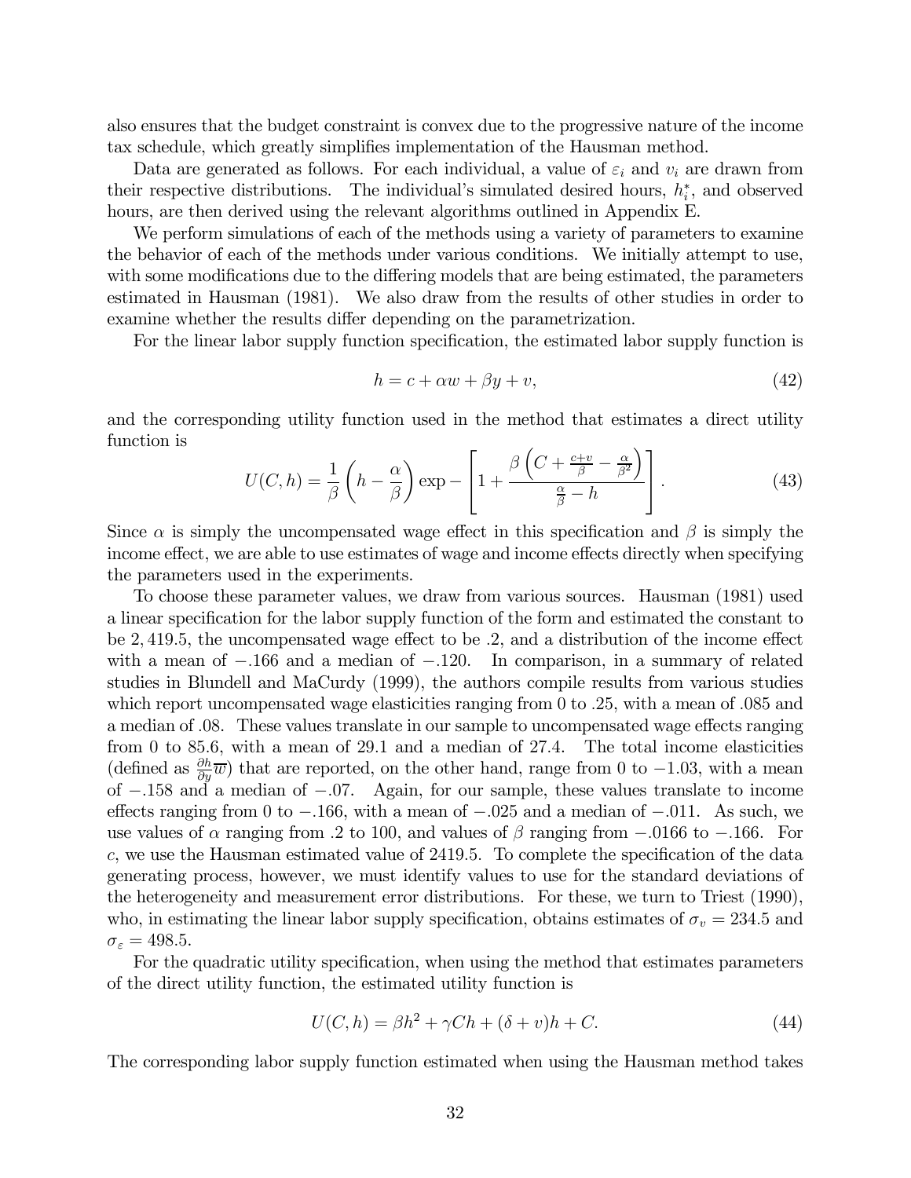also ensures that the budget constraint is convex due to the progressive nature of the income tax schedule, which greatly simplifies implementation of the Hausman method.

Data are generated as follows. For each individual, a value of $\varepsilon_i$ and $v_i$ are drawn from their respective distributions. The individual's simulated desired hours, $h_i^*$, and observed hours, are then derived using the relevant algorithms outlined in Appendix E.

We perform simulations of each of the methods using a variety of parameters to examine the behavior of each of the methods under various conditions. We initially attempt to use, with some modifications due to the differing models that are being estimated, the parameters estimated in Hausman (1981). We also draw from the results of other studies in order to examine whether the results differ depending on the parametrization.

For the linear labor supply function specification, the estimated labor supply function is

$$h = c + \alpha w + \beta y + v, \tag{42}$$

and the corresponding utility function used in the method that estimates a direct utility function is

$$U(C, h) = \frac{1}{\beta}\left(h - \frac{\alpha}{\beta}\right) \exp - \left[1 + \frac{\beta\left(C + \frac{c+v}{\beta} - \frac{\alpha}{\beta^2}\right)}{\frac{\alpha}{\beta} - h}\right]. \tag{43}$$

Since $\alpha$ is simply the uncompensated wage effect in this specification and $\beta$ is simply the income effect, we are able to use estimates of wage and income effects directly when specifying the parameters used in the experiments.

To choose these parameter values, we draw from various sources. Hausman (1981) used a linear specification for the labor supply function of the form and estimated the constant to be 2,419.5, the uncompensated wage effect to be .2, and a distribution of the income effect with a mean of $-.166$ and a median of $-.120$. In comparison, in a summary of related studies in Blundell and MaCurdy (1999), the authors compile results from various studies which report uncompensated wage elasticities ranging from 0 to .25, with a mean of .085 and a median of .08. These values translate in our sample to uncompensated wage effects ranging from 0 to 85.6, with a mean of 29.1 and a median of 27.4. The total income elasticities (defined as $\frac{\partial h}{\partial y}\overline{w}$) that are reported, on the other hand, range from 0 to $-1.03$, with a mean of $-.158$ and a median of $-.07$. Again, for our sample, these values translate to income effects ranging from 0 to $-.166$, with a mean of $-.025$ and a median of $-.011$. As such, we use values of $\alpha$ ranging from .2 to 100, and values of $\beta$ ranging from $-.0166$ to $-.166$. For $c$, we use the Hausman estimated value of 2419.5. To complete the specification of the data generating process, however, we must identify values to use for the standard deviations of the heterogeneity and measurement error distributions. For these, we turn to Triest (1990), who, in estimating the linear labor supply specification, obtains estimates of $\sigma_v = 234.5$ and $\sigma_\varepsilon = 498.5$.

For the quadratic utility specification, when using the method that estimates parameters of the direct utility function, the estimated utility function is

$$U(C, h) = \beta h^2 + \gamma C h + (\delta + v)h + C. \tag{44}$$

The corresponding labor supply function estimated when using the Hausman method takes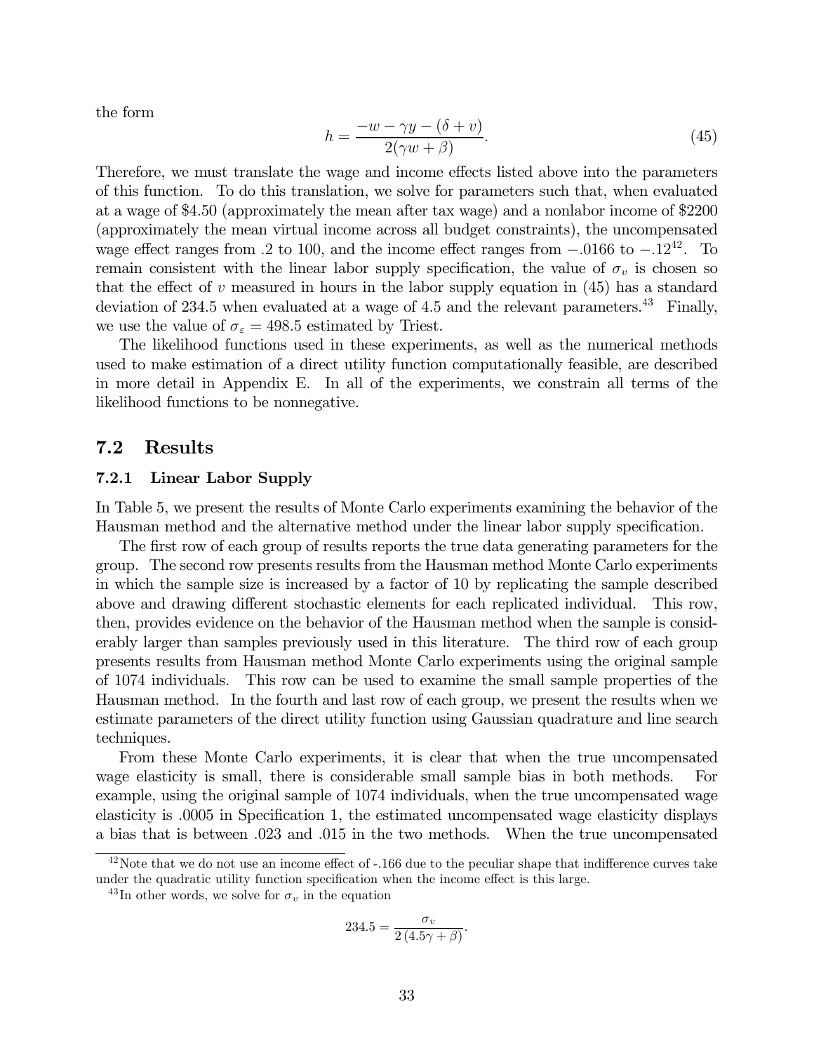the form

$$h = \frac{-w - \gamma y - (\delta + v)}{2(\gamma w + \beta)}. \tag{45}$$

Therefore, we must translate the wage and income effects listed above into the parameters of this function. To do this translation, we solve for parameters such that, when evaluated at a wage of \$4.50 (approximately the mean after tax wage) and a nonlabor income of \$2200 (approximately the mean virtual income across all budget constraints), the uncompensated wage effect ranges from .2 to 100, and the income effect ranges from $-.0166$ to $-.12$[42]. To remain consistent with the linear labor supply specification, the value of $\sigma_v$ is chosen so that the effect of $v$ measured in hours in the labor supply equation in (45) has a standard deviation of 234.5 when evaluated at a wage of 4.5 and the relevant parameters.[43] Finally, we use the value of $\sigma_\varepsilon = 498.5$ estimated by Triest.

The likelihood functions used in these experiments, as well as the numerical methods used to make estimation of a direct utility function computationally feasible, are described in more detail in Appendix E. In all of the experiments, we constrain all terms of the likelihood functions to be nonnegative.

## 7.2 Results

### 7.2.1 Linear Labor Supply

In Table 5, we present the results of Monte Carlo experiments examining the behavior of the Hausman method and the alternative method under the linear labor supply specification.

The first row of each group of results reports the true data generating parameters for the group. The second row presents results from the Hausman method Monte Carlo experiments in which the sample size is increased by a factor of 10 by replicating the sample described above and drawing different stochastic elements for each replicated individual. This row, then, provides evidence on the behavior of the Hausman method when the sample is considerably larger than samples previously used in this literature. The third row of each group presents results from Hausman method Monte Carlo experiments using the original sample of 1074 individuals. This row can be used to examine the small sample properties of the Hausman method. In the fourth and last row of each group, we present the results when we estimate parameters of the direct utility function using Gaussian quadrature and line search techniques.

From these Monte Carlo experiments, it is clear that when the true uncompensated wage elasticity is small, there is considerable small sample bias in both methods. For example, using the original sample of 1074 individuals, when the true uncompensated wage elasticity is .0005 in Specification 1, the estimated uncompensated wage elasticity displays a bias that is between .023 and .015 in the two methods. When the true uncompensated

---

[42] Note that we do not use an income effect of -.166 due to the peculiar shape that indifference curves take under the quadratic utility function specification when the income effect is this large.

[43] In other words, we solve for $\sigma_v$ in the equation

$$234.5 = \frac{\sigma_v}{2\,(4.5\gamma + \beta)}.$$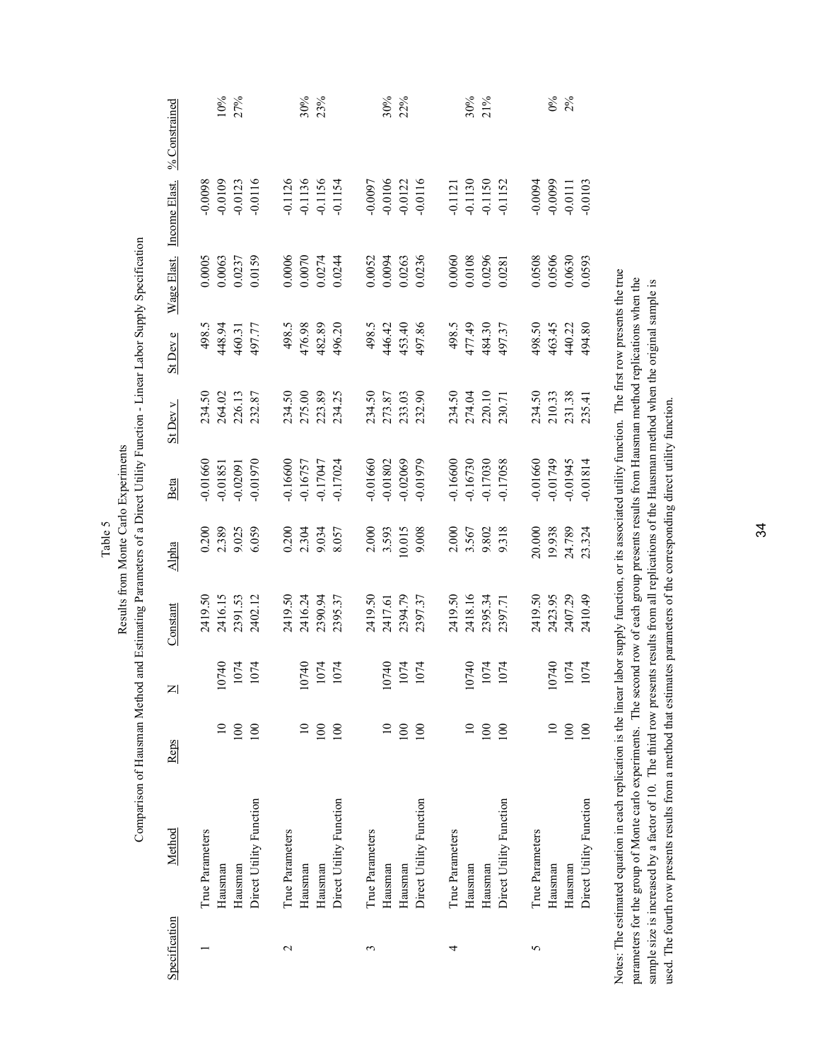Table 5

Results from Monte Carlo Experiments

Comparison of Hausman Method and Estimating Parameters of a Direct Utility Function - Linear Labor Supply Specification

| Specification | Method | Reps | N | Constant | Alpha | Beta | St Dev v | St Dev e | Wage Elast. | Income Elast. | % Constrained |
|---|---|---|---|---|---|---|---|---|---|---|---|
| 1 | True Parameters | | | 2419.50 | 0.200 | -0.01660 | 234.50 | 498.5 | 0.0005 | -0.0098 | |
| | Hausman | 10 | 10740 | 2416.15 | 2.389 | -0.01851 | 264.02 | 448.94 | 0.0063 | -0.0109 | 10% |
| | Hausman | 100 | 1074 | 2391.53 | 9.025 | -0.02091 | 226.13 | 460.31 | 0.0237 | -0.0123 | 27% |
| | Direct Utility Function | 100 | 1074 | 2402.12 | 6.059 | -0.01970 | 232.87 | 497.77 | 0.0159 | -0.0116 | |
| 2 | True Parameters | | | 2419.50 | 0.200 | -0.16600 | 234.50 | 498.5 | 0.0006 | -0.1126 | |
| | Hausman | 10 | 10740 | 2416.24 | 2.304 | -0.16757 | 275.00 | 476.98 | 0.0070 | -0.1136 | 30% |
| | Hausman | 100 | 1074 | 2390.94 | 9.034 | -0.17047 | 223.89 | 482.89 | 0.0274 | -0.1156 | 23% |
| | Direct Utility Function | 100 | 1074 | 2395.37 | 8.057 | -0.17024 | 234.25 | 496.20 | 0.0244 | -0.1154 | |
| 3 | True Parameters | | | 2419.50 | 2.000 | -0.01660 | 234.50 | 498.5 | 0.0052 | -0.0097 | |
| | Hausman | 10 | 10740 | 2417.61 | 3.593 | -0.01802 | 273.87 | 446.42 | 0.0094 | -0.0106 | 30% |
| | Hausman | 100 | 1074 | 2394.79 | 10.015 | -0.02069 | 233.03 | 453.40 | 0.0263 | -0.0122 | 22% |
| | Direct Utility Function | 100 | 1074 | 2397.37 | 9.008 | -0.01979 | 232.90 | 497.86 | 0.0236 | -0.0116 | |
| 4 | True Parameters | | | 2419.50 | 2.000 | -0.16600 | 234.50 | 498.5 | 0.0060 | -0.1121 | |
| | Hausman | 10 | 10740 | 2418.16 | 3.567 | -0.16730 | 274.04 | 477.49 | 0.0108 | -0.1130 | 30% |
| | Hausman | 100 | 1074 | 2395.34 | 9.802 | -0.17030 | 220.10 | 484.30 | 0.0296 | -0.1150 | 21% |
| | Direct Utility Function | 100 | 1074 | 2397.71 | 9.318 | -0.17058 | 230.71 | 497.37 | 0.0281 | -0.1152 | |
| 5 | True Parameters | | | 2419.50 | 20.000 | -0.01660 | 234.50 | 498.50 | 0.0508 | -0.0094 | |
| | Hausman | 10 | 10740 | 2423.95 | 19.938 | -0.01749 | 210.33 | 463.45 | 0.0506 | -0.0099 | 0% |
| | Hausman | 100 | 1074 | 2407.29 | 24.789 | -0.01945 | 231.38 | 440.22 | 0.0630 | -0.0111 | 2% |
| | Direct Utility Function | 100 | 1074 | 2410.49 | 23.324 | -0.01814 | 235.41 | 494.80 | 0.0593 | -0.0103 | |

Notes: The estimated equation in each replication is the linear labor supply function, or its associated utility function. The first row presents the true parameters for the group of Monte carlo experiments. The second row of each group presents results from Hausman method replications when the sample size is increased by a factor of 10. The third row presents results from all replications of the Hausman method when the original sample is used. The fourth row presents results from a method that estimates parameters of the corresponding direct utility function.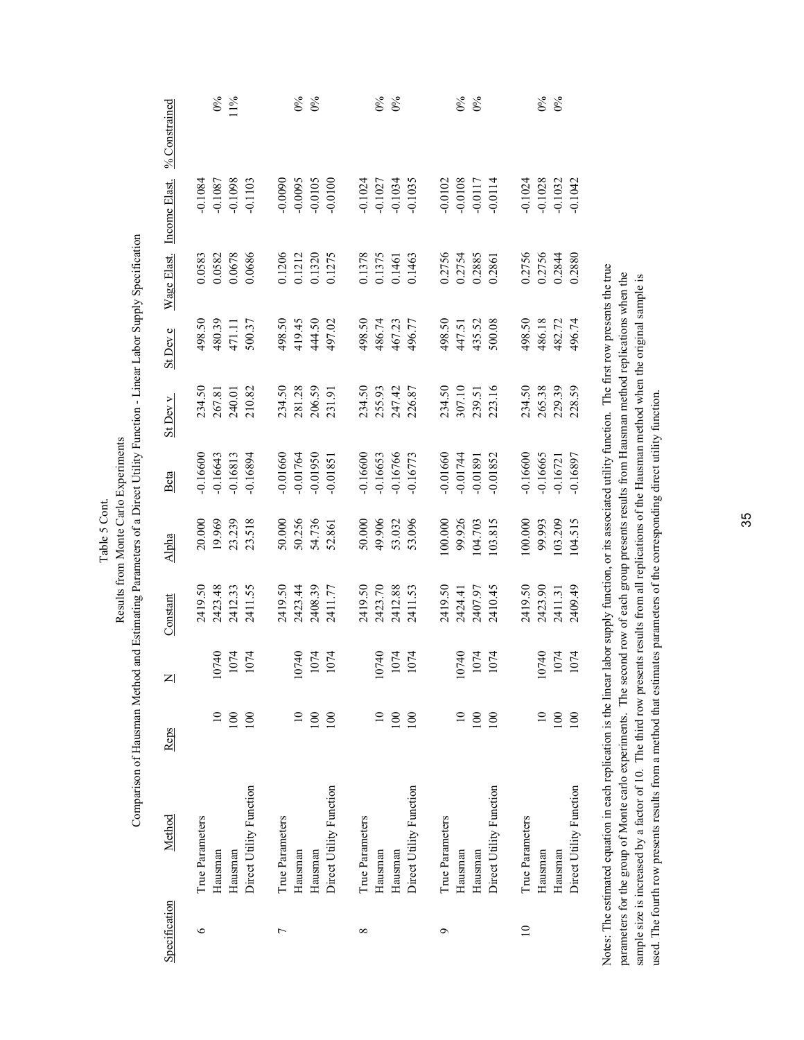Table 5 Cont.

Results from Monte Carlo Experiments

Comparison of Hausman Method and Estimating Parameters of a Direct Utility Function - Linear Labor Supply Specification

| Specification | Method | Reps | N | Constant | Alpha | Beta | St Dev v | St Dev e | Wage Elast. | Income Elast. | % Constrained |
|---|---|---|---|---|---|---|---|---|---|---|---|
| 6 | True Parameters | | | 2419.50 | 20.000 | -0.16600 | 234.50 | 498.50 | 0.0583 | -0.1084 | |
| | Hausman | 10 | 10740 | 2423.48 | 19.969 | -0.16643 | 267.81 | 480.39 | 0.0582 | -0.1087 | 0% |
| | Hausman | 100 | 1074 | 2412.33 | 23.239 | -0.16813 | 240.01 | 471.11 | 0.0678 | -0.1098 | 11% |
| | Direct Utility Function | 100 | 1074 | 2411.55 | 23.518 | -0.16894 | 210.82 | 500.37 | 0.0686 | -0.1103 | |
| 7 | True Parameters | | | 2419.50 | 50.000 | -0.01660 | 234.50 | 498.50 | 0.1206 | -0.0090 | |
| | Hausman | 10 | 10740 | 2423.44 | 50.256 | -0.01764 | 281.28 | 419.45 | 0.1212 | -0.0095 | 0% |
| | Hausman | 100 | 1074 | 2408.39 | 54.736 | -0.01950 | 206.59 | 444.50 | 0.1320 | -0.0105 | 0% |
| | Direct Utility Function | 100 | 1074 | 2411.77 | 52.861 | -0.01851 | 231.91 | 497.02 | 0.1275 | -0.0100 | |
| 8 | True Parameters | | | 2419.50 | 50.000 | -0.16600 | 234.50 | 498.50 | 0.1378 | -0.1024 | |
| | Hausman | 10 | 10740 | 2423.70 | 49.906 | -0.16653 | 255.93 | 486.74 | 0.1375 | -0.1027 | 0% |
| | Hausman | 100 | 1074 | 2412.88 | 53.032 | -0.16766 | 247.42 | 467.23 | 0.1461 | -0.1034 | 0% |
| | Direct Utility Function | 100 | 1074 | 2411.53 | 53.096 | -0.16773 | 226.87 | 496.77 | 0.1463 | -0.1035 | |
| 9 | True Parameters | | | 2419.50 | 100.000 | -0.01660 | 234.50 | 498.50 | 0.2756 | -0.0102 | |
| | Hausman | 10 | 10740 | 2424.41 | 99.926 | -0.01744 | 307.10 | 447.51 | 0.2754 | -0.0108 | 0% |
| | Hausman | 100 | 1074 | 2407.97 | 104.703 | -0.01891 | 239.51 | 435.52 | 0.2885 | -0.0117 | 0% |
| | Direct Utility Function | 100 | 1074 | 2410.45 | 103.815 | -0.01852 | 223.16 | 500.08 | 0.2861 | -0.0114 | |
| 10 | True Parameters | | | 2419.50 | 100.000 | -0.16600 | 234.50 | 498.50 | 0.2756 | -0.1024 | |
| | Hausman | 10 | 10740 | 2423.90 | 99.993 | -0.16665 | 265.38 | 486.18 | 0.2756 | -0.1028 | 0% |
| | Hausman | 100 | 1074 | 2411.31 | 103.209 | -0.16721 | 229.39 | 482.72 | 0.2844 | -0.1032 | 0% |
| | Direct Utility Function | 100 | 1074 | 2409.49 | 104.515 | -0.16897 | 228.59 | 496.74 | 0.2880 | -0.1042 | |

Notes: The estimated equation in each replication is the linear labor supply function, or its associated utility function. The first row presents the true parameters for the group of Monte carlo experiments. The second row of each group presents results from Hausman method replications when the sample size is increased by a factor of 10. The third row presents results from all replications of the Hausman method when the original sample is used. The fourth row presents results from a method that estimates parameters of the corresponding direct utility function.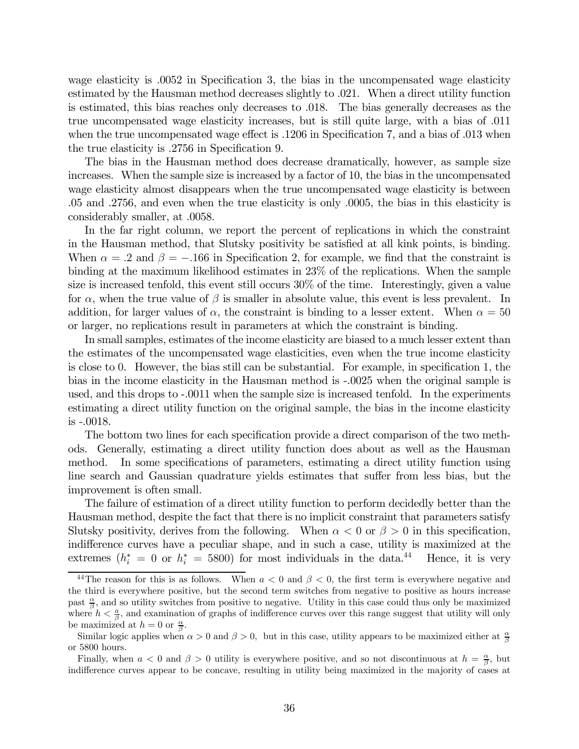wage elasticity is .0052 in Specification 3, the bias in the uncompensated wage elasticity estimated by the Hausman method decreases slightly to .021. When a direct utility function is estimated, this bias reaches only decreases to .018. The bias generally decreases as the true uncompensated wage elasticity increases, but is still quite large, with a bias of .011 when the true uncompensated wage effect is .1206 in Specification 7, and a bias of .013 when the true elasticity is .2756 in Specification 9.

The bias in the Hausman method does decrease dramatically, however, as sample size increases. When the sample size is increased by a factor of 10, the bias in the uncompensated wage elasticity almost disappears when the true uncompensated wage elasticity is between .05 and .2756, and even when the true elasticity is only .0005, the bias in this elasticity is considerably smaller, at .0058.

In the far right column, we report the percent of replications in which the constraint in the Hausman method, that Slutsky positivity be satisfied at all kink points, is binding. When $\alpha = .2$ and $\beta = -.166$ in Specification 2, for example, we find that the constraint is binding at the maximum likelihood estimates in 23% of the replications. When the sample size is increased tenfold, this event still occurs 30% of the time. Interestingly, given a value for $\alpha$, when the true value of $\beta$ is smaller in absolute value, this event is less prevalent. In addition, for larger values of $\alpha$, the constraint is binding to a lesser extent. When $\alpha = 50$ or larger, no replications result in parameters at which the constraint is binding.

In small samples, estimates of the income elasticity are biased to a much lesser extent than the estimates of the uncompensated wage elasticities, even when the true income elasticity is close to 0. However, the bias still can be substantial. For example, in specification 1, the bias in the income elasticity in the Hausman method is -.0025 when the original sample is used, and this drops to -.0011 when the sample size is increased tenfold. In the experiments estimating a direct utility function on the original sample, the bias in the income elasticity is -.0018.

The bottom two lines for each specification provide a direct comparison of the two methods. Generally, estimating a direct utility function does about as well as the Hausman method. In some specifications of parameters, estimating a direct utility function using line search and Gaussian quadrature yields estimates that suffer from less bias, but the improvement is often small.

The failure of estimation of a direct utility function to perform decidedly better than the Hausman method, despite the fact that there is no implicit constraint that parameters satisfy Slutsky positivity, derives from the following. When $\alpha < 0$ or $\beta > 0$ in this specification, indifference curves have a peculiar shape, and in such a case, utility is maximized at the extremes ($h_i^* = 0$ or $h_i^* = 5800$) for most individuals in the data.[44] Hence, it is very

[44] The reason for this is as follows. When $a < 0$ and $\beta < 0$, the first term is everywhere negative and the third is everywhere positive, but the second term switches from negative to positive as hours increase past $\frac{\alpha}{\beta}$, and so utility switches from positive to negative. Utility in this case could thus only be maximized where $h < \frac{a}{\beta}$, and examination of graphs of indifference curves over this range suggest that utility will only be maximized at $h = 0$ or $\frac{\alpha}{\beta}$.

Similar logic applies when $\alpha > 0$ and $\beta > 0$, but in this case, utility appears to be maximized either at $\frac{\alpha}{\beta}$ or 5800 hours.

Finally, when $a < 0$ and $\beta > 0$ utility is everywhere positive, and so not discontinuous at $h = \frac{\alpha}{\beta}$, but indifference curves appear to be concave, resulting in utility being maximized in the majority of cases at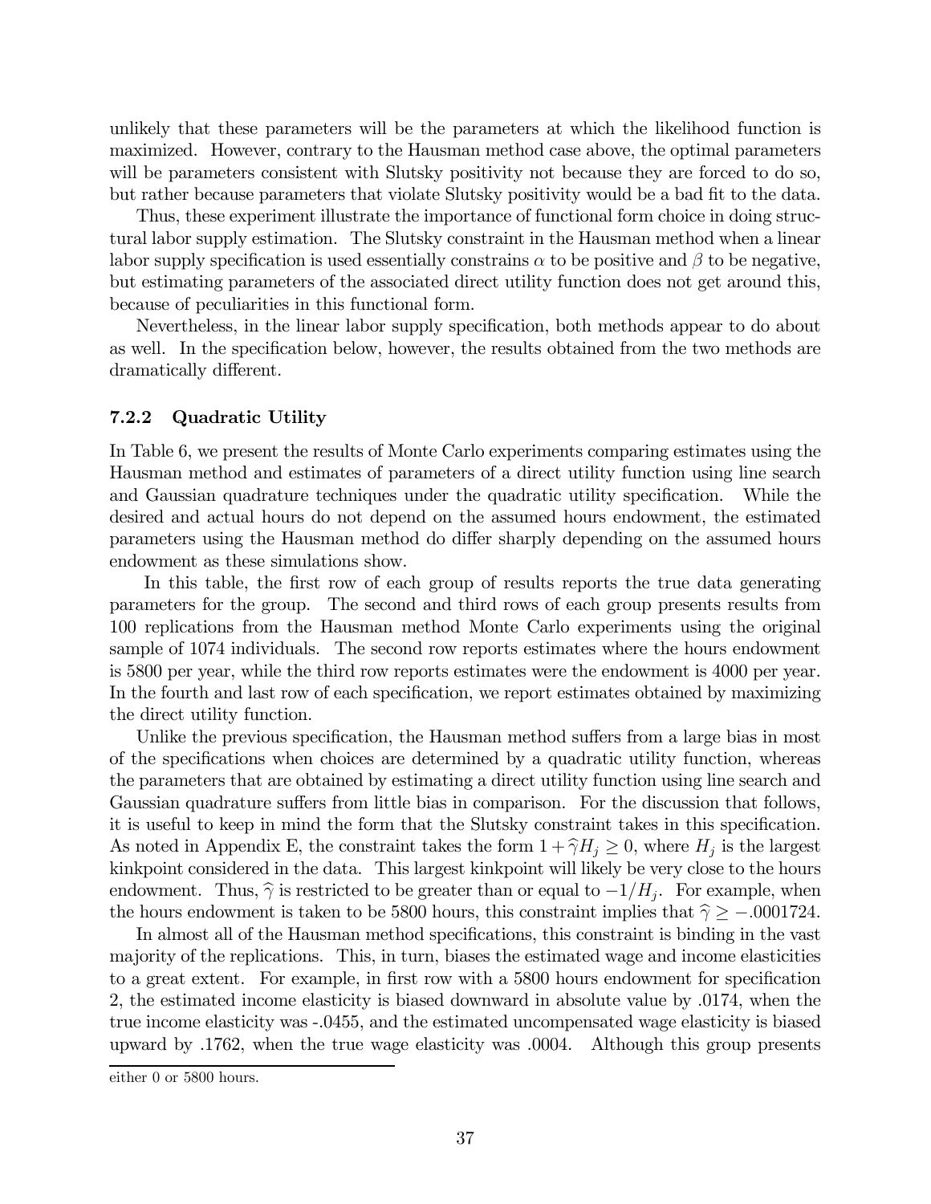unlikely that these parameters will be the parameters at which the likelihood function is maximized. However, contrary to the Hausman method case above, the optimal parameters will be parameters consistent with Slutsky positivity not because they are forced to do so, but rather because parameters that violate Slutsky positivity would be a bad fit to the data.

Thus, these experiment illustrate the importance of functional form choice in doing structural labor supply estimation. The Slutsky constraint in the Hausman method when a linear labor supply specification is used essentially constrains $\alpha$ to be positive and $\beta$ to be negative, but estimating parameters of the associated direct utility function does not get around this, because of peculiarities in this functional form.

Nevertheless, in the linear labor supply specification, both methods appear to do about as well. In the specification below, however, the results obtained from the two methods are dramatically different.

### 7.2.2 Quadratic Utility

In Table 6, we present the results of Monte Carlo experiments comparing estimates using the Hausman method and estimates of parameters of a direct utility function using line search and Gaussian quadrature techniques under the quadratic utility specification. While the desired and actual hours do not depend on the assumed hours endowment, the estimated parameters using the Hausman method do differ sharply depending on the assumed hours endowment as these simulations show.

In this table, the first row of each group of results reports the true data generating parameters for the group. The second and third rows of each group presents results from 100 replications from the Hausman method Monte Carlo experiments using the original sample of 1074 individuals. The second row reports estimates where the hours endowment is 5800 per year, while the third row reports estimates were the endowment is 4000 per year. In the fourth and last row of each specification, we report estimates obtained by maximizing the direct utility function.

Unlike the previous specification, the Hausman method suffers from a large bias in most of the specifications when choices are determined by a quadratic utility function, whereas the parameters that are obtained by estimating a direct utility function using line search and Gaussian quadrature suffers from little bias in comparison. For the discussion that follows, it is useful to keep in mind the form that the Slutsky constraint takes in this specification. As noted in Appendix E, the constraint takes the form $1 + \widehat{\gamma} H_j \geq 0$, where $H_j$ is the largest kinkpoint considered in the data. This largest kinkpoint will likely be very close to the hours endowment. Thus, $\widehat{\gamma}$ is restricted to be greater than or equal to $-1/H_j$. For example, when the hours endowment is taken to be 5800 hours, this constraint implies that $\widehat{\gamma} \geq -.0001724$.

In almost all of the Hausman method specifications, this constraint is binding in the vast majority of the replications. This, in turn, biases the estimated wage and income elasticities to a great extent. For example, in first row with a 5800 hours endowment for specification 2, the estimated income elasticity is biased downward in absolute value by .0174, when the true income elasticity was -.0455, and the estimated uncompensated wage elasticity is biased upward by .1762, when the true wage elasticity was .0004. Although this group presents

either 0 or 5800 hours.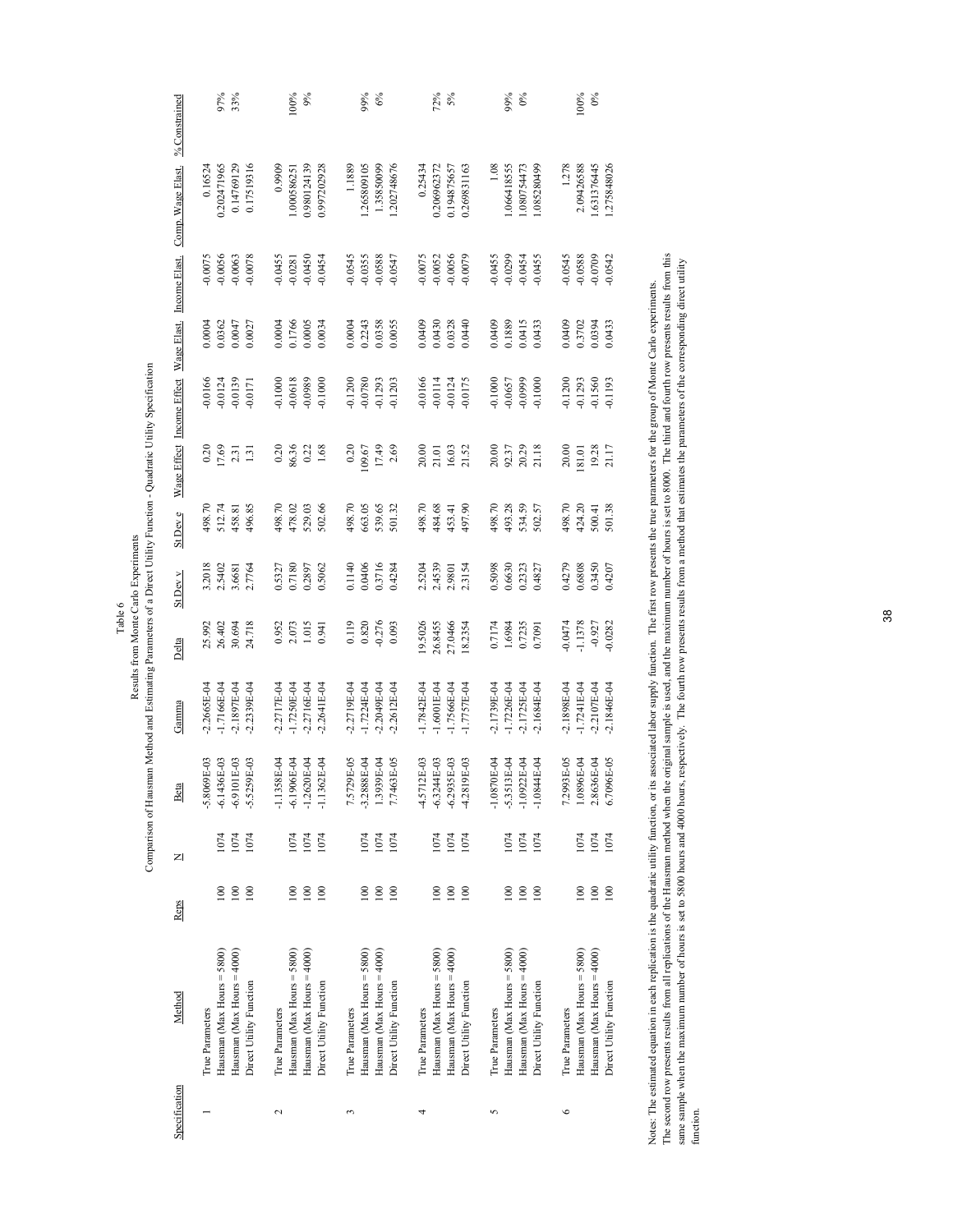Table 6

Results from Monte Carlo Experiments

Comparison of Hausman Method and Estimating Parameters of a Direct Utility Function - Quadratic Utility Specification

| Specification | Method | Reps | N | Beta | Gamma | Delta | St Dev v | St Dev e | Wage Effect | Income Effect | Wage Elast. | Income Elast. | Comp. Wage Elast. | % Constrained |
|---|---|---|---|---|---|---|---|---|---|---|---|---|---|---|
| 1 | True Parameters | | | -5.8069E-03 | -2.2665E-04 | 25.992 | 3.2018 | 498.70 | 0.20 | -0.0166 | 0.0004 | -0.0075 | 0.16524 | |
| | Hausman (Max Hours = 5800) | 100 | 1074 | -6.1436E-03 | -1.7166E-04 | 26.402 | 2.5402 | 512.74 | 17.69 | -0.0124 | 0.0362 | -0.0056 | 0.20247965 | 97% |
| | Hausman (Max Hours = 4000) | 100 | 1074 | -6.9101E-03 | -2.1897E-04 | 30.694 | 3.6681 | 458.81 | 2.31 | -0.0139 | 0.0047 | -0.0063 | 0.14769129 | 33% |
| | Direct Utility Function | 100 | 1074 | -5.5259E-03 | -2.2339E-04 | 24.718 | 2.7764 | 496.85 | 1.31 | -0.0171 | 0.0027 | -0.0078 | 0.17519316 | |
| 2 | True Parameters | | | -1.1358E-04 | -2.2717E-04 | 0.952 | 0.5327 | 498.70 | 0.20 | -0.1000 | 0.0004 | -0.0455 | 0.9909 | |
| | Hausman (Max Hours = 5800) | 100 | 1074 | -6.1906E-04 | -1.7250E-04 | 2.073 | 0.7180 | 478.02 | 86.36 | -0.0618 | 0.1766 | -0.0281 | 1.000586251 | 100% |
| | Hausman (Max Hours = 4000) | 100 | 1074 | -1.2620E-04 | -2.2716E-04 | 1.015 | 0.2897 | 529.03 | 0.22 | -0.0989 | 0.0005 | -0.0450 | 0.980124139 | 9% |
| | Direct Utility Function | 100 | 1074 | -1.1362E-04 | -2.2641E-04 | 0.941 | 0.5062 | 502.66 | 1.68 | -0.1000 | 0.0034 | -0.0454 | 0.997202928 | |
| 3 | True Parameters | | | 7.5729E-05 | -2.2719E-04 | 0.119 | 0.1140 | 498.70 | 0.20 | -0.1200 | 0.0004 | -0.0545 | 1.1889 | |
| | Hausman (Max Hours = 5800) | 100 | 1074 | -3.2888E-04 | -1.7224E-04 | 0.820 | 0.0406 | 663.05 | 109.67 | -0.0780 | 0.2243 | -0.0355 | 1.265809105 | 99% |
| | Hausman (Max Hours = 4000) | 100 | 1074 | 1.3939E-04 | -2.2049E-04 | -0.276 | 0.3716 | 539.65 | 17.49 | -0.1293 | 0.0358 | -0.0588 | 1.35850099 | 6% |
| | Direct Utility Function | 100 | 1074 | 7.7463E-05 | -2.2612E-04 | 0.093 | 0.4284 | 501.32 | 2.69 | -0.1203 | 0.0055 | -0.0547 | 1.202748676 | |
| 4 | True Parameters | | | -4.5712E-03 | -1.7842E-04 | 19.5026 | 2.5204 | 498.70 | 20.00 | -0.0166 | 0.0409 | -0.0075 | 0.25434 | |
| | Hausman (Max Hours = 5800) | 100 | 1074 | -6.3244E-03 | -1.6001E-04 | 26.8455 | 2.4539 | 484.68 | 21.01 | -0.0114 | 0.0430 | -0.0052 | 0.206962372 | 72% |
| | Hausman (Max Hours = 4000) | 100 | 1074 | -6.2935E-03 | -1.7566E-04 | 27.0466 | 2.9801 | 453.41 | 16.03 | -0.0124 | 0.0328 | -0.0056 | 0.194875657 | 5% |
| | Direct Utility Function | 100 | 1074 | -4.2819E-03 | -1.7757E-04 | 18.2354 | 2.3154 | 497.90 | 21.52 | -0.0175 | 0.0440 | -0.0079 | 0.269831163 | |
| 5 | True Parameters | | | -1.0870E-04 | -2.1739E-04 | 0.7174 | 0.5098 | 498.70 | 20.00 | -0.1000 | 0.0409 | -0.0455 | 1.08 | |
| | Hausman (Max Hours = 5800) | 100 | 1074 | -5.3513E-04 | -1.7226E-04 | 1.6984 | 0.6630 | 493.28 | 92.37 | -0.0657 | 0.1889 | -0.0299 | 1.066418555 | 99% |
| | Hausman (Max Hours = 4000) | 100 | 1074 | -1.0922E-04 | -2.1725E-04 | 0.7235 | 0.2323 | 534.59 | 20.29 | -0.0999 | 0.0415 | -0.0454 | 1.080754473 | 0% |
| | Direct Utility Function | 100 | 1074 | -1.0844E-04 | -2.1684E-04 | 0.7091 | 0.4827 | 502.57 | 21.18 | -0.1000 | 0.0433 | -0.0455 | 1.085280499 | |
| 6 | True Parameters | | | 7.2993E-05 | -2.1898E-04 | -0.0474 | 0.4279 | 498.70 | 20.00 | -0.1200 | 0.0409 | -0.0545 | 1.278 | |
| | Hausman (Max Hours = 5800) | 100 | 1074 | 1.0896E-04 | -1.7241E-04 | -1.1378 | 0.6808 | 424.20 | 181.01 | -0.1293 | 0.3702 | -0.0588 | 2.09426588 | 100% |
| | Hausman (Max Hours = 4000) | 100 | 1074 | 2.8636E-04 | -2.2107E-04 | -0.927 | 0.3450 | 500.41 | 19.28 | -0.1560 | 0.0394 | -0.0709 | 1.631376445 | 0% |
| | Direct Utility Function | 100 | 1074 | 6.7096E-05 | -2.1846E-04 | -0.0282 | 0.4207 | 501.38 | 21.17 | -0.1193 | 0.0433 | -0.0542 | 1.275848026 | |

Notes: The estimated equation in each replication is the quadratic utility function, or its associated labor supply function. The first row presents the true parameters for the group of Monte Carlo experiments.
The second row presents results from all replications of the Hausman method when the original sample is used, and the maximum number of hours is set to 8000. The third and fourth row presents results from this same sample when the maximum number of hours is set to 5800 hours and 4000 hours, respectively. The fourth row presents results from a method that estimates the parameters of the corresponding direct utility function.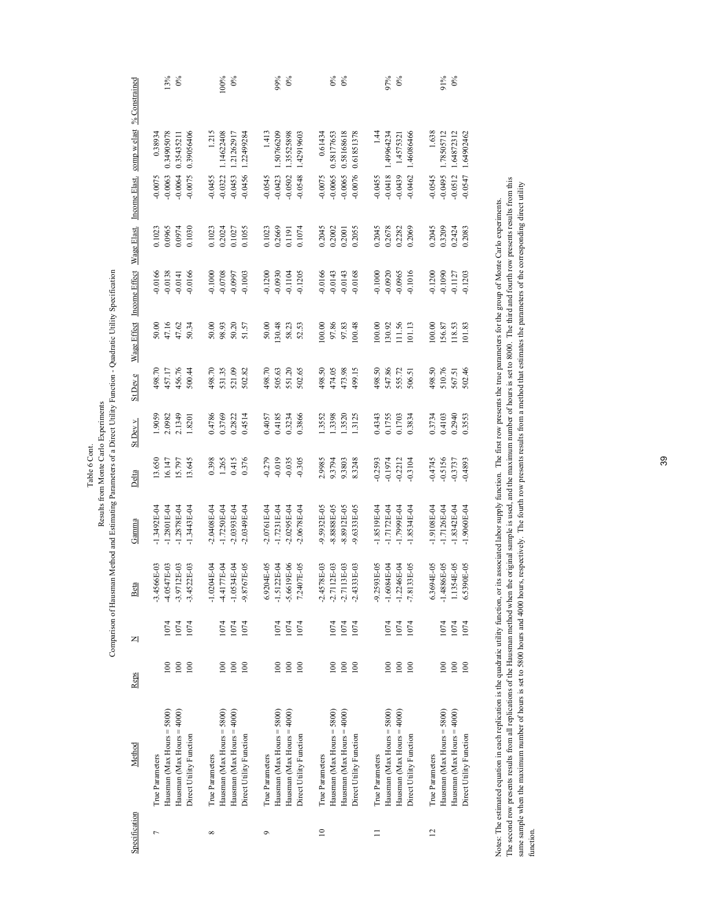Table 6 Cont.

Results from Monte Carlo Experiments

Comparison of Hausman Method and Estimating Parameters of a Direct Utility Function - Quadratic Utility Specification

| Specification | Method | Reps | N | Beta | Gamma | Delta | St Dev v | St Dev e | Wage Effect | Income Effect | Wage Elast. | Income Elast. | comp w elast | % Constrained |
|---|---|---|---|---|---|---|---|---|---|---|---|---|---|---|
| 7 | True Parameters | | | -3.4566E-03 | -1.3492E-04 | 13.650 | 1.9059 | 498.70 | 50.00 | -0.0166 | 0.1023 | -0.0075 | 0.38934 | |
| | Hausman (Max Hours = 5800) | 100 | 1074 | -4.0547E-03 | -1.2801E-04 | 16.147 | 2.0982 | 457.17 | 47.16 | -0.0138 | 0.0965 | -0.0063 | 0.34905078 | 13% |
| | Hausman (Max Hours = 4000) | 100 | 1074 | -3.9712E-03 | -1.2878E-04 | 15.797 | 2.1349 | 456.76 | 47.62 | -0.0141 | 0.0974 | -0.0064 | 0.35435211 | 0% |
| | Direct Utility Function | 100 | 1074 | -3.4522E-03 | -1.3443E-04 | 13.645 | 1.8201 | 500.44 | 50.34 | -0.0166 | 0.1030 | -0.0075 | 0.39056406 | |
| 8 | True Parameters | | | -1.0204E-04 | -2.0408E-04 | 0.398 | 0.4786 | 498.70 | 50.00 | -0.1000 | 0.1023 | -0.0455 | 1.215 | |
| | Hausman (Max Hours = 5800) | 100 | 1074 | -4.4177E-04 | -1.7250E-04 | 1.265 | 0.3769 | 531.35 | 98.93 | -0.0708 | 0.2024 | -0.0322 | 1.14622408 | 100% |
| | Hausman (Max Hours = 4000) | 100 | 1074 | -1.0534E-04 | -2.0393E-04 | 0.415 | 0.2822 | 521.09 | 50.20 | -0.0997 | 0.1027 | -0.0453 | 1.21262917 | 0% |
| | Direct Utility Function | 100 | 1074 | -9.8767E-05 | -2.0349E-04 | 0.376 | 0.4514 | 502.82 | 51.57 | -0.1003 | 0.1055 | -0.0456 | 1.22499284 | |
| 9 | True Parameters | | | 6.9204E-05 | -2.0761E-04 | -0.279 | 0.4057 | 498.70 | 50.00 | -0.1200 | 0.1023 | -0.0545 | 1.413 | |
| | Hausman (Max Hours = 5800) | 100 | 1074 | -1.5122E-04 | -1.7231E-04 | -0.019 | 0.4185 | 505.63 | 130.48 | -0.0930 | 0.2669 | -0.0423 | 1.50766209 | 99% |
| | Hausman (Max Hours = 4000) | 100 | 1074 | -5.6619E-06 | -2.0295E-04 | -0.035 | 0.3234 | 551.20 | 58.23 | -0.1104 | 0.191 | -0.0502 | 1.35525898 | 0% |
| | Direct Utility Function | 100 | 1074 | 7.2407E-05 | -2.0678E-04 | -0.305 | 0.3866 | 502.65 | 52.53 | -0.1205 | 0.1074 | -0.0548 | 1.42919603 | |
| 10 | True Parameters | | | -2.4578E-03 | -9.5932E-05 | 2.9985 | 1.3552 | 498.50 | 100.00 | -0.0166 | 0.2045 | -0.0075 | 0.61434 | |
| | Hausman (Max Hours = 5800) | 100 | 1074 | -2.7112E-03 | -8.8888E-05 | 9.3794 | 1.3398 | 474.05 | 97.86 | -0.0143 | 0.2002 | -0.0065 | 0.58177653 | 0% |
| | Hausman (Max Hours = 4000) | 100 | 1074 | -2.7113E-03 | -8.8912E-05 | 9.3803 | 1.3520 | 473.98 | 97.83 | -0.0143 | 0.2001 | -0.0065 | 0.58168618 | 0% |
| | Direct Utility Function | 100 | 1074 | -2.4333E-03 | -9.6333E-05 | 8.3248 | 1.3125 | 499.15 | 100.48 | -0.0168 | 0.2055 | -0.0076 | 0.61851378 | |
| 11 | True Parameters | | | -9.2593E-05 | -1.8519E-04 | -0.2593 | 0.4343 | 498.50 | 100.00 | -0.1000 | 0.2045 | -0.0455 | 1.44 | |
| | Hausman (Max Hours = 5800) | 100 | 1074 | -1.6084E-04 | -1.7172E-04 | -0.1974 | 0.1755 | 547.86 | 130.92 | -0.0920 | 0.2678 | -0.0418 | 1.49964234 | 97% |
| | Hausman (Max Hours = 4000) | 100 | 1074 | -1.2246E-04 | -1.7999E-04 | -0.2212 | 0.1703 | 555.72 | 111.56 | -0.0965 | 0.2282 | -0.0439 | 1.4575321 | 0% |
| | Direct Utility Function | 100 | 1074 | -7.8133E-05 | -1.8534E-04 | -0.3104 | 0.3834 | 506.51 | 101.13 | -0.1016 | 0.2069 | -0.0462 | 1.46086466 | |
| 12 | True Parameters | | | 6.3694E-05 | -1.9108E-04 | -0.4745 | 0.3734 | 498.50 | 100.00 | -0.1200 | 0.2045 | -0.0545 | 1.638 | |
| | Hausman (Max Hours = 5800) | 100 | 1074 | -1.4886E-05 | -1.7126E-04 | -0.5156 | 0.4103 | 510.76 | 156.87 | -0.1090 | 0.3209 | -0.0495 | 1.78505712 | 91% |
| | Hausman (Max Hours = 4000) | 100 | 1074 | 1.1354E-05 | -1.8342E-04 | -0.3737 | 0.2940 | 567.51 | 118.53 | -0.1127 | 0.2424 | -0.0512 | 1.64872312 | 0% |
| | Direct Utility Function | 100 | 1074 | 6.5390E-05 | -1.9060E-04 | -0.4893 | 0.3553 | 502.46 | 101.83 | -0.1203 | 0.2083 | -0.0547 | 1.64902462 | |

Notes: The estimated equation in each replication is the quadratic utility function, or its associated labor supply function. The first row presents the true parameters for the group of Monte Carlo experiments. The second row presents results from all replications of the Hausman method when the original sample is used, and the maximum number of hours is set to 8000. The third and fourth row presents results from this same sample when the maximum number of hours is set to 5800 hours and 4000 hours, respectively. The fourth row presents results from a method that estimates the parameters of the corresponding direct utility function.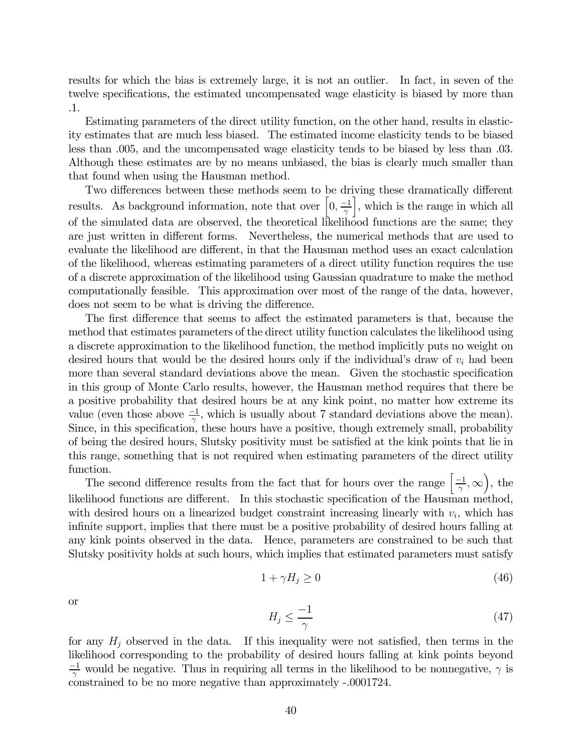results for which the bias is extremely large, it is not an outlier. In fact, in seven of the twelve specifications, the estimated uncompensated wage elasticity is biased by more than .1.

Estimating parameters of the direct utility function, on the other hand, results in elasticity estimates that are much less biased. The estimated income elasticity tends to be biased less than .005, and the uncompensated wage elasticity tends to be biased by less than .03. Although these estimates are by no means unbiased, the bias is clearly much smaller than that found when using the Hausman method.

Two differences between these methods seem to be driving these dramatically different results. As background information, note that over $\left[0, \frac{-1}{\gamma}\right]$, which is the range in which all of the simulated data are observed, the theoretical likelihood functions are the same; they are just written in different forms. Nevertheless, the numerical methods that are used to evaluate the likelihood are different, in that the Hausman method uses an exact calculation of the likelihood, whereas estimating parameters of a direct utility function requires the use of a discrete approximation of the likelihood using Gaussian quadrature to make the method computationally feasible. This approximation over most of the range of the data, however, does not seem to be what is driving the difference.

The first difference that seems to affect the estimated parameters is that, because the method that estimates parameters of the direct utility function calculates the likelihood using a discrete approximation to the likelihood function, the method implicitly puts no weight on desired hours that would be the desired hours only if the individual's draw of $v_i$ had been more than several standard deviations above the mean. Given the stochastic specification in this group of Monte Carlo results, however, the Hausman method requires that there be a positive probability that desired hours be at any kink point, no matter how extreme its value (even those above $\frac{-1}{\gamma}$, which is usually about 7 standard deviations above the mean). Since, in this specification, these hours have a positive, though extremely small, probability of being the desired hours, Slutsky positivity must be satisfied at the kink points that lie in this range, something that is not required when estimating parameters of the direct utility function.

The second difference results from the fact that for hours over the range $\left[\frac{-1}{\gamma}, \infty\right)$, the likelihood functions are different. In this stochastic specification of the Hausman method, with desired hours on a linearized budget constraint increasing linearly with $v_i$, which has infinite support, implies that there must be a positive probability of desired hours falling at any kink points observed in the data. Hence, parameters are constrained to be such that Slutsky positivity holds at such hours, which implies that estimated parameters must satisfy

$$1 + \gamma H_j \geq 0 \tag{46}$$

or

$$H_j \leq \frac{-1}{\gamma} \tag{47}$$

for any $H_j$ observed in the data. If this inequality were not satisfied, then terms in the likelihood corresponding to the probability of desired hours falling at kink points beyond $\frac{-1}{\gamma}$ would be negative. Thus in requiring all terms in the likelihood to be nonnegative, $\gamma$ is constrained to be no more negative than approximately -.0001724.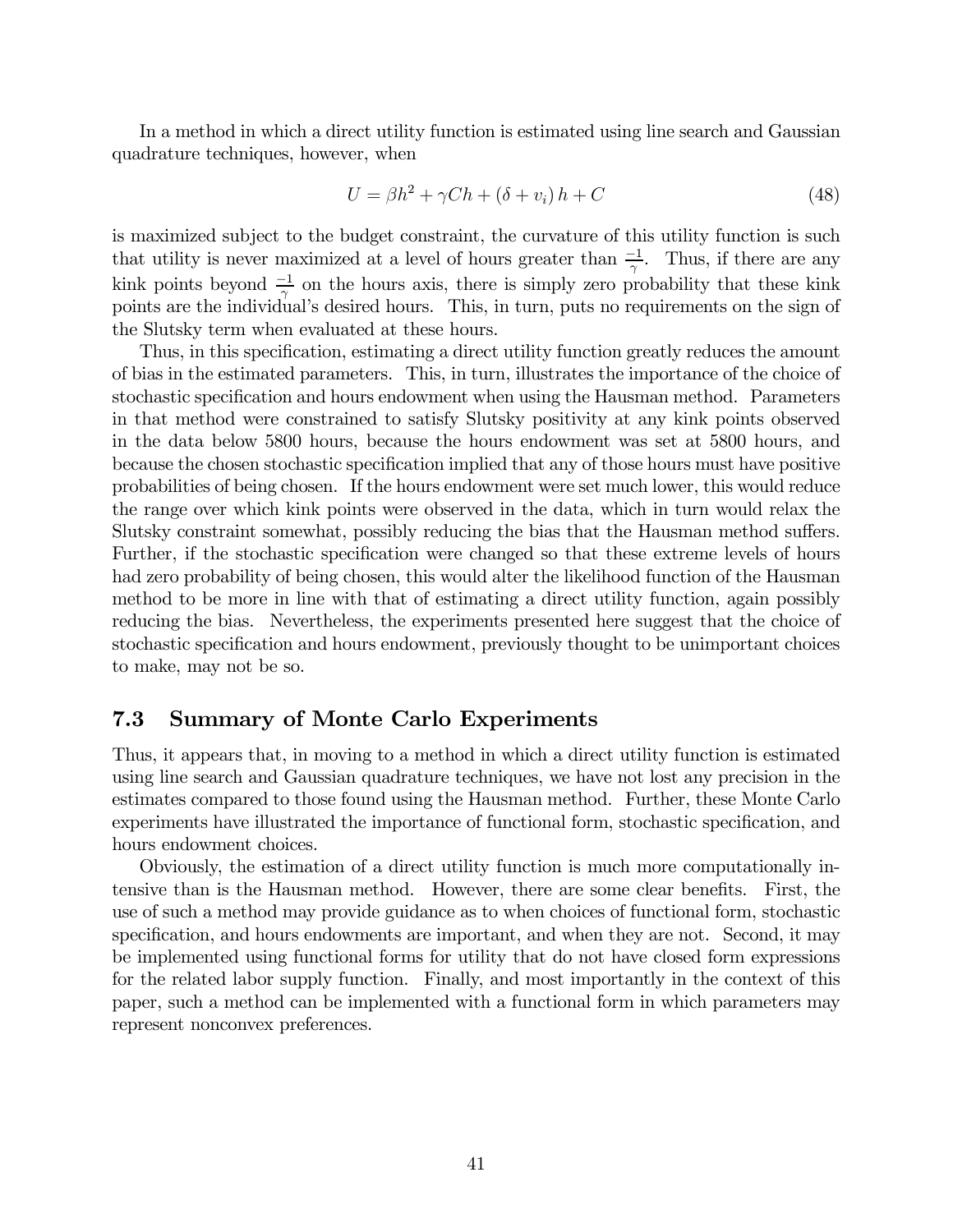In a method in which a direct utility function is estimated using line search and Gaussian quadrature techniques, however, when

$$U = \beta h^2 + \gamma C h + (\delta + v_i)\, h + C \tag{48}$$

is maximized subject to the budget constraint, the curvature of this utility function is such that utility is never maximized at a level of hours greater than $\frac{-1}{\gamma}$. Thus, if there are any kink points beyond $\frac{-1}{\gamma}$ on the hours axis, there is simply zero probability that these kink points are the individual's desired hours. This, in turn, puts no requirements on the sign of the Slutsky term when evaluated at these hours.

Thus, in this specification, estimating a direct utility function greatly reduces the amount of bias in the estimated parameters. This, in turn, illustrates the importance of the choice of stochastic specification and hours endowment when using the Hausman method. Parameters in that method were constrained to satisfy Slutsky positivity at any kink points observed in the data below 5800 hours, because the hours endowment was set at 5800 hours, and because the chosen stochastic specification implied that any of those hours must have positive probabilities of being chosen. If the hours endowment were set much lower, this would reduce the range over which kink points were observed in the data, which in turn would relax the Slutsky constraint somewhat, possibly reducing the bias that the Hausman method suffers. Further, if the stochastic specification were changed so that these extreme levels of hours had zero probability of being chosen, this would alter the likelihood function of the Hausman method to be more in line with that of estimating a direct utility function, again possibly reducing the bias. Nevertheless, the experiments presented here suggest that the choice of stochastic specification and hours endowment, previously thought to be unimportant choices to make, may not be so.

### 7.3 Summary of Monte Carlo Experiments

Thus, it appears that, in moving to a method in which a direct utility function is estimated using line search and Gaussian quadrature techniques, we have not lost any precision in the estimates compared to those found using the Hausman method. Further, these Monte Carlo experiments have illustrated the importance of functional form, stochastic specification, and hours endowment choices.

Obviously, the estimation of a direct utility function is much more computationally intensive than is the Hausman method. However, there are some clear benefits. First, the use of such a method may provide guidance as to when choices of functional form, stochastic specification, and hours endowments are important, and when they are not. Second, it may be implemented using functional forms for utility that do not have closed form expressions for the related labor supply function. Finally, and most importantly in the context of this paper, such a method can be implemented with a functional form in which parameters may represent nonconvex preferences.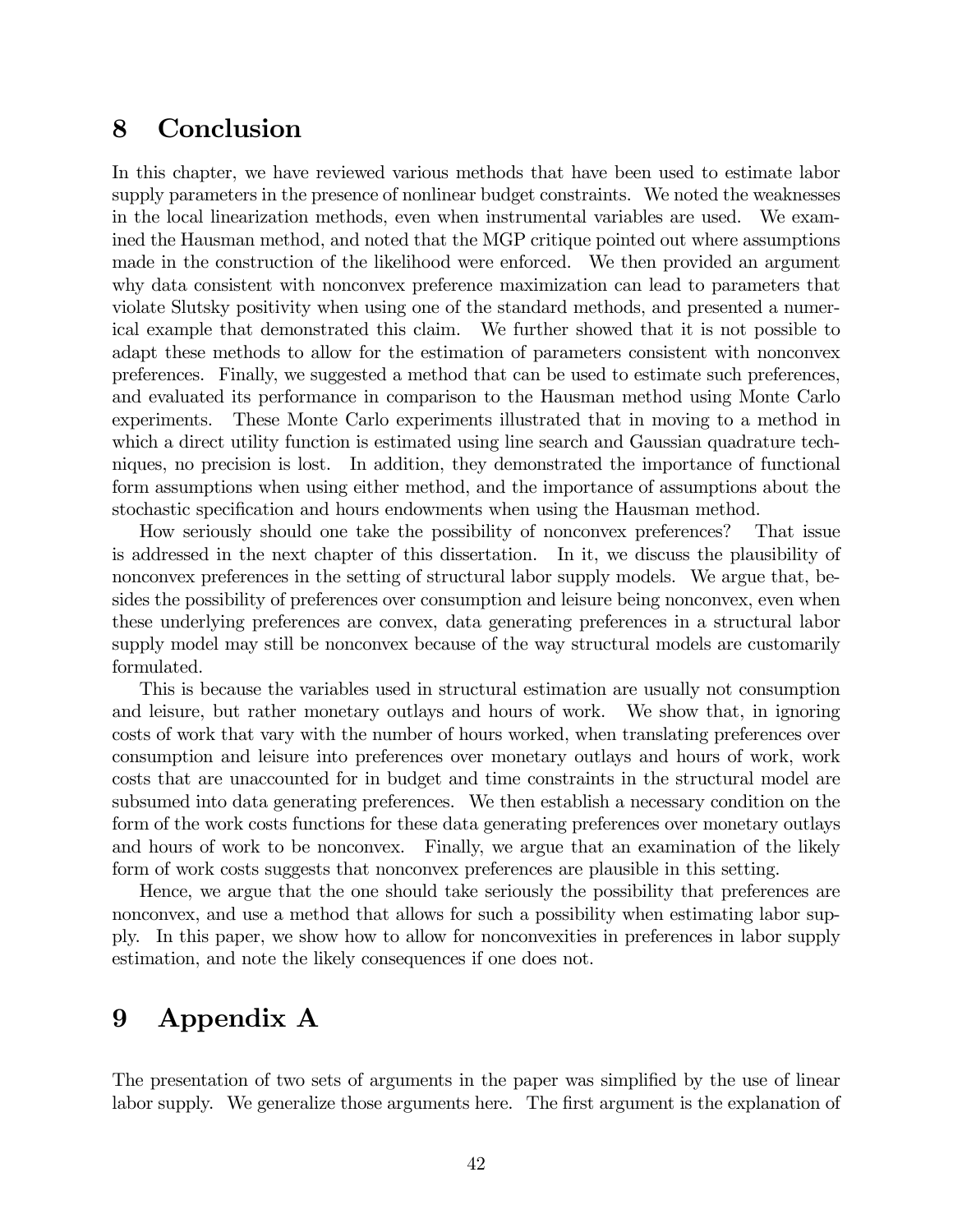# 8 Conclusion

In this chapter, we have reviewed various methods that have been used to estimate labor supply parameters in the presence of nonlinear budget constraints. We noted the weaknesses in the local linearization methods, even when instrumental variables are used. We examined the Hausman method, and noted that the MGP critique pointed out where assumptions made in the construction of the likelihood were enforced. We then provided an argument why data consistent with nonconvex preference maximization can lead to parameters that violate Slutsky positivity when using one of the standard methods, and presented a numerical example that demonstrated this claim. We further showed that it is not possible to adapt these methods to allow for the estimation of parameters consistent with nonconvex preferences. Finally, we suggested a method that can be used to estimate such preferences, and evaluated its performance in comparison to the Hausman method using Monte Carlo experiments. These Monte Carlo experiments illustrated that in moving to a method in which a direct utility function is estimated using line search and Gaussian quadrature techniques, no precision is lost. In addition, they demonstrated the importance of functional form assumptions when using either method, and the importance of assumptions about the stochastic specification and hours endowments when using the Hausman method.

How seriously should one take the possibility of nonconvex preferences? That issue is addressed in the next chapter of this dissertation. In it, we discuss the plausibility of nonconvex preferences in the setting of structural labor supply models. We argue that, besides the possibility of preferences over consumption and leisure being nonconvex, even when these underlying preferences are convex, data generating preferences in a structural labor supply model may still be nonconvex because of the way structural models are customarily formulated.

This is because the variables used in structural estimation are usually not consumption and leisure, but rather monetary outlays and hours of work. We show that, in ignoring costs of work that vary with the number of hours worked, when translating preferences over consumption and leisure into preferences over monetary outlays and hours of work, work costs that are unaccounted for in budget and time constraints in the structural model are subsumed into data generating preferences. We then establish a necessary condition on the form of the work costs functions for these data generating preferences over monetary outlays and hours of work to be nonconvex. Finally, we argue that an examination of the likely form of work costs suggests that nonconvex preferences are plausible in this setting.

Hence, we argue that the one should take seriously the possibility that preferences are nonconvex, and use a method that allows for such a possibility when estimating labor supply. In this paper, we show how to allow for nonconvexities in preferences in labor supply estimation, and note the likely consequences if one does not.

# 9 Appendix A

The presentation of two sets of arguments in the paper was simplified by the use of linear labor supply. We generalize those arguments here. The first argument is the explanation of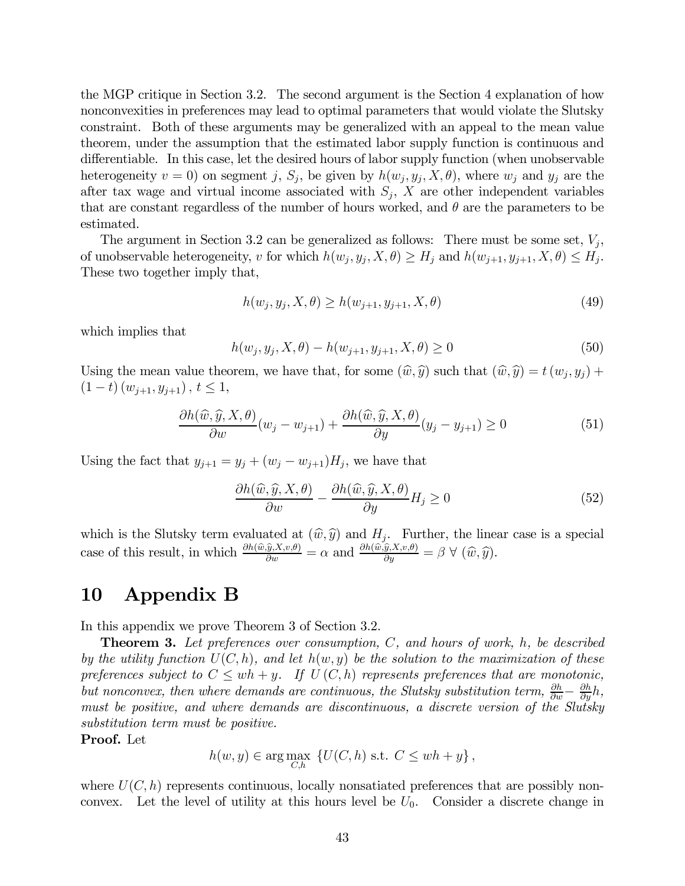the MGP critique in Section 3.2. The second argument is the Section 4 explanation of how nonconvexities in preferences may lead to optimal parameters that would violate the Slutsky constraint. Both of these arguments may be generalized with an appeal to the mean value theorem, under the assumption that the estimated labor supply function is continuous and differentiable. In this case, let the desired hours of labor supply function (when unobservable heterogeneity $v = 0$) on segment $j$, $S_j$, be given by $h(w_j, y_j, X, \theta)$, where $w_j$ and $y_j$ are the after tax wage and virtual income associated with $S_j$, $X$ are other independent variables that are constant regardless of the number of hours worked, and $\theta$ are the parameters to be estimated.

The argument in Section 3.2 can be generalized as follows: There must be some set, $V_j$, of unobservable heterogeneity, $v$ for which $h(w_j, y_j, X, \theta) \geq H_j$ and $h(w_{j+1}, y_{j+1}, X, \theta) \leq H_j$. These two together imply that,

$$h(w_j, y_j, X, \theta) \geq h(w_{j+1}, y_{j+1}, X, \theta) \tag{49}$$

which implies that

$$h(w_j, y_j, X, \theta) - h(w_{j+1}, y_{j+1}, X, \theta) \geq 0 \tag{50}$$

Using the mean value theorem, we have that, for some $(\widehat{w}, \widehat{y})$ such that $(\widehat{w}, \widehat{y}) = t\,(w_j, y_j) + (1-t)\,(w_{j+1}, y_{j+1})\,,\ t \leq 1$,

$$\frac{\partial h(\widehat{w}, \widehat{y}, X, \theta)}{\partial w}(w_j - w_{j+1}) + \frac{\partial h(\widehat{w}, \widehat{y}, X, \theta)}{\partial y}(y_j - y_{j+1}) \geq 0 \tag{51}$$

Using the fact that $y_{j+1} = y_j + (w_j - w_{j+1})H_j$, we have that

$$\frac{\partial h(\widehat{w}, \widehat{y}, X, \theta)}{\partial w} - \frac{\partial h(\widehat{w}, \widehat{y}, X, \theta)}{\partial y}H_j \geq 0 \tag{52}$$

which is the Slutsky term evaluated at $(\widehat{w}, \widehat{y})$ and $H_j$. Further, the linear case is a special case of this result, in which $\frac{\partial h(\widehat{w}, \widehat{y}, X, v, \theta)}{\partial w} = \alpha$ and $\frac{\partial h(\widehat{w}, \widehat{y}, X, v, \theta)}{\partial y} = \beta \ \forall \ (\widehat{w}, \widehat{y})$.

# 10 Appendix B

In this appendix we prove Theorem 3 of Section 3.2.

**Theorem 3.** *Let preferences over consumption, $C$, and hours of work, $h$, be described by the utility function $U(C, h)$, and let $h(w, y)$ be the solution to the maximization of these preferences subject to $C \leq wh + y$. If $U(C, h)$ represents preferences that are monotonic, but nonconvex, then where demands are continuous, the Slutsky substitution term, $\frac{\partial h}{\partial w} - \frac{\partial h}{\partial y}h$, must be positive, and where demands are discontinuous, a discrete version of the Slutsky substitution term must be positive.*

**Proof.** Let

$$h(w, y) \in \arg\max_{C,h} \ \{U(C, h) \text{ s.t. } C \leq wh + y\}\,,$$

where $U(C, h)$ represents continuous, locally nonsatiated preferences that are possibly nonconvex. Let the level of utility at this hours level be $U_0$. Consider a discrete change in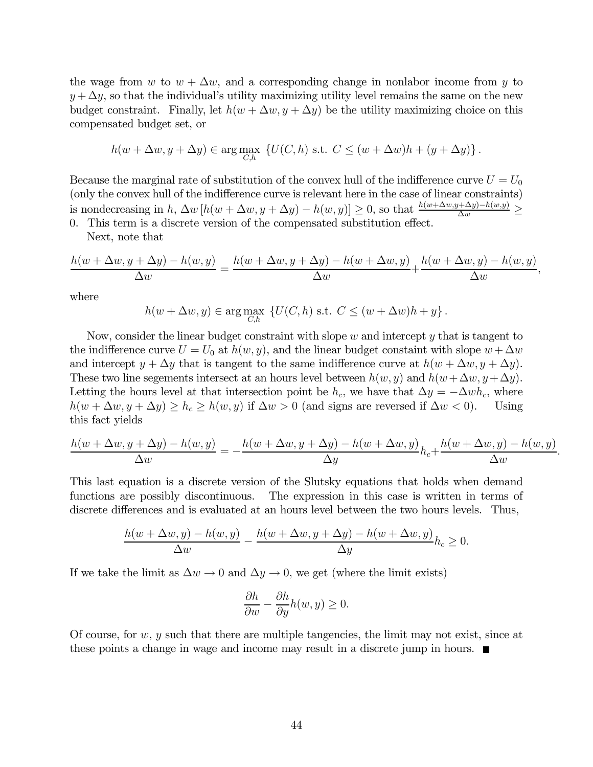the wage from $w$ to $w + \Delta w$, and a corresponding change in nonlabor income from $y$ to $y + \Delta y$, so that the individual's utility maximizing utility level remains the same on the new budget constraint. Finally, let $h(w + \Delta w, y + \Delta y)$ be the utility maximizing choice on this compensated budget set, or

$$h(w + \Delta w, y + \Delta y) \in \arg\max_{C,h} \{U(C, h) \text{ s.t. } C \leq (w + \Delta w)h + (y + \Delta y)\}.$$

Because the marginal rate of substitution of the convex hull of the indifference curve $U = U_0$ (only the convex hull of the indifference curve is relevant here in the case of linear constraints) is nondecreasing in $h$, $\Delta w [h(w + \Delta w, y + \Delta y) - h(w, y)] \geq 0$, so that $\frac{h(w+\Delta w, y+\Delta y) - h(w,y)}{\Delta w} \geq 0$. This term is a discrete version of the compensated substitution effect.

Next, note that

$$\frac{h(w + \Delta w, y + \Delta y) - h(w, y)}{\Delta w} = \frac{h(w + \Delta w, y + \Delta y) - h(w + \Delta w, y)}{\Delta w} + \frac{h(w + \Delta w, y) - h(w, y)}{\Delta w},$$

where

$$h(w + \Delta w, y) \in \arg\max_{C,h} \{U(C, h) \text{ s.t. } C \leq (w + \Delta w)h + y\}.$$

Now, consider the linear budget constraint with slope $w$ and intercept $y$ that is tangent to the indifference curve $U = U_0$ at $h(w, y)$, and the linear budget constaint with slope $w + \Delta w$ and intercept $y + \Delta y$ that is tangent to the same indifference curve at $h(w + \Delta w, y + \Delta y)$. These two line segements intersect at an hours level between $h(w, y)$ and $h(w + \Delta w, y + \Delta y)$. Letting the hours level at that intersection point be $h_c$, we have that $\Delta y = -\Delta w h_c$, where $h(w + \Delta w, y + \Delta y) \geq h_c \geq h(w, y)$ if $\Delta w > 0$ (and signs are reversed if $\Delta w < 0$). Using this fact yields

$$\frac{h(w + \Delta w, y + \Delta y) - h(w, y)}{\Delta w} = -\frac{h(w + \Delta w, y + \Delta y) - h(w + \Delta w, y)}{\Delta y} h_c + \frac{h(w + \Delta w, y) - h(w, y)}{\Delta w}.$$

This last equation is a discrete version of the Slutsky equations that holds when demand functions are possibly discontinuous. The expression in this case is written in terms of discrete differences and is evaluated at an hours level between the two hours levels. Thus,

$$\frac{h(w + \Delta w, y) - h(w, y)}{\Delta w} - \frac{h(w + \Delta w, y + \Delta y) - h(w + \Delta w, y)}{\Delta y} h_c \geq 0.$$

If we take the limit as $\Delta w \to 0$ and $\Delta y \to 0$, we get (where the limit exists)

$$\frac{\partial h}{\partial w} - \frac{\partial h}{\partial y} h(w, y) \geq 0.$$

Of course, for $w$, $y$ such that there are multiple tangencies, the limit may not exist, since at these points a change in wage and income may result in a discrete jump in hours. ■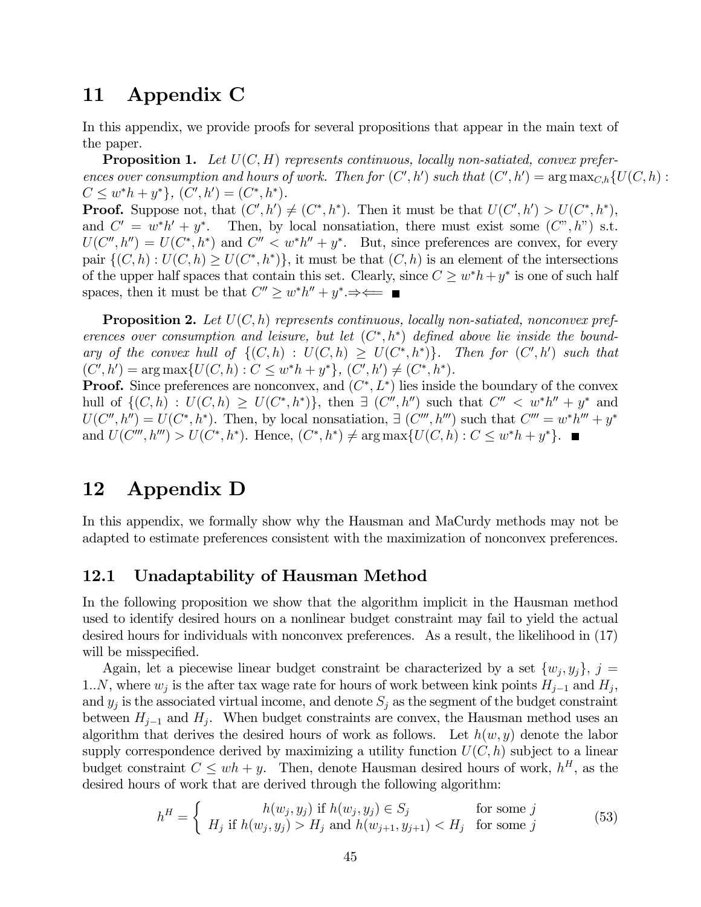# 11 Appendix C

In this appendix, we provide proofs for several propositions that appear in the main text of the paper.

**Proposition 1.** *Let $U(C,H)$ represents continuous, locally non-satiated, convex preferences over consumption and hours of work. Then for $(C',h')$ such that $(C',h') = \arg\max_{C,h}\{U(C,h) : C \leq w^*h + y^*\}$, $(C',h') = (C^*,h^*)$.*

**Proof.** Suppose not, that $(C',h') \neq (C^*,h^*)$. Then it must be that $U(C',h') > U(C^*,h^*)$, and $C' = w^*h' + y^*$. Then, by local nonsatiation, there must exist some $(C", h")$ s.t. $U(C'',h'') = U(C^*,h^*)$ and $C'' < w^*h'' + y^*$. But, since preferences are convex, for every pair $\{(C,h) : U(C,h) \geq U(C^*,h^*)\}$, it must be that $(C,h)$ is an element of the intersections of the upper half spaces that contain this set. Clearly, since $C \geq w^*h + y^*$ is one of such half spaces, then it must be that $C'' \geq w^*h'' + y^*$.$\Rightarrow\Leftarrow$ ■

**Proposition 2.** *Let $U(C,h)$ represents continuous, locally non-satiated, nonconvex preferences over consumption and leisure, but let $(C^*,h^*)$ defined above lie inside the boundary of the convex hull of $\{(C,h) : U(C,h) \geq U(C^*,h^*)\}$. Then for $(C',h')$ such that $(C',h') = \arg\max\{U(C,h) : C \leq w^*h + y^*\}$, $(C',h') \neq (C^*,h^*)$.*

**Proof.** Since preferences are nonconvex, and $(C^*,L^*)$ lies inside the boundary of the convex hull of $\{(C,h) : U(C,h) \geq U(C^*,h^*)\}$, then $\exists$ $(C'',h'')$ such that $C'' < w^*h'' + y^*$ and $U(C'',h'') = U(C^*,h^*)$. Then, by local nonsatiation, $\exists$ $(C''',h''')$ such that $C''' = w^*h''' + y^*$ and $U(C''',h''') > U(C^*,h^*)$. Hence, $(C^*,h^*) \neq \arg\max\{U(C,h) : C \leq w^*h + y^*\}$. ■

# 12 Appendix D

In this appendix, we formally show why the Hausman and MaCurdy methods may not be adapted to estimate preferences consistent with the maximization of nonconvex preferences.

## 12.1 Unadaptability of Hausman Method

In the following proposition we show that the algorithm implicit in the Hausman method used to identify desired hours on a nonlinear budget constraint may fail to yield the actual desired hours for individuals with nonconvex preferences. As a result, the likelihood in (17) will be misspecified.

Again, let a piecewise linear budget constraint be characterized by a set $\{w_j, y_j\}$, $j = 1..N$, where $w_j$ is the after tax wage rate for hours of work between kink points $H_{j-1}$ and $H_j$, and $y_j$ is the associated virtual income, and denote $S_j$ as the segment of the budget constraint between $H_{j-1}$ and $H_j$. When budget constraints are convex, the Hausman method uses an algorithm that derives the desired hours of work as follows. Let $h(w,y)$ denote the labor supply correspondence derived by maximizing a utility function $U(C,h)$ subject to a linear budget constraint $C \leq wh + y$. Then, denote Hausman desired hours of work, $h^H$, as the desired hours of work that are derived through the following algorithm:

$$h^H = \begin{cases} h(w_j, y_j) \text{ if } h(w_j, y_j) \in S_j & \text{for some } j \\ H_j \text{ if } h(w_j, y_j) > H_j \text{ and } h(w_{j+1}, y_{j+1}) < H_j & \text{for some } j \end{cases} \tag{53}$$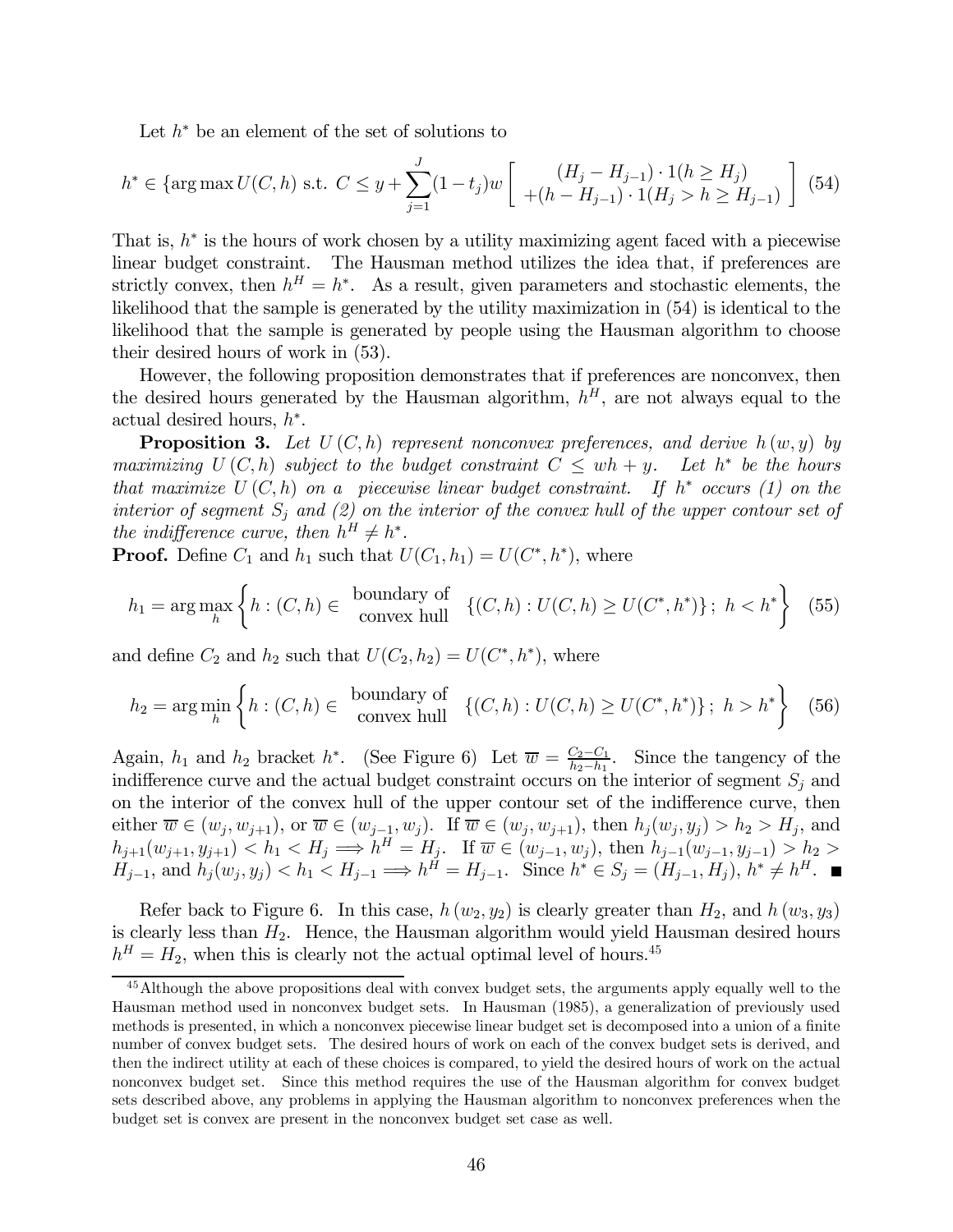Let $h^*$ be an element of the set of solutions to

$$h^* \in \{\arg\max U(C,h) \text{ s.t. } C \leq y + \sum_{j=1}^{J}(1-t_j)w \left[ \begin{array}{c} (H_j - H_{j-1}) \cdot 1(h \geq H_j) \\ +(h - H_{j-1}) \cdot 1(H_j > h \geq H_{j-1}) \end{array} \right] \quad (54)$$

That is, $h^*$ is the hours of work chosen by a utility maximizing agent faced with a piecewise linear budget constraint. The Hausman method utilizes the idea that, if preferences are strictly convex, then $h^H = h^*$. As a result, given parameters and stochastic elements, the likelihood that the sample is generated by the utility maximization in (54) is identical to the likelihood that the sample is generated by people using the Hausman algorithm to choose their desired hours of work in (53).

However, the following proposition demonstrates that if preferences are nonconvex, then the desired hours generated by the Hausman algorithm, $h^H$, are not always equal to the actual desired hours, $h^*$.

**Proposition 3.** *Let $U(C,h)$ represent nonconvex preferences, and derive $h(w,y)$ by maximizing $U(C,h)$ subject to the budget constraint $C \leq wh + y$. Let $h^*$ be the hours that maximize $U(C,h)$ on a piecewise linear budget constraint. If $h^*$ occurs (1) on the interior of segment $S_j$ and (2) on the interior of the convex hull of the upper contour set of the indifference curve, then $h^H \neq h^*$.*

**Proof.** Define $C_1$ and $h_1$ such that $U(C_1, h_1) = U(C^*, h^*)$, where

$$h_1 = \arg\max_h \left\{ h : (C,h) \in \begin{array}{c} \text{boundary of} \\ \text{convex hull} \end{array} \{(C,h) : U(C,h) \geq U(C^*, h^*)\} ;\ h < h^* \right\} \quad (55)$$

and define $C_2$ and $h_2$ such that $U(C_2, h_2) = U(C^*, h^*)$, where

$$h_2 = \arg\min_h \left\{ h : (C,h) \in \begin{array}{c} \text{boundary of} \\ \text{convex hull} \end{array} \{(C,h) : U(C,h) \geq U(C^*, h^*)\} ;\ h > h^* \right\} \quad (56)$$

Again, $h_1$ and $h_2$ bracket $h^*$. (See Figure 6) Let $\overline{w} = \frac{C_2 - C_1}{h_2 - h_1}$. Since the tangency of the indifference curve and the actual budget constraint occurs on the interior of segment $S_j$ and on the interior of the convex hull of the upper contour set of the indifference curve, then either $\overline{w} \in (w_j, w_{j+1})$, or $\overline{w} \in (w_{j-1}, w_j)$. If $\overline{w} \in (w_j, w_{j+1})$, then $h_j(w_j, y_j) > h_2 > H_j$, and $h_{j+1}(w_{j+1}, y_{j+1}) < h_1 < H_j \Longrightarrow h^H = H_j$. If $\overline{w} \in (w_{j-1}, w_j)$, then $h_{j-1}(w_{j-1}, y_{j-1}) > h_2 > H_{j-1}$, and $h_j(w_j, y_j) < h_1 < H_{j-1} \Longrightarrow h^H = H_{j-1}$. Since $h^* \in S_j = (H_{j-1}, H_j)$, $h^* \neq h^H$. ∎

Refer back to Figure 6. In this case, $h(w_2, y_2)$ is clearly greater than $H_2$, and $h(w_3, y_3)$ is clearly less than $H_2$. Hence, the Hausman algorithm would yield Hausman desired hours $h^H = H_2$, when this is clearly not the actual optimal level of hours.[45]

---

[45] Although the above propositions deal with convex budget sets, the arguments apply equally well to the Hausman method used in nonconvex budget sets. In Hausman (1985), a generalization of previously used methods is presented, in which a nonconvex piecewise linear budget set is decomposed into a union of a finite number of convex budget sets. The desired hours of work on each of the convex budget sets is derived, and then the indirect utility at each of these choices is compared, to yield the desired hours of work on the actual nonconvex budget set. Since this method requires the use of the Hausman algorithm for convex budget sets described above, any problems in applying the Hausman algorithm to nonconvex preferences when the budget set is convex are present in the nonconvex budget set case as well.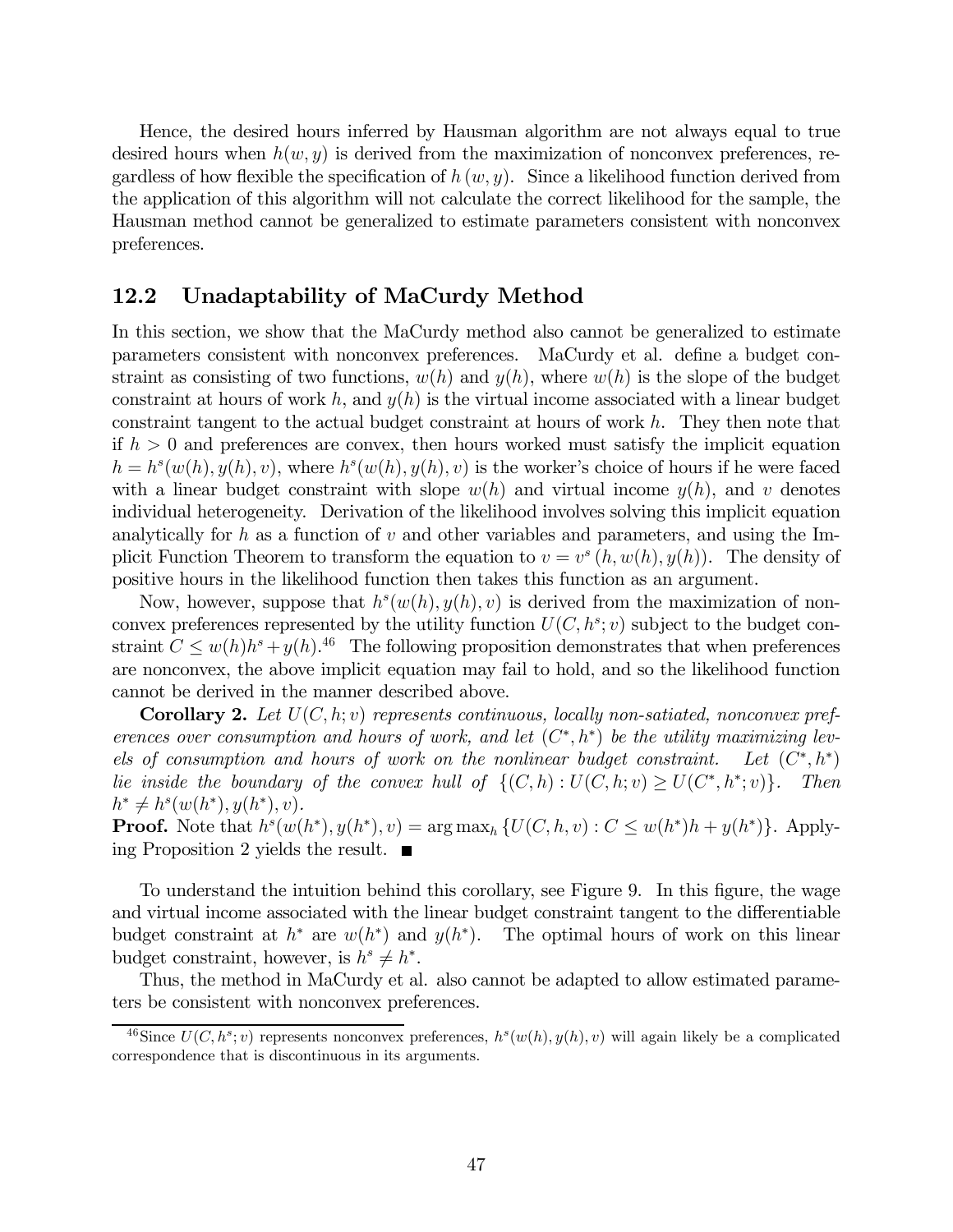Hence, the desired hours inferred by Hausman algorithm are not always equal to true desired hours when $h(w, y)$ is derived from the maximization of nonconvex preferences, regardless of how flexible the specification of $h(w, y)$. Since a likelihood function derived from the application of this algorithm will not calculate the correct likelihood for the sample, the Hausman method cannot be generalized to estimate parameters consistent with nonconvex preferences.

## 12.2 Unadaptability of MaCurdy Method

In this section, we show that the MaCurdy method also cannot be generalized to estimate parameters consistent with nonconvex preferences. MaCurdy et al. define a budget constraint as consisting of two functions, $w(h)$ and $y(h)$, where $w(h)$ is the slope of the budget constraint at hours of work $h$, and $y(h)$ is the virtual income associated with a linear budget constraint tangent to the actual budget constraint at hours of work $h$. They then note that if $h > 0$ and preferences are convex, then hours worked must satisfy the implicit equation $h = h^s(w(h), y(h), v)$, where $h^s(w(h), y(h), v)$ is the worker's choice of hours if he were faced with a linear budget constraint with slope $w(h)$ and virtual income $y(h)$, and $v$ denotes individual heterogeneity. Derivation of the likelihood involves solving this implicit equation analytically for $h$ as a function of $v$ and other variables and parameters, and using the Implicit Function Theorem to transform the equation to $v = v^s(h, w(h), y(h))$. The density of positive hours in the likelihood function then takes this function as an argument.

Now, however, suppose that $h^s(w(h), y(h), v)$ is derived from the maximization of nonconvex preferences represented by the utility function $U(C, h^s; v)$ subject to the budget constraint $C \leq w(h)h^s + y(h)$.[46] The following proposition demonstrates that when preferences are nonconvex, the above implicit equation may fail to hold, and so the likelihood function cannot be derived in the manner described above.

**Corollary 2.** *Let $U(C, h; v)$ represents continuous, locally non-satiated, nonconvex preferences over consumption and hours of work, and let $(C^*, h^*)$ be the utility maximizing levels of consumption and hours of work on the nonlinear budget constraint. Let $(C^*, h^*)$ lie inside the boundary of the convex hull of $\{(C, h) : U(C, h; v) \geq U(C^*, h^*; v)\}$. Then $h^* \neq h^s(w(h^*), y(h^*), v)$.*

**Proof.** Note that $h^s(w(h^*), y(h^*), v) = \arg\max_h \{U(C, h, v) : C \leq w(h^*)h + y(h^*)\}$. Applying Proposition 2 yields the result. ■

To understand the intuition behind this corollary, see Figure 9. In this figure, the wage and virtual income associated with the linear budget constraint tangent to the differentiable budget constraint at $h^*$ are $w(h^*)$ and $y(h^*)$. The optimal hours of work on this linear budget constraint, however, is $h^s \neq h^*$.

Thus, the method in MaCurdy et al. also cannot be adapted to allow estimated parameters be consistent with nonconvex preferences.

[46] Since $U(C, h^s; v)$ represents nonconvex preferences, $h^s(w(h), y(h), v)$ will again likely be a complicated correspondence that is discontinuous in its arguments.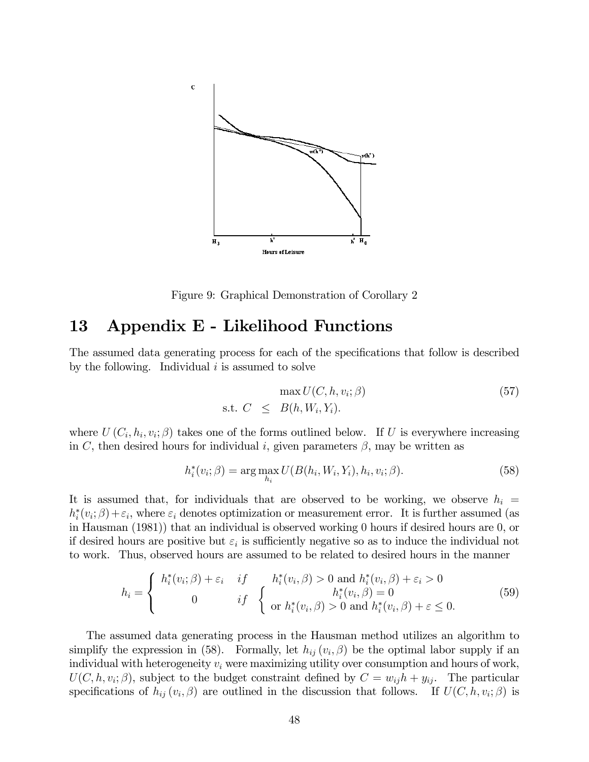Figure 9: Graphical Demonstration of Corollary 2

# 13 Appendix E - Likelihood Functions

The assumed data generating process for each of the specifications that follow is described by the following. Individual $i$ is assumed to solve

$$\begin{aligned} & \max U(C, h, v_i; \beta) \\ \text{s.t. } C & \leq B(h, W_i, Y_i). \end{aligned} \tag{57}$$

where $U(C_i, h_i, v_i; \beta)$ takes one of the forms outlined below. If $U$ is everywhere increasing in $C$, then desired hours for individual $i$, given parameters $\beta$, may be written as

$$h_i^*(v_i; \beta) = \arg\max_{h_i} U(B(h_i, W_i, Y_i), h_i, v_i; \beta). \tag{58}$$

It is assumed that, for individuals that are observed to be working, we observe $h_i = h_i^*(v_i; \beta) + \varepsilon_i$, where $\varepsilon_i$ denotes optimization or measurement error. It is further assumed (as in Hausman (1981)) that an individual is observed working 0 hours if desired hours are 0, or if desired hours are positive but $\varepsilon_i$ is sufficiently negative so as to induce the individual not to work. Thus, observed hours are assumed to be related to desired hours in the manner

$$h_i = \begin{cases} h_i^*(v_i; \beta) + \varepsilon_i & if \quad h_i^*(v_i, \beta) > 0 \text{ and } h_i^*(v_i, \beta) + \varepsilon_i > 0 \\ 0 & if \quad \begin{cases} h_i^*(v_i, \beta) = 0 \\ \text{or } h_i^*(v_i, \beta) > 0 \text{ and } h_i^*(v_i, \beta) + \varepsilon \leq 0. \end{cases} \end{cases} \tag{59}$$

The assumed data generating process in the Hausman method utilizes an algorithm to simplify the expression in (58). Formally, let $h_{ij}(v_i, \beta)$ be the optimal labor supply if an individual with heterogeneity $v_i$ were maximizing utility over consumption and hours of work, $U(C, h, v_i; \beta)$, subject to the budget constraint defined by $C = w_{ij}h + y_{ij}$. The particular specifications of $h_{ij}(v_i, \beta)$ are outlined in the discussion that follows. If $U(C, h, v_i; \beta)$ is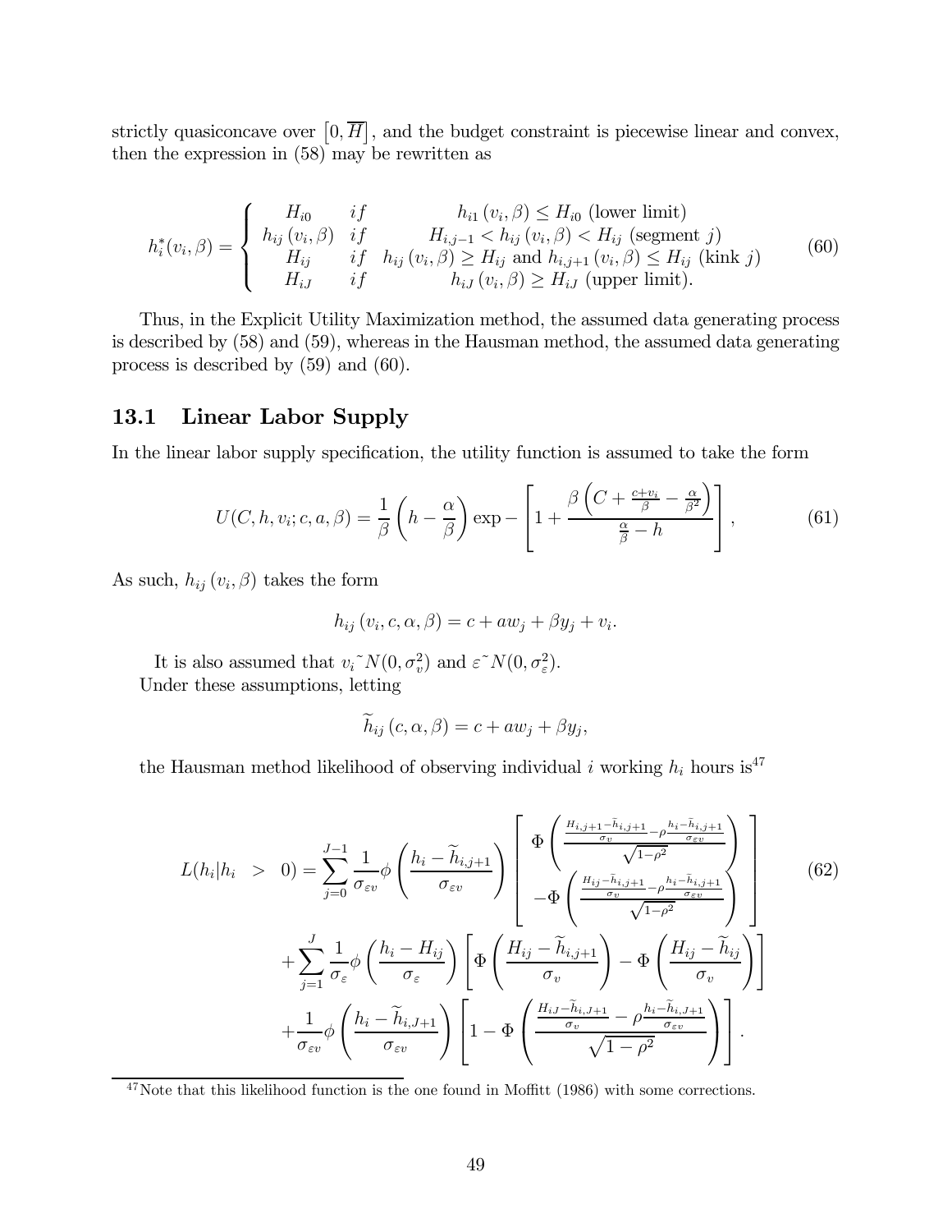strictly quasiconcave over $\left[0, \overline{H}\right]$, and the budget constraint is piecewise linear and convex, then the expression in (58) may be rewritten as

$$h_i^*(v_i, \beta) = \begin{cases} H_{i0} & if \quad h_{i1}(v_i, \beta) \leq H_{i0} \text{ (lower limit)} \\ h_{ij}(v_i, \beta) & if \quad H_{i,j-1} < h_{ij}(v_i, \beta) < H_{ij} \text{ (segment } j\text{)} \\ H_{ij} & if \quad h_{ij}(v_i, \beta) \geq H_{ij} \text{ and } h_{i,j+1}(v_i, \beta) \leq H_{ij} \text{ (kink } j\text{)} \\ H_{iJ} & if \quad h_{iJ}(v_i, \beta) \geq H_{iJ} \text{ (upper limit).} \end{cases} \tag{60}$$

Thus, in the Explicit Utility Maximization method, the assumed data generating process is described by (58) and (59), whereas in the Hausman method, the assumed data generating process is described by (59) and (60).

## 13.1 Linear Labor Supply

In the linear labor supply specification, the utility function is assumed to take the form

$$U(C, h, v_i; c, a, \beta) = \frac{1}{\beta}\left(h - \frac{\alpha}{\beta}\right) \exp - \left[1 + \frac{\beta\left(C + \frac{c + v_i}{\beta} - \frac{\alpha}{\beta^2}\right)}{\frac{\alpha}{\beta} - h}\right], \tag{61}$$

As such, $h_{ij}(v_i, \beta)$ takes the form

$$h_{ij}(v_i, c, \alpha, \beta) = c + aw_j + \beta y_j + v_i.$$

It is also assumed that $v_i \tilde{} N(0, \sigma_v^2)$ and $\varepsilon \tilde{} N(0, \sigma_\varepsilon^2)$.
Under these assumptions, letting

$$\widetilde{h}_{ij}(c, \alpha, \beta) = c + aw_j + \beta y_j,$$

the Hausman method likelihood of observing individual $i$ working $h_i$ hours is[47]

$$\begin{aligned} L(h_i | h_i > 0) = {} & \sum_{j=0}^{J-1} \frac{1}{\sigma_{\varepsilon v}} \phi\left(\frac{h_i - \widetilde{h}_{i,j+1}}{\sigma_{\varepsilon v}}\right) \left[\begin{array}{c} \Phi\left(\frac{\frac{H_{i,j+1} - \widetilde{h}_{i,j+1}}{\sigma_v} - \rho \frac{h_i - \widetilde{h}_{i,j+1}}{\sigma_{\varepsilon v}}}{\sqrt{1-\rho^2}}\right) \\ -\Phi\left(\frac{\frac{H_{ij} - \widetilde{h}_{i,j+1}}{\sigma_v} - \rho \frac{h_i - \widetilde{h}_{i,j+1}}{\sigma_{\varepsilon v}}}{\sqrt{1-\rho^2}}\right) \end{array}\right] \\ & + \sum_{j=1}^{J} \frac{1}{\sigma_\varepsilon} \phi\left(\frac{h_i - H_{ij}}{\sigma_\varepsilon}\right) \left[\Phi\left(\frac{H_{ij} - \widetilde{h}_{i,j+1}}{\sigma_v}\right) - \Phi\left(\frac{H_{ij} - \widetilde{h}_{ij}}{\sigma_v}\right)\right] \\ & + \frac{1}{\sigma_{\varepsilon v}} \phi\left(\frac{h_i - \widetilde{h}_{i,J+1}}{\sigma_{\varepsilon v}}\right) \left[1 - \Phi\left(\frac{\frac{H_{iJ} - \widetilde{h}_{i,J+1}}{\sigma_v} - \rho \frac{h_i - \widetilde{h}_{i,J+1}}{\sigma_{\varepsilon v}}}{\sqrt{1-\rho^2}}\right)\right]. \end{aligned} \tag{62}$$

---

[47] Note that this likelihood function is the one found in Moffitt (1986) with some corrections.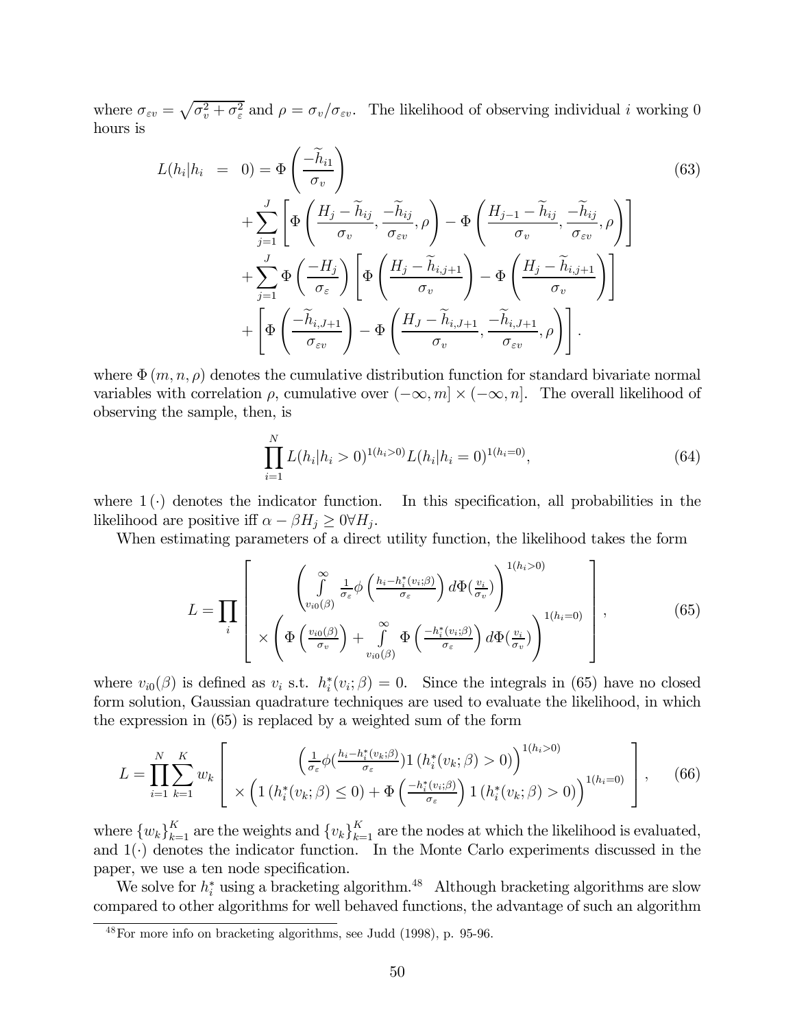where $\sigma_{\varepsilon v} = \sqrt{\sigma_v^2 + \sigma_\varepsilon^2}$ and $\rho = \sigma_v / \sigma_{\varepsilon v}$. The likelihood of observing individual $i$ working 0 hours is

$$
\begin{aligned}
L(h_i | h_i = 0) &= \Phi\left(\frac{-\widetilde{h}_{i1}}{\sigma_v}\right) \\
&+ \sum_{j=1}^{J}\left[\Phi\left(\frac{H_j - \widetilde{h}_{ij}}{\sigma_v}, \frac{-\widetilde{h}_{ij}}{\sigma_{\varepsilon v}}, \rho\right) - \Phi\left(\frac{H_{j-1} - \widetilde{h}_{ij}}{\sigma_v}, \frac{-\widetilde{h}_{ij}}{\sigma_{\varepsilon v}}, \rho\right)\right] \\
&+ \sum_{j=1}^{J}\Phi\left(\frac{-H_j}{\sigma_\varepsilon}\right)\left[\Phi\left(\frac{H_j - \widetilde{h}_{i,j+1}}{\sigma_v}\right) - \Phi\left(\frac{H_j - \widetilde{h}_{i,j+1}}{\sigma_v}\right)\right] \\
&+ \left[\Phi\left(\frac{-\widetilde{h}_{i,J+1}}{\sigma_{\varepsilon v}}\right) - \Phi\left(\frac{H_J - \widetilde{h}_{i,J+1}}{\sigma_v}, \frac{-\widetilde{h}_{i,J+1}}{\sigma_{\varepsilon v}}, \rho\right)\right].
\end{aligned}
\tag{63}
$$

where $\Phi(m, n, \rho)$ denotes the cumulative distribution function for standard bivariate normal variables with correlation $\rho$, cumulative over $(-\infty, m] \times (-\infty, n]$. The overall likelihood of observing the sample, then, is

$$
\prod_{i=1}^{N} L(h_i | h_i > 0)^{1(h_i > 0)} L(h_i | h_i = 0)^{1(h_i = 0)}, \tag{64}
$$

where $1(\cdot)$ denotes the indicator function. In this specification, all probabilities in the likelihood are positive iff $\alpha - \beta H_j \geq 0 \forall H_j$.

When estimating parameters of a direct utility function, the likelihood takes the form

$$
L = \prod_i \left[ \begin{array}{c} \left( \int\limits_{v_{i0}(\beta)}^{\infty} \frac{1}{\sigma_\varepsilon}\phi\left(\frac{h_i - h_i^*(v_i;\beta)}{\sigma_\varepsilon}\right) d\Phi(\frac{v_i}{\sigma_v}) \right)^{1(h_i > 0)} \\ \times \left( \Phi\left(\frac{v_{i0}(\beta)}{\sigma_v}\right) + \int\limits_{v_{i0}(\beta)}^{\infty} \Phi\left(\frac{-h_i^*(v_i;\beta)}{\sigma_\varepsilon}\right) d\Phi(\frac{v_i}{\sigma_v}) \right)^{1(h_i = 0)} \end{array} \right], \tag{65}
$$

where $v_{i0}(\beta)$ is defined as $v_i$ s.t. $h_i^*(v_i; \beta) = 0$. Since the integrals in (65) have no closed form solution, Gaussian quadrature techniques are used to evaluate the likelihood, in which the expression in (65) is replaced by a weighted sum of the form

$$
L = \prod_{i=1}^{N} \sum_{k=1}^{K} w_k \left[ \begin{array}{c} \left( \frac{1}{\sigma_\varepsilon}\phi(\frac{h_i - h_i^*(v_k;\beta)}{\sigma_\varepsilon}) 1\left(h_i^*(v_k;\beta) > 0\right) \right)^{1(h_i > 0)} \\ \times \left( 1\left(h_i^*(v_k;\beta) \leq 0\right) + \Phi\left(\frac{-h_i^*(v_i;\beta)}{\sigma_\varepsilon}\right) 1\left(h_i^*(v_k;\beta) > 0\right) \right)^{1(h_i = 0)} \end{array} \right], \tag{66}
$$

where $\{w_k\}_{k=1}^K$ are the weights and $\{v_k\}_{k=1}^K$ are the nodes at which the likelihood is evaluated, and $1(\cdot)$ denotes the indicator function. In the Monte Carlo experiments discussed in the paper, we use a ten node specification.

We solve for $h_i^*$ using a bracketing algorithm.[48] Although bracketing algorithms are slow compared to other algorithms for well behaved functions, the advantage of such an algorithm

[48] For more info on bracketing algorithms, see Judd (1998), p. 95-96.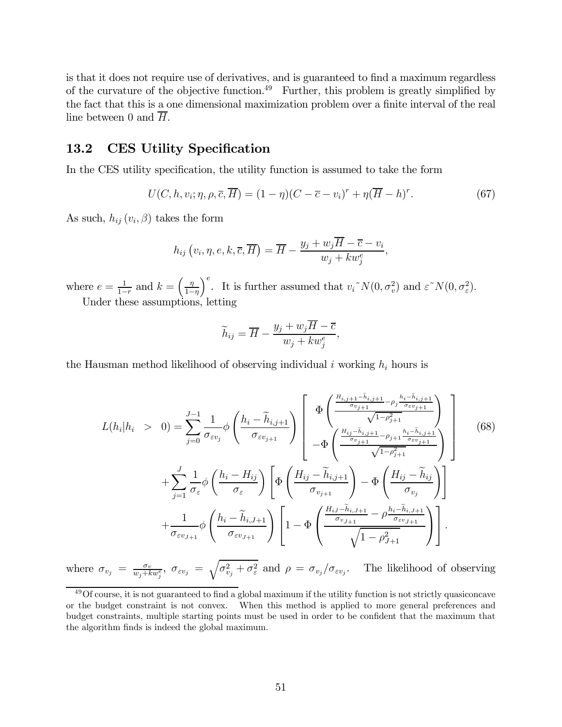is that it does not require use of derivatives, and is guaranteed to find a maximum regardless of the curvature of the objective function.[49] Further, this problem is greatly simplified by the fact that this is a one dimensional maximization problem over a finite interval of the real line between 0 and $\overline{H}$.

## 13.2 CES Utility Specification

In the CES utility specification, the utility function is assumed to take the form

$$U(C,h,v_i;\eta,\rho,\overline{c},\overline{H}) = (1-\eta)(C-\overline{c}-v_i)^r + \eta(\overline{H}-h)^r. \tag{67}$$

As such, $h_{ij}(v_i,\beta)$ takes the form

$$h_{ij}\left(v_i,\eta,e,k,\overline{c},\overline{H}\right) = \overline{H} - \frac{y_j + w_j\overline{H} - \overline{c} - v_i}{w_j + kw_j^e},$$

where $e = \frac{1}{1-r}$ and $k = \left(\frac{\eta}{1-\eta}\right)^e$. It is further assumed that $v_i \tilde{} N(0,\sigma_v^2)$ and $\varepsilon \tilde{} N(0,\sigma_\varepsilon^2)$.

Under these assumptions, letting

$$\widetilde{h}_{ij} = \overline{H} - \frac{y_j + w_j\overline{H} - \overline{c}}{w_j + kw_j^e},$$

the Hausman method likelihood of observing individual $i$ working $h_i$ hours is

$$\begin{aligned}
L(h_i|h_i > 0) &= \sum_{j=0}^{J-1} \frac{1}{\sigma_{\varepsilon v_j}} \phi\left(\frac{h_i - \widetilde{h}_{i,j+1}}{\sigma_{\varepsilon v_{j+1}}}\right) \left[\begin{array}{c} \Phi\left(\frac{\frac{H_{i,j+1}-\widetilde{h}_{i,j+1}}{\sigma_{v_{j+1}}} - \rho_j \frac{h_i - \widetilde{h}_{i,j+1}}{\sigma_{\varepsilon v_{j+1}}}}{\sqrt{1-\rho_{j+1}^2}}\right) \\ -\Phi\left(\frac{\frac{H_{ij}-\widetilde{h}_{i,j+1}}{\sigma_{v_{j+1}}} - \rho_{j+1}\frac{h_i-\widetilde{h}_{i,j+1}}{\sigma_{\varepsilon v_{j+1}}}}{\sqrt{1-\rho_{j+1}^2}}\right)\end{array}\right] \\
&+ \sum_{j=1}^{J} \frac{1}{\sigma_\varepsilon}\phi\left(\frac{h_i - H_{ij}}{\sigma_\varepsilon}\right)\left[\Phi\left(\frac{H_{ij}-\widetilde{h}_{i,j+1}}{\sigma_{v_{j+1}}}\right) - \Phi\left(\frac{H_{ij}-\widetilde{h}_{ij}}{\sigma_{v_j}}\right)\right] \\
&+ \frac{1}{\sigma_{\varepsilon v_{J+1}}}\phi\left(\frac{h_i - \widetilde{h}_{i,J+1}}{\sigma_{\varepsilon v_{J+1}}}\right)\left[1 - \Phi\left(\frac{\frac{H_{iJ}-\widetilde{h}_{i,J+1}}{\sigma_{v_{J+1}}} - \rho\frac{h_i - \widetilde{h}_{i,J+1}}{\sigma_{\varepsilon v_{J+1}}}}{\sqrt{1-\rho_{J+1}^2}}\right)\right].
\end{aligned} \tag{68}$$

where $\sigma_{v_j} = \frac{\sigma_v}{w_j + kw_j^e}$, $\sigma_{\varepsilon v_j} = \sqrt{\sigma_{v_j}^2 + \sigma_\varepsilon^2}$ and $\rho = \sigma_{v_j}/\sigma_{\varepsilon v_j}$. The likelihood of observing

[49] Of course, it is not guaranteed to find a global maximum if the utility function is not strictly quasiconcave or the budget constraint is not convex. When this method is applied to more general preferences and budget constraints, multiple starting points must be used in order to be confident that the maximum that the algorithm finds is indeed the global maximum.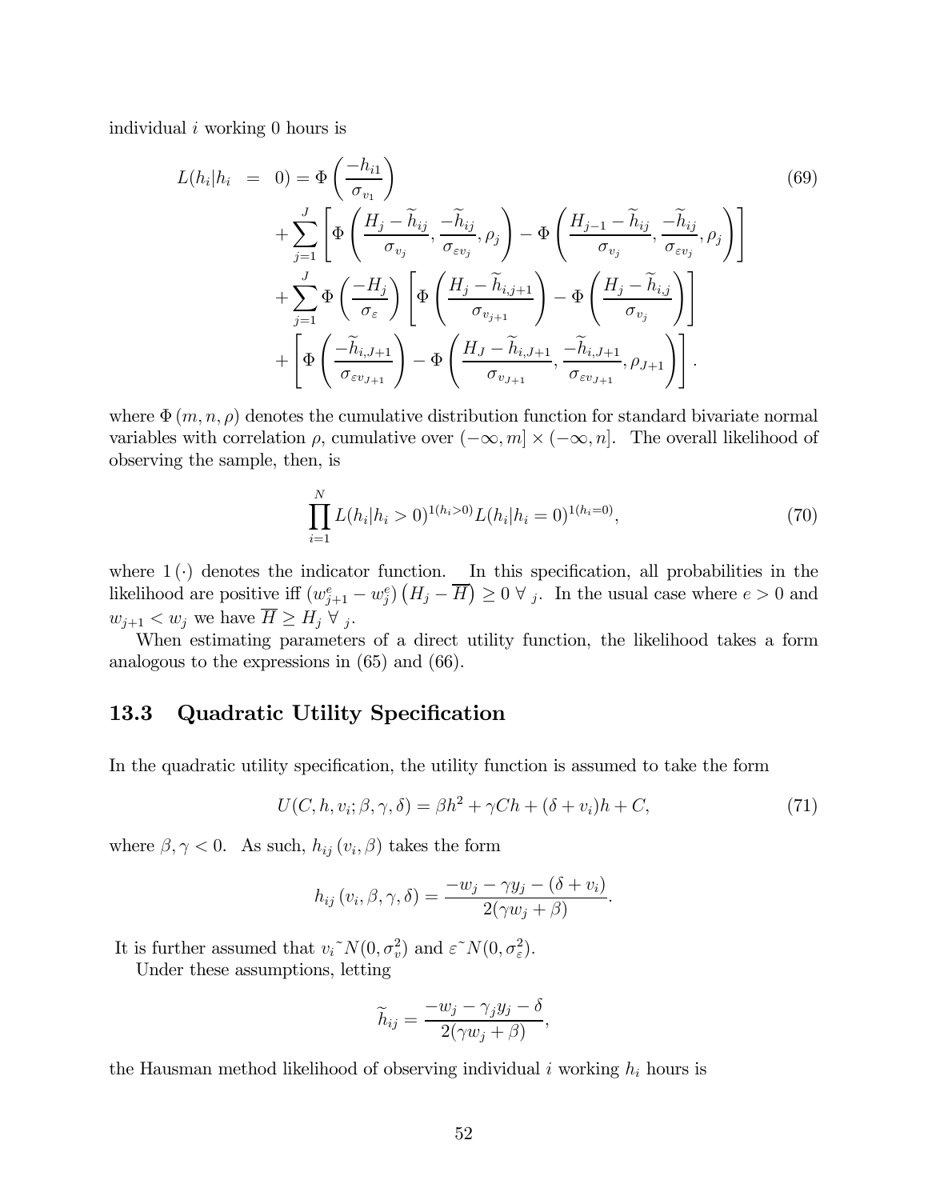individual $i$ working 0 hours is

$$
\begin{aligned}
L(h_i|h_i &= 0) = \Phi\left(\frac{-h_{i1}}{\sigma_{v_1}}\right) \\
&+ \sum_{j=1}^{J}\left[\Phi\left(\frac{H_j - \widetilde{h}_{ij}}{\sigma_{v_j}}, \frac{-\widetilde{h}_{ij}}{\sigma_{\varepsilon v_j}}, \rho_j\right) - \Phi\left(\frac{H_{j-1} - \widetilde{h}_{ij}}{\sigma_{v_j}}, \frac{-\widetilde{h}_{ij}}{\sigma_{\varepsilon v_j}}, \rho_j\right)\right] \\
&+ \sum_{j=1}^{J}\Phi\left(\frac{-H_j}{\sigma_{\varepsilon}}\right)\left[\Phi\left(\frac{H_j - \widetilde{h}_{i,j+1}}{\sigma_{v_{j+1}}}\right) - \Phi\left(\frac{H_j - \widetilde{h}_{i,j}}{\sigma_{v_j}}\right)\right] \\
&+ \left[\Phi\left(\frac{-\widetilde{h}_{i,J+1}}{\sigma_{\varepsilon v_{J+1}}}\right) - \Phi\left(\frac{H_J - \widetilde{h}_{i,J+1}}{\sigma_{v_{J+1}}}, \frac{-\widetilde{h}_{i,J+1}}{\sigma_{\varepsilon v_{J+1}}}, \rho_{J+1}\right)\right].
\end{aligned}
\tag{69}
$$

where $\Phi(m, n, \rho)$ denotes the cumulative distribution function for standard bivariate normal variables with correlation $\rho$, cumulative over $(-\infty, m] \times (-\infty, n]$. The overall likelihood of observing the sample, then, is

$$
\prod_{i=1}^{N} L(h_i|h_i > 0)^{1(h_i>0)} L(h_i|h_i = 0)^{1(h_i=0)}, \tag{70}
$$

where $1(\cdot)$ denotes the indicator function. In this specification, all probabilities in the likelihood are positive iff $(w_{j+1}^e - w_j^e)\left(H_j - \overline{H}\right) \geq 0 \ \forall_{\ j}$. In the usual case where $e > 0$ and $w_{j+1} < w_j$ we have $\overline{H} \geq H_j \ \forall_{\ j}$.

When estimating parameters of a direct utility function, the likelihood takes a form analogous to the expressions in (65) and (66).

### 13.3 Quadratic Utility Specification

In the quadratic utility specification, the utility function is assumed to take the form

$$
U(C, h, v_i; \beta, \gamma, \delta) = \beta h^2 + \gamma C h + (\delta + v_i)h + C, \tag{71}
$$

where $\beta, \gamma < 0$. As such, $h_{ij}(v_i, \beta)$ takes the form

$$
h_{ij}(v_i, \beta, \gamma, \delta) = \frac{-w_j - \gamma y_j - (\delta + v_i)}{2(\gamma w_j + \beta)}.
$$

It is further assumed that $v_i \tilde{} N(0, \sigma_v^2)$ and $\varepsilon \tilde{} N(0, \sigma_\varepsilon^2)$.

Under these assumptions, letting

$$
\widetilde{h}_{ij} = \frac{-w_j - \gamma_j y_j - \delta}{2(\gamma w_j + \beta)},
$$

the Hausman method likelihood of observing individual $i$ working $h_i$ hours is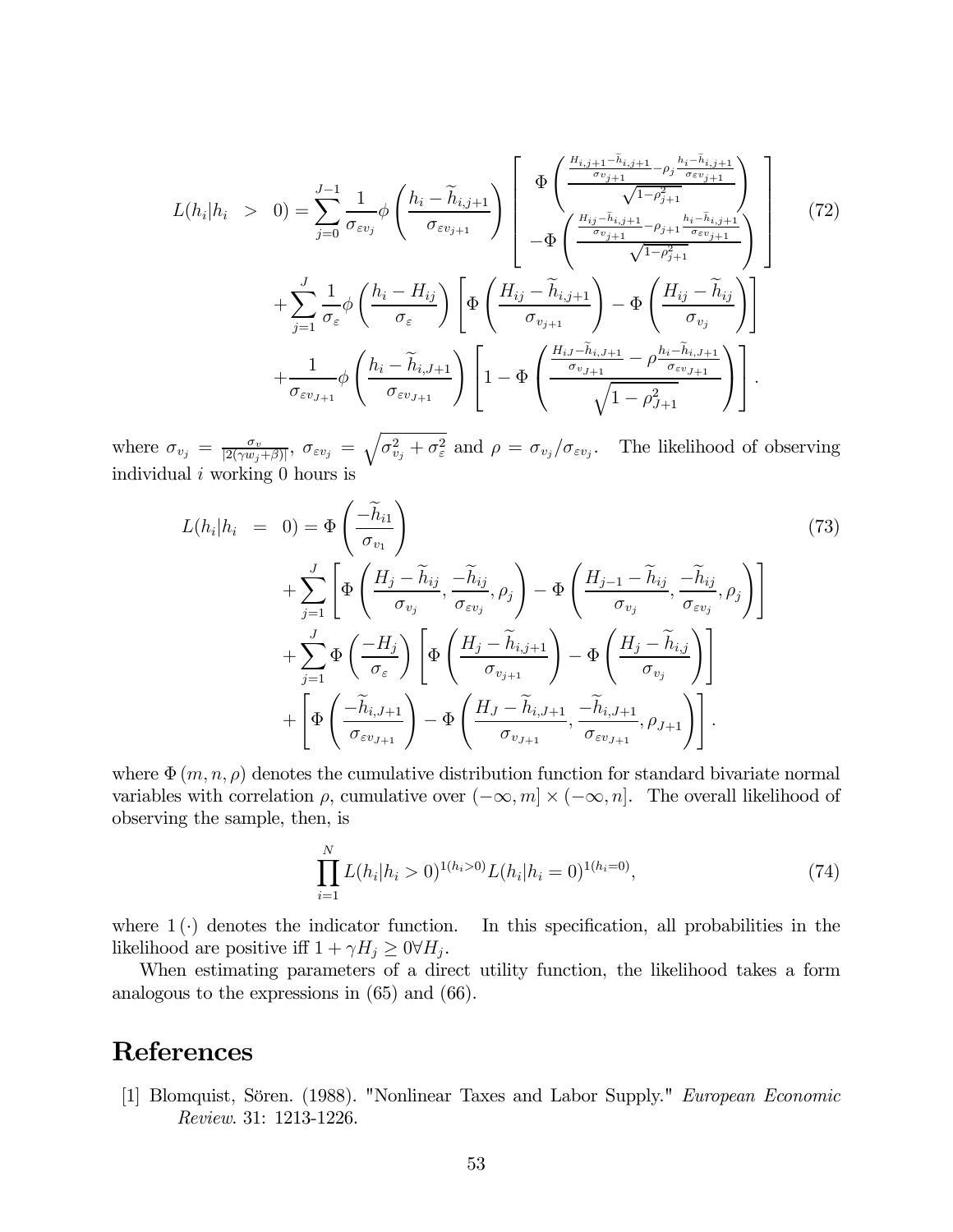$$
\begin{aligned}
L(h_i|h_i > 0) = &\sum_{j=0}^{J-1} \frac{1}{\sigma_{\varepsilon v_j}} \phi\left(\frac{h_i - \widetilde{h}_{i,j+1}}{\sigma_{\varepsilon v_{j+1}}}\right) \left[\begin{array}{c} \Phi\left(\frac{\frac{H_{i,j+1} - \widetilde{h}_{i,j+1}}{\sigma_{v_{j+1}}} - \rho_j \frac{h_i - \widetilde{h}_{i,j+1}}{\sigma_{\varepsilon v_{j+1}}}}{\sqrt{1-\rho_{j+1}^2}}\right) \\ -\Phi\left(\frac{\frac{H_{ij} - \widetilde{h}_{i,j+1}}{\sigma_{v_{j+1}}} - \rho_{j+1} \frac{h_i - \widetilde{h}_{i,j+1}}{\sigma_{\varepsilon v_{j+1}}}}{\sqrt{1-\rho_{j+1}^2}}\right) \end{array}\right] \\
&+ \sum_{j=1}^{J} \frac{1}{\sigma_\varepsilon} \phi\left(\frac{h_i - H_{ij}}{\sigma_\varepsilon}\right) \left[\Phi\left(\frac{H_{ij} - \widetilde{h}_{i,j+1}}{\sigma_{v_{j+1}}}\right) - \Phi\left(\frac{H_{ij} - \widetilde{h}_{ij}}{\sigma_{v_j}}\right)\right] \\
&+ \frac{1}{\sigma_{\varepsilon v_{J+1}}} \phi\left(\frac{h_i - \widetilde{h}_{i,J+1}}{\sigma_{\varepsilon v_{J+1}}}\right) \left[1 - \Phi\left(\frac{\frac{H_{iJ} - \widetilde{h}_{i,J+1}}{\sigma_{v_{J+1}}} - \rho \frac{h_i - \widetilde{h}_{i,J+1}}{\sigma_{\varepsilon v_{J+1}}}}{\sqrt{1-\rho_{J+1}^2}}\right)\right].
\end{aligned}
\tag{72}
$$

where $\sigma_{v_j} = \frac{\sigma_v}{|2(\gamma w_j + \beta)|}$, $\sigma_{\varepsilon v_j} = \sqrt{\sigma_{v_j}^2 + \sigma_\varepsilon^2}$ and $\rho = \sigma_{v_j}/\sigma_{\varepsilon v_j}$. The likelihood of observing individual $i$ working 0 hours is

$$
\begin{aligned}
L(h_i|h_i = 0) = &\Phi\left(\frac{-\widetilde{h}_{i1}}{\sigma_{v_1}}\right) \\
&+ \sum_{j=1}^{J} \left[\Phi\left(\frac{H_j - \widetilde{h}_{ij}}{\sigma_{v_j}}, \frac{-\widetilde{h}_{ij}}{\sigma_{\varepsilon v_j}}, \rho_j\right) - \Phi\left(\frac{H_{j-1} - \widetilde{h}_{ij}}{\sigma_{v_j}}, \frac{-\widetilde{h}_{ij}}{\sigma_{\varepsilon v_j}}, \rho_j\right)\right] \\
&+ \sum_{j=1}^{J} \Phi\left(\frac{-H_j}{\sigma_\varepsilon}\right) \left[\Phi\left(\frac{H_j - \widetilde{h}_{i,j+1}}{\sigma_{v_{j+1}}}\right) - \Phi\left(\frac{H_j - \widetilde{h}_{i,j}}{\sigma_{v_j}}\right)\right] \\
&+ \left[\Phi\left(\frac{-\widetilde{h}_{i,J+1}}{\sigma_{\varepsilon v_{J+1}}}\right) - \Phi\left(\frac{H_J - \widetilde{h}_{i,J+1}}{\sigma_{v_{J+1}}}, \frac{-\widetilde{h}_{i,J+1}}{\sigma_{\varepsilon v_{J+1}}}, \rho_{J+1}\right)\right].
\end{aligned}
\tag{73}
$$

where $\Phi(m, n, \rho)$ denotes the cumulative distribution function for standard bivariate normal variables with correlation $\rho$, cumulative over $(-\infty, m] \times (-\infty, n]$. The overall likelihood of observing the sample, then, is

$$
\prod_{i=1}^{N} L(h_i|h_i > 0)^{1(h_i>0)} L(h_i|h_i = 0)^{1(h_i=0)},
\tag{74}
$$

where $1(\cdot)$ denotes the indicator function. In this specification, all probabilities in the likelihood are positive iff $1 + \gamma H_j \geq 0 \forall H_j$.

When estimating parameters of a direct utility function, the likelihood takes a form analogous to the expressions in (65) and (66).

# References

[1] Blomquist, Sören. (1988). "Nonlinear Taxes and Labor Supply." *European Economic Review*. 31: 1213-1226.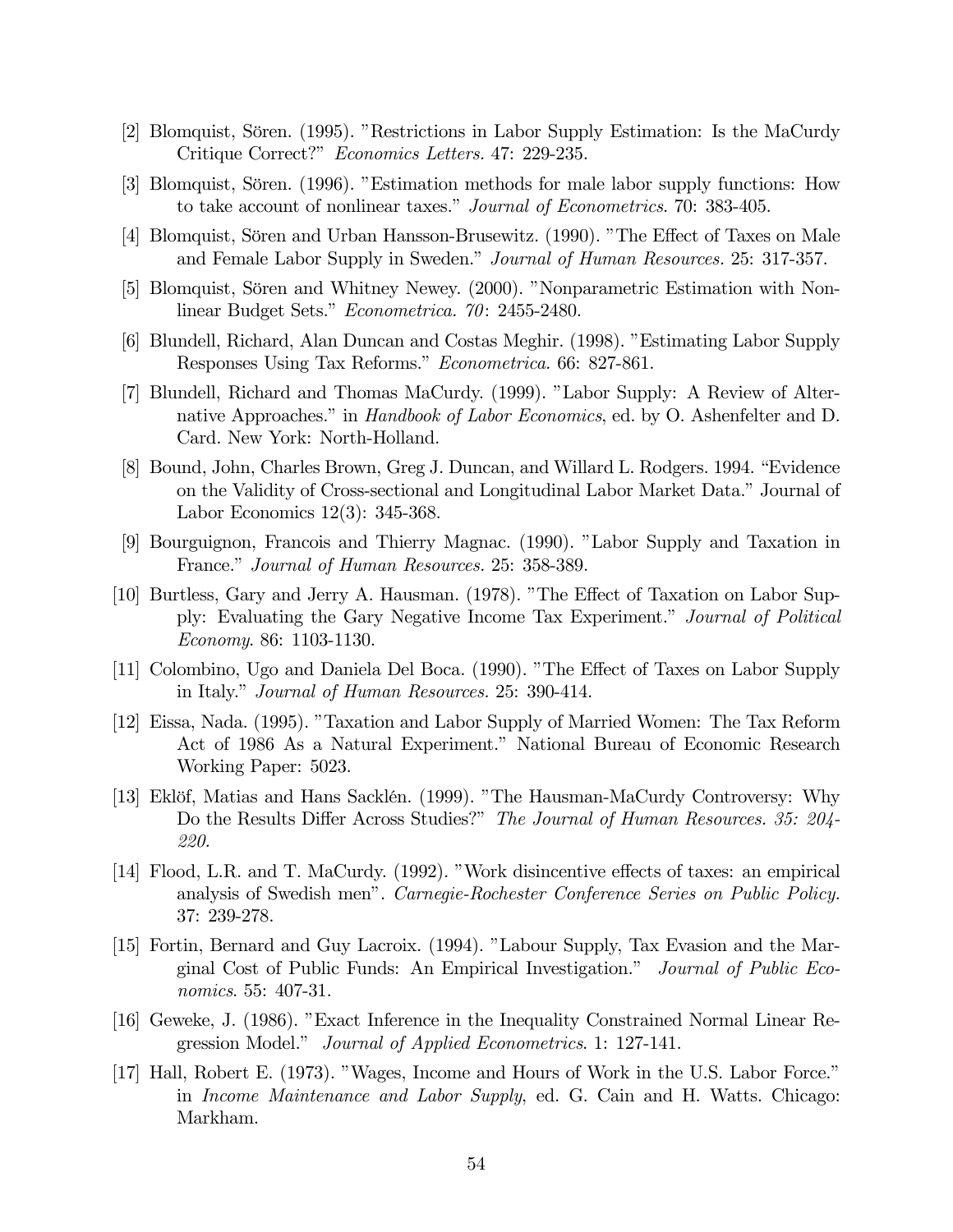[2] Blomquist, Sören. (1995). "Restrictions in Labor Supply Estimation: Is the MaCurdy Critique Correct?" *Economics Letters.* 47: 229-235.

[3] Blomquist, Sören. (1996). "Estimation methods for male labor supply functions: How to take account of nonlinear taxes." *Journal of Econometrics*. 70: 383-405.

[4] Blomquist, Sören and Urban Hansson-Brusewitz. (1990). "The Effect of Taxes on Male and Female Labor Supply in Sweden." *Journal of Human Resources.* 25: 317-357.

[5] Blomquist, Sören and Whitney Newey. (2000). "Nonparametric Estimation with Nonlinear Budget Sets." *Econometrica. 70*: 2455-2480.

[6] Blundell, Richard, Alan Duncan and Costas Meghir. (1998). "Estimating Labor Supply Responses Using Tax Reforms." *Econometrica.* 66: 827-861.

[7] Blundell, Richard and Thomas MaCurdy. (1999). "Labor Supply: A Review of Alternative Approaches." in *Handbook of Labor Economics*, ed. by O. Ashenfelter and D. Card. New York: North-Holland.

[8] Bound, John, Charles Brown, Greg J. Duncan, and Willard L. Rodgers. 1994. "Evidence on the Validity of Cross-sectional and Longitudinal Labor Market Data." Journal of Labor Economics 12(3): 345-368.

[9] Bourguignon, Francois and Thierry Magnac. (1990). "Labor Supply and Taxation in France." *Journal of Human Resources.* 25: 358-389.

[10] Burtless, Gary and Jerry A. Hausman. (1978). "The Effect of Taxation on Labor Supply: Evaluating the Gary Negative Income Tax Experiment." *Journal of Political Economy*. 86: 1103-1130.

[11] Colombino, Ugo and Daniela Del Boca. (1990). "The Effect of Taxes on Labor Supply in Italy." *Journal of Human Resources.* 25: 390-414.

[12] Eissa, Nada. (1995). "Taxation and Labor Supply of Married Women: The Tax Reform Act of 1986 As a Natural Experiment." National Bureau of Economic Research Working Paper: 5023.

[13] Eklöf, Matias and Hans Sacklén. (1999). "The Hausman-MaCurdy Controversy: Why Do the Results Differ Across Studies?" *The Journal of Human Resources. 35: 204-220.*

[14] Flood, L.R. and T. MaCurdy. (1992). "Work disincentive effects of taxes: an empirical analysis of Swedish men". *Carnegie-Rochester Conference Series on Public Policy.* 37: 239-278.

[15] Fortin, Bernard and Guy Lacroix. (1994). "Labour Supply, Tax Evasion and the Marginal Cost of Public Funds: An Empirical Investigation." *Journal of Public Economics*. 55: 407-31.

[16] Geweke, J. (1986). "Exact Inference in the Inequality Constrained Normal Linear Regression Model." *Journal of Applied Econometrics*. 1: 127-141.

[17] Hall, Robert E. (1973). "Wages, Income and Hours of Work in the U.S. Labor Force." in *Income Maintenance and Labor Supply*, ed. G. Cain and H. Watts. Chicago: Markham.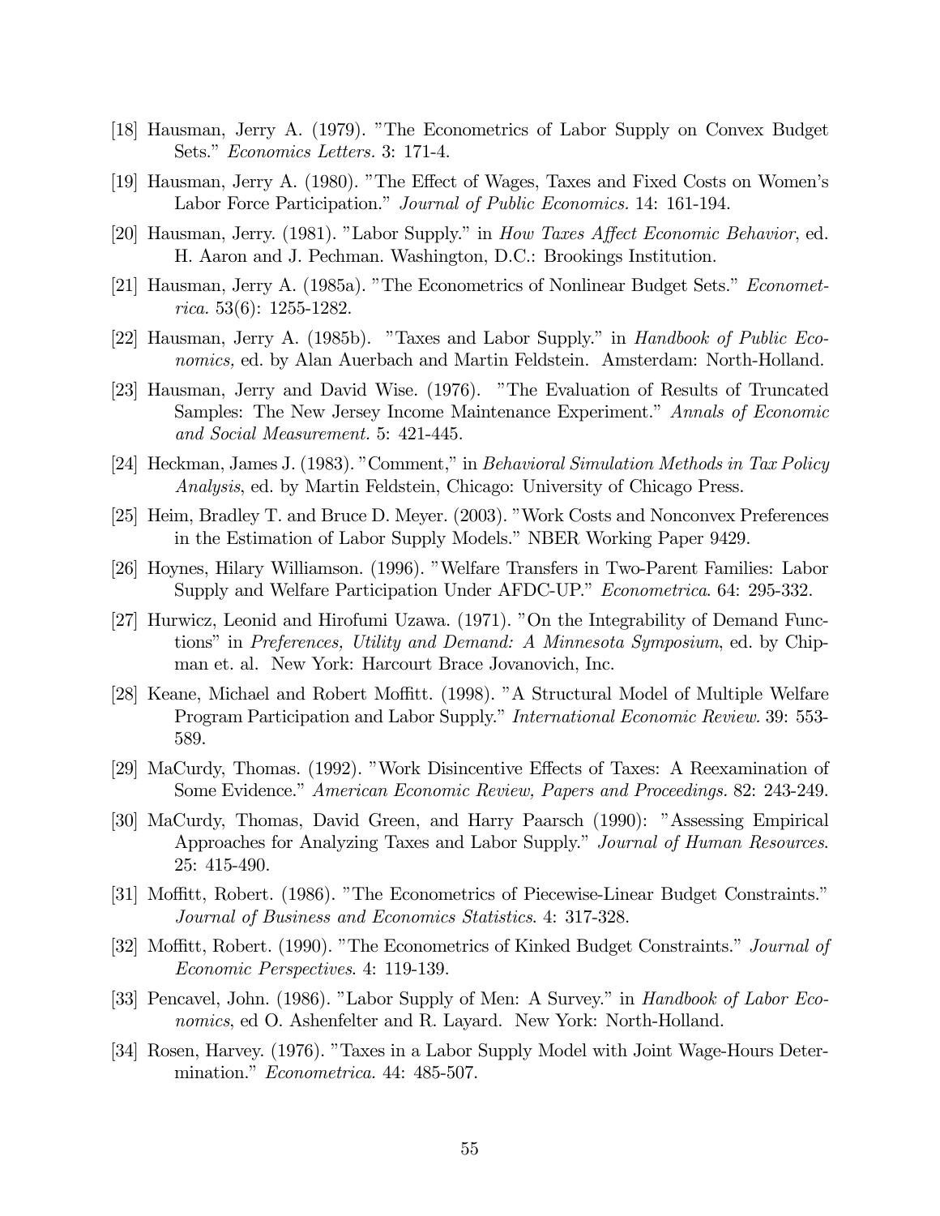[18] Hausman, Jerry A. (1979). "The Econometrics of Labor Supply on Convex Budget Sets." *Economics Letters.* 3: 171-4.

[19] Hausman, Jerry A. (1980). "The Effect of Wages, Taxes and Fixed Costs on Women's Labor Force Participation." *Journal of Public Economics.* 14: 161-194.

[20] Hausman, Jerry. (1981). "Labor Supply." in *How Taxes Affect Economic Behavior*, ed. H. Aaron and J. Pechman. Washington, D.C.: Brookings Institution.

[21] Hausman, Jerry A. (1985a). "The Econometrics of Nonlinear Budget Sets." *Econometrica.* 53(6): 1255-1282.

[22] Hausman, Jerry A. (1985b). "Taxes and Labor Supply." in *Handbook of Public Economics,* ed. by Alan Auerbach and Martin Feldstein. Amsterdam: North-Holland.

[23] Hausman, Jerry and David Wise. (1976). "The Evaluation of Results of Truncated Samples: The New Jersey Income Maintenance Experiment." *Annals of Economic and Social Measurement.* 5: 421-445.

[24] Heckman, James J. (1983). "Comment," in *Behavioral Simulation Methods in Tax Policy Analysis*, ed. by Martin Feldstein, Chicago: University of Chicago Press.

[25] Heim, Bradley T. and Bruce D. Meyer. (2003). "Work Costs and Nonconvex Preferences in the Estimation of Labor Supply Models." NBER Working Paper 9429.

[26] Hoynes, Hilary Williamson. (1996). "Welfare Transfers in Two-Parent Families: Labor Supply and Welfare Participation Under AFDC-UP." *Econometrica*. 64: 295-332.

[27] Hurwicz, Leonid and Hirofumi Uzawa. (1971). "On the Integrability of Demand Functions" in *Preferences, Utility and Demand: A Minnesota Symposium*, ed. by Chipman et. al. New York: Harcourt Brace Jovanovich, Inc.

[28] Keane, Michael and Robert Moffitt. (1998). "A Structural Model of Multiple Welfare Program Participation and Labor Supply." *International Economic Review.* 39: 553-589.

[29] MaCurdy, Thomas. (1992). "Work Disincentive Effects of Taxes: A Reexamination of Some Evidence." *American Economic Review, Papers and Proceedings.* 82: 243-249.

[30] MaCurdy, Thomas, David Green, and Harry Paarsch (1990): "Assessing Empirical Approaches for Analyzing Taxes and Labor Supply." *Journal of Human Resources*. 25: 415-490.

[31] Moffitt, Robert. (1986). "The Econometrics of Piecewise-Linear Budget Constraints." *Journal of Business and Economics Statistics*. 4: 317-328.

[32] Moffitt, Robert. (1990). "The Econometrics of Kinked Budget Constraints." *Journal of Economic Perspectives*. 4: 119-139.

[33] Pencavel, John. (1986). "Labor Supply of Men: A Survey." in *Handbook of Labor Economics*, ed O. Ashenfelter and R. Layard. New York: North-Holland.

[34] Rosen, Harvey. (1976). "Taxes in a Labor Supply Model with Joint Wage-Hours Determination." *Econometrica.* 44: 485-507.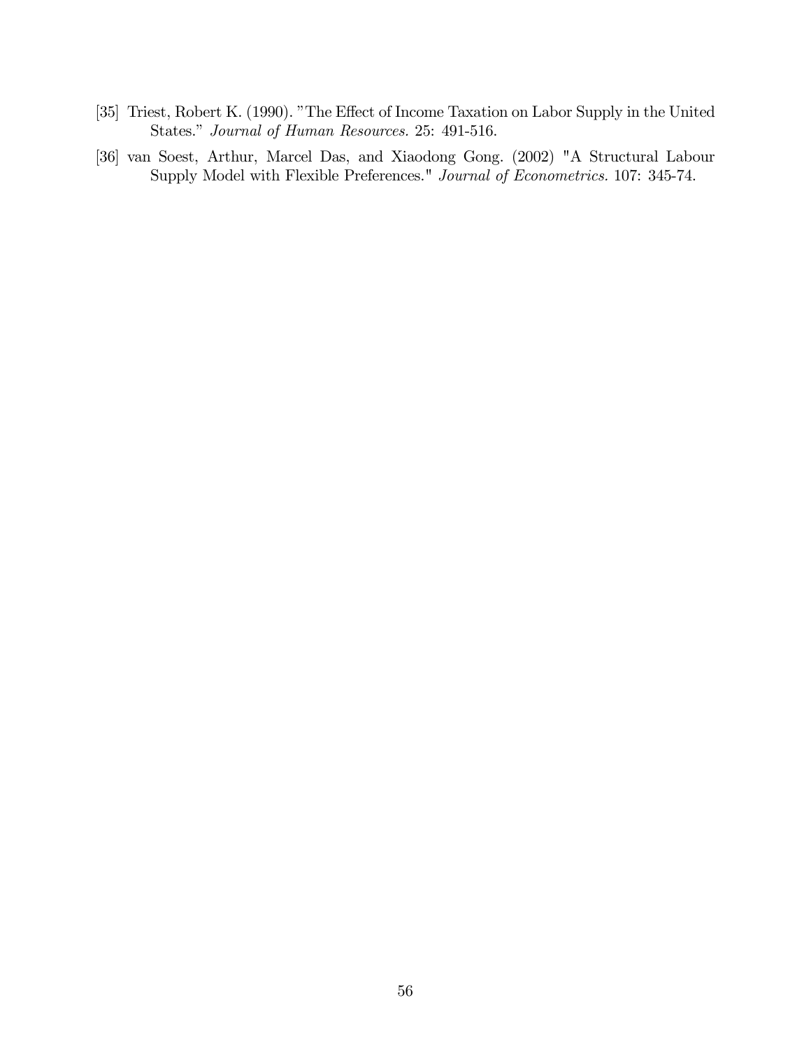[35] Triest, Robert K. (1990). "The Effect of Income Taxation on Labor Supply in the United States." *Journal of Human Resources.* 25: 491-516.

[36] van Soest, Arthur, Marcel Das, and Xiaodong Gong. (2002) "A Structural Labour Supply Model with Flexible Preferences." *Journal of Econometrics.* 107: 345-74.